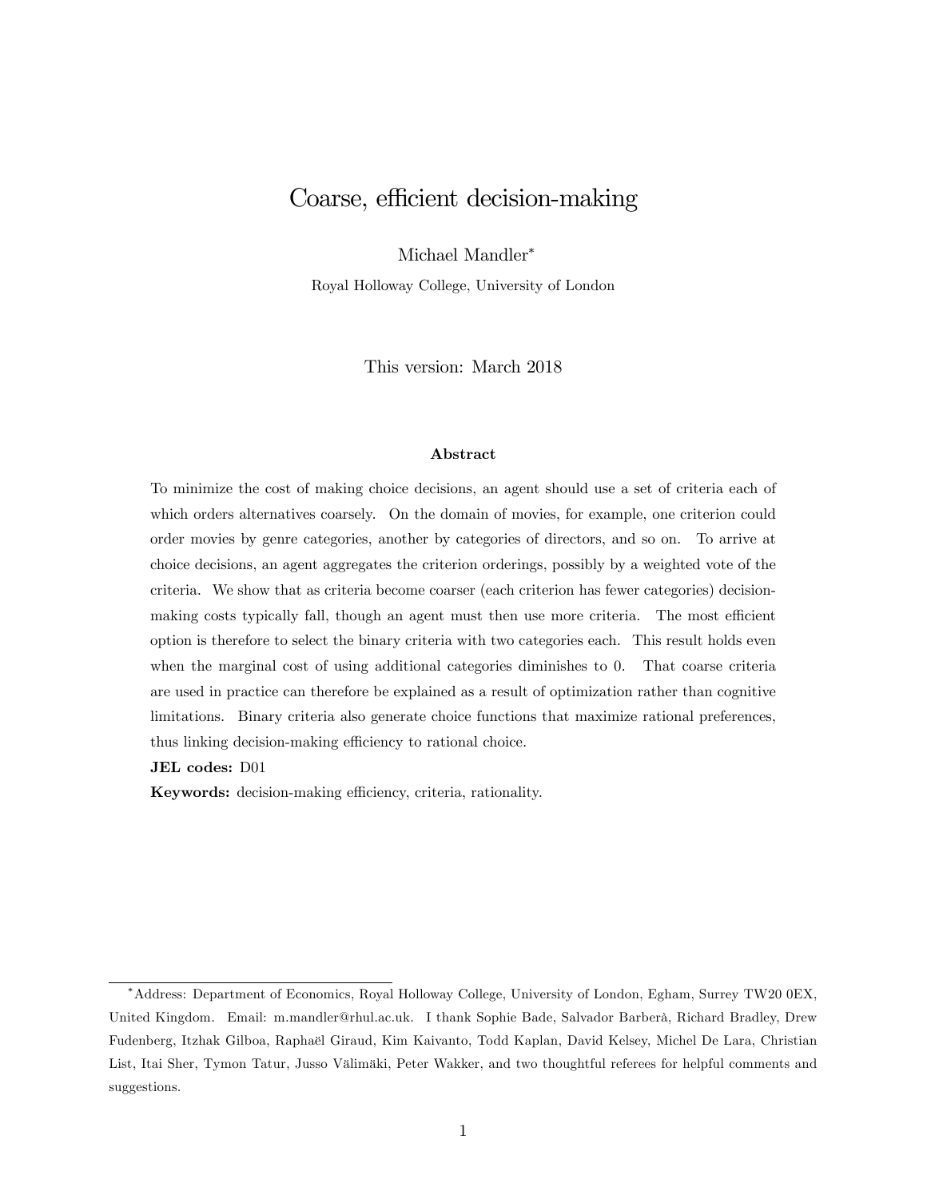# Coarse, efficient decision-making

Michael Mandler*

Royal Holloway College, University of London

This version: March 2018

### Abstract

To minimize the cost of making choice decisions, an agent should use a set of criteria each of which orders alternatives coarsely. On the domain of movies, for example, one criterion could order movies by genre categories, another by categories of directors, and so on. To arrive at choice decisions, an agent aggregates the criterion orderings, possibly by a weighted vote of the criteria. We show that as criteria become coarser (each criterion has fewer categories) decision-making costs typically fall, though an agent must then use more criteria. The most efficient option is therefore to select the binary criteria with two categories each. This result holds even when the marginal cost of using additional categories diminishes to 0. That coarse criteria are used in practice can therefore be explained as a result of optimization rather than cognitive limitations. Binary criteria also generate choice functions that maximize rational preferences, thus linking decision-making efficiency to rational choice.

**JEL codes:** D01

**Keywords:** decision-making efficiency, criteria, rationality.

---

*Address: Department of Economics, Royal Holloway College, University of London, Egham, Surrey TW20 0EX, United Kingdom. Email: m.mandler@rhul.ac.uk. I thank Sophie Bade, Salvador Barberà, Richard Bradley, Drew Fudenberg, Itzhak Gilboa, Raphaël Giraud, Kim Kaivanto, Todd Kaplan, David Kelsey, Michel De Lara, Christian List, Itai Sher, Tymon Tatur, Jusso Välimäki, Peter Wakker, and two thoughtful referees for helpful comments and suggestions.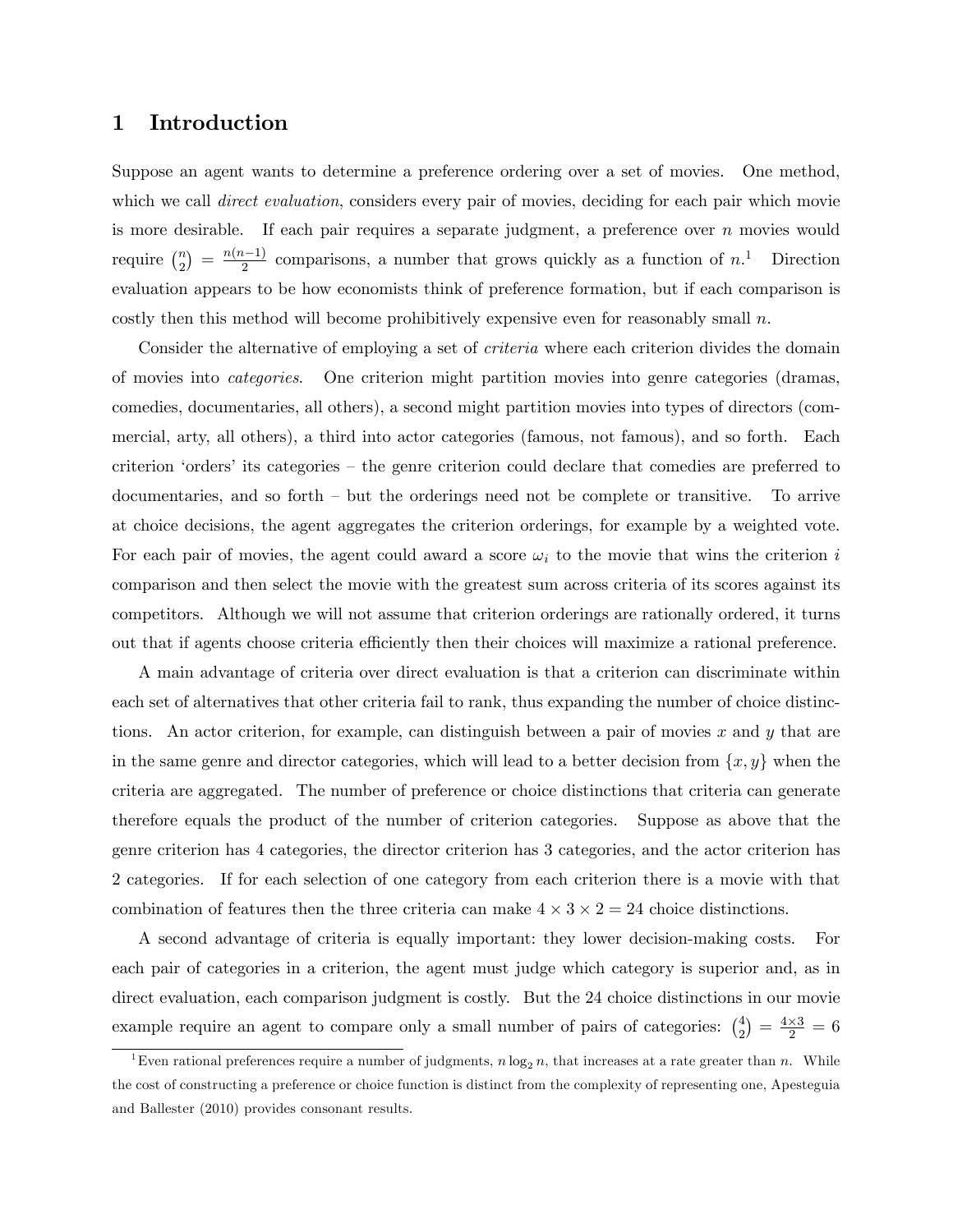# 1 Introduction

Suppose an agent wants to determine a preference ordering over a set of movies. One method, which we call *direct evaluation*, considers every pair of movies, deciding for each pair which movie is more desirable. If each pair requires a separate judgment, a preference over $n$ movies would require $\binom{n}{2} = \frac{n(n-1)}{2}$ comparisons, a number that grows quickly as a function of $n$.[1] Direction evaluation appears to be how economists think of preference formation, but if each comparison is costly then this method will become prohibitively expensive even for reasonably small $n$.

Consider the alternative of employing a set of *criteria* where each criterion divides the domain of movies into *categories*. One criterion might partition movies into genre categories (dramas, comedies, documentaries, all others), a second might partition movies into types of directors (commercial, arty, all others), a third into actor categories (famous, not famous), and so forth. Each criterion 'orders' its categories – the genre criterion could declare that comedies are preferred to documentaries, and so forth – but the orderings need not be complete or transitive. To arrive at choice decisions, the agent aggregates the criterion orderings, for example by a weighted vote. For each pair of movies, the agent could award a score $\omega_i$ to the movie that wins the criterion $i$ comparison and then select the movie with the greatest sum across criteria of its scores against its competitors. Although we will not assume that criterion orderings are rationally ordered, it turns out that if agents choose criteria efficiently then their choices will maximize a rational preference.

A main advantage of criteria over direct evaluation is that a criterion can discriminate within each set of alternatives that other criteria fail to rank, thus expanding the number of choice distinctions. An actor criterion, for example, can distinguish between a pair of movies $x$ and $y$ that are in the same genre and director categories, which will lead to a better decision from $\{x, y\}$ when the criteria are aggregated. The number of preference or choice distinctions that criteria can generate therefore equals the product of the number of criterion categories. Suppose as above that the genre criterion has 4 categories, the director criterion has 3 categories, and the actor criterion has 2 categories. If for each selection of one category from each criterion there is a movie with that combination of features then the three criteria can make $4 \times 3 \times 2 = 24$ choice distinctions.

A second advantage of criteria is equally important: they lower decision-making costs. For each pair of categories in a criterion, the agent must judge which category is superior and, as in direct evaluation, each comparison judgment is costly. But the 24 choice distinctions in our movie example require an agent to compare only a small number of pairs of categories: $\binom{4}{2} = \frac{4 \times 3}{2} = 6$

[1] Even rational preferences require a number of judgments, $n \log_2 n$, that increases at a rate greater than $n$. While the cost of constructing a preference or choice function is distinct from the complexity of representing one, Apesteguia and Ballester (2010) provides consonant results.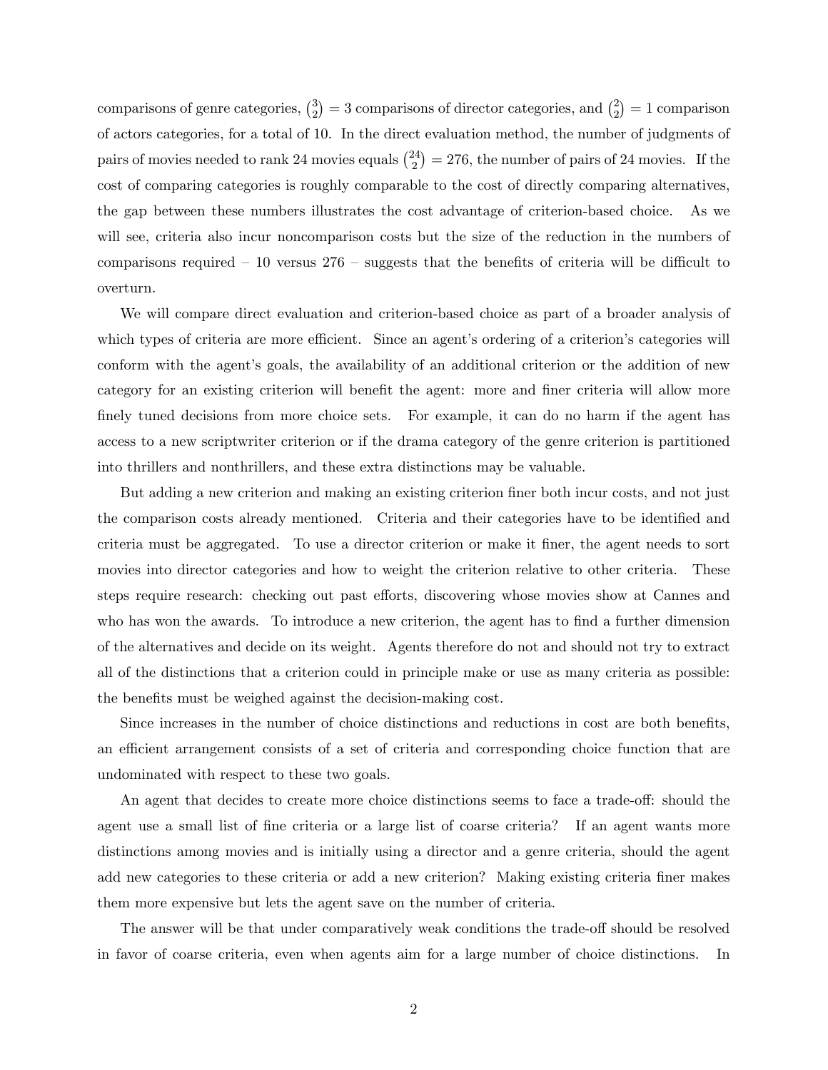comparisons of genre categories, $\binom{3}{2} = 3$ comparisons of director categories, and $\binom{2}{2} = 1$ comparison of actors categories, for a total of 10. In the direct evaluation method, the number of judgments of pairs of movies needed to rank 24 movies equals $\binom{24}{2} = 276$, the number of pairs of 24 movies. If the cost of comparing categories is roughly comparable to the cost of directly comparing alternatives, the gap between these numbers illustrates the cost advantage of criterion-based choice. As we will see, criteria also incur noncomparison costs but the size of the reduction in the numbers of comparisons required – 10 versus 276 – suggests that the benefits of criteria will be difficult to overturn.

We will compare direct evaluation and criterion-based choice as part of a broader analysis of which types of criteria are more efficient. Since an agent's ordering of a criterion's categories will conform with the agent's goals, the availability of an additional criterion or the addition of new category for an existing criterion will benefit the agent: more and finer criteria will allow more finely tuned decisions from more choice sets. For example, it can do no harm if the agent has access to a new scriptwriter criterion or if the drama category of the genre criterion is partitioned into thrillers and nonthrillers, and these extra distinctions may be valuable.

But adding a new criterion and making an existing criterion finer both incur costs, and not just the comparison costs already mentioned. Criteria and their categories have to be identified and criteria must be aggregated. To use a director criterion or make it finer, the agent needs to sort movies into director categories and how to weight the criterion relative to other criteria. These steps require research: checking out past efforts, discovering whose movies show at Cannes and who has won the awards. To introduce a new criterion, the agent has to find a further dimension of the alternatives and decide on its weight. Agents therefore do not and should not try to extract all of the distinctions that a criterion could in principle make or use as many criteria as possible: the benefits must be weighed against the decision-making cost.

Since increases in the number of choice distinctions and reductions in cost are both benefits, an efficient arrangement consists of a set of criteria and corresponding choice function that are undominated with respect to these two goals.

An agent that decides to create more choice distinctions seems to face a trade-off: should the agent use a small list of fine criteria or a large list of coarse criteria? If an agent wants more distinctions among movies and is initially using a director and a genre criteria, should the agent add new categories to these criteria or add a new criterion? Making existing criteria finer makes them more expensive but lets the agent save on the number of criteria.

The answer will be that under comparatively weak conditions the trade-off should be resolved in favor of coarse criteria, even when agents aim for a large number of choice distinctions. In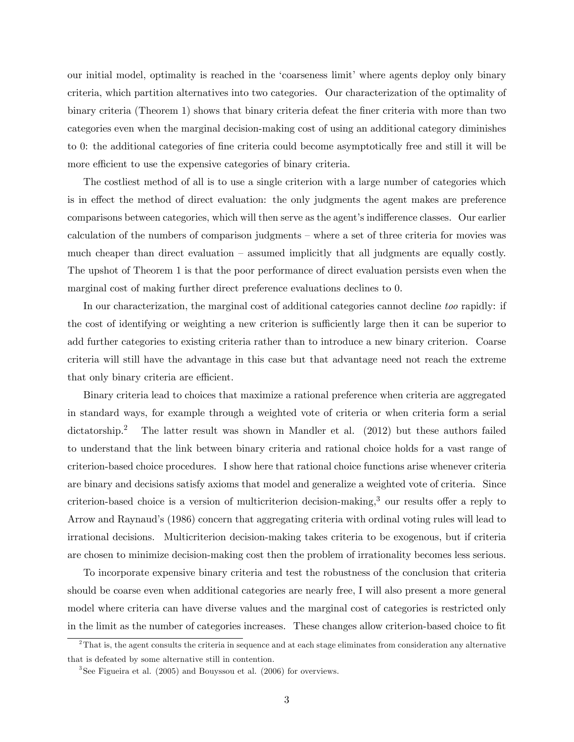our initial model, optimality is reached in the 'coarseness limit' where agents deploy only binary criteria, which partition alternatives into two categories. Our characterization of the optimality of binary criteria (Theorem 1) shows that binary criteria defeat the finer criteria with more than two categories even when the marginal decision-making cost of using an additional category diminishes to 0: the additional categories of fine criteria could become asymptotically free and still it will be more efficient to use the expensive categories of binary criteria.

The costliest method of all is to use a single criterion with a large number of categories which is in effect the method of direct evaluation: the only judgments the agent makes are preference comparisons between categories, which will then serve as the agent's indifference classes. Our earlier calculation of the numbers of comparison judgments – where a set of three criteria for movies was much cheaper than direct evaluation – assumed implicitly that all judgments are equally costly. The upshot of Theorem 1 is that the poor performance of direct evaluation persists even when the marginal cost of making further direct preference evaluations declines to 0.

In our characterization, the marginal cost of additional categories cannot decline *too* rapidly: if the cost of identifying or weighting a new criterion is sufficiently large then it can be superior to add further categories to existing criteria rather than to introduce a new binary criterion. Coarse criteria will still have the advantage in this case but that advantage need not reach the extreme that only binary criteria are efficient.

Binary criteria lead to choices that maximize a rational preference when criteria are aggregated in standard ways, for example through a weighted vote of criteria or when criteria form a serial dictatorship.[2] The latter result was shown in Mandler et al. (2012) but these authors failed to understand that the link between binary criteria and rational choice holds for a vast range of criterion-based choice procedures. I show here that rational choice functions arise whenever criteria are binary and decisions satisfy axioms that model and generalize a weighted vote of criteria. Since criterion-based choice is a version of multicriterion decision-making,[3] our results offer a reply to Arrow and Raynaud's (1986) concern that aggregating criteria with ordinal voting rules will lead to irrational decisions. Multicriterion decision-making takes criteria to be exogenous, but if criteria are chosen to minimize decision-making cost then the problem of irrationality becomes less serious.

To incorporate expensive binary criteria and test the robustness of the conclusion that criteria should be coarse even when additional categories are nearly free, I will also present a more general model where criteria can have diverse values and the marginal cost of categories is restricted only in the limit as the number of categories increases. These changes allow criterion-based choice to fit

---

[2] That is, the agent consults the criteria in sequence and at each stage eliminates from consideration any alternative that is defeated by some alternative still in contention.

[3] See Figueira et al. (2005) and Bouyssou et al. (2006) for overviews.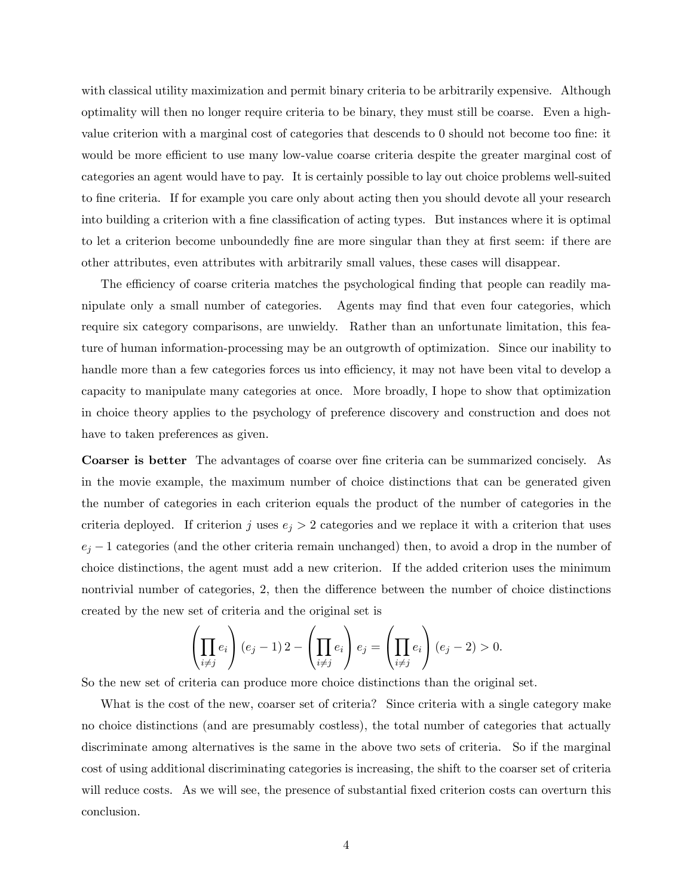with classical utility maximization and permit binary criteria to be arbitrarily expensive. Although optimality will then no longer require criteria to be binary, they must still be coarse. Even a high-value criterion with a marginal cost of categories that descends to 0 should not become too fine: it would be more efficient to use many low-value coarse criteria despite the greater marginal cost of categories an agent would have to pay. It is certainly possible to lay out choice problems well-suited to fine criteria. If for example you care only about acting then you should devote all your research into building a criterion with a fine classification of acting types. But instances where it is optimal to let a criterion become unboundedly fine are more singular than they at first seem: if there are other attributes, even attributes with arbitrarily small values, these cases will disappear.

The efficiency of coarse criteria matches the psychological finding that people can readily manipulate only a small number of categories. Agents may find that even four categories, which require six category comparisons, are unwieldy. Rather than an unfortunate limitation, this feature of human information-processing may be an outgrowth of optimization. Since our inability to handle more than a few categories forces us into efficiency, it may not have been vital to develop a capacity to manipulate many categories at once. More broadly, I hope to show that optimization in choice theory applies to the psychology of preference discovery and construction and does not have to taken preferences as given.

**Coarser is better** The advantages of coarse over fine criteria can be summarized concisely. As in the movie example, the maximum number of choice distinctions that can be generated given the number of categories in each criterion equals the product of the number of categories in the criteria deployed. If criterion $j$ uses $e_j > 2$ categories and we replace it with a criterion that uses $e_j - 1$ categories (and the other criteria remain unchanged) then, to avoid a drop in the number of choice distinctions, the agent must add a new criterion. If the added criterion uses the minimum nontrivial number of categories, 2, then the difference between the number of choice distinctions created by the new set of criteria and the original set is

$$\left(\prod_{i \neq j} e_i\right)(e_j - 1)\,2 - \left(\prod_{i \neq j} e_i\right)e_j = \left(\prod_{i \neq j} e_i\right)(e_j - 2) > 0.$$

So the new set of criteria can produce more choice distinctions than the original set.

What is the cost of the new, coarser set of criteria? Since criteria with a single category make no choice distinctions (and are presumably costless), the total number of categories that actually discriminate among alternatives is the same in the above two sets of criteria. So if the marginal cost of using additional discriminating categories is increasing, the shift to the coarser set of criteria will reduce costs. As we will see, the presence of substantial fixed criterion costs can overturn this conclusion.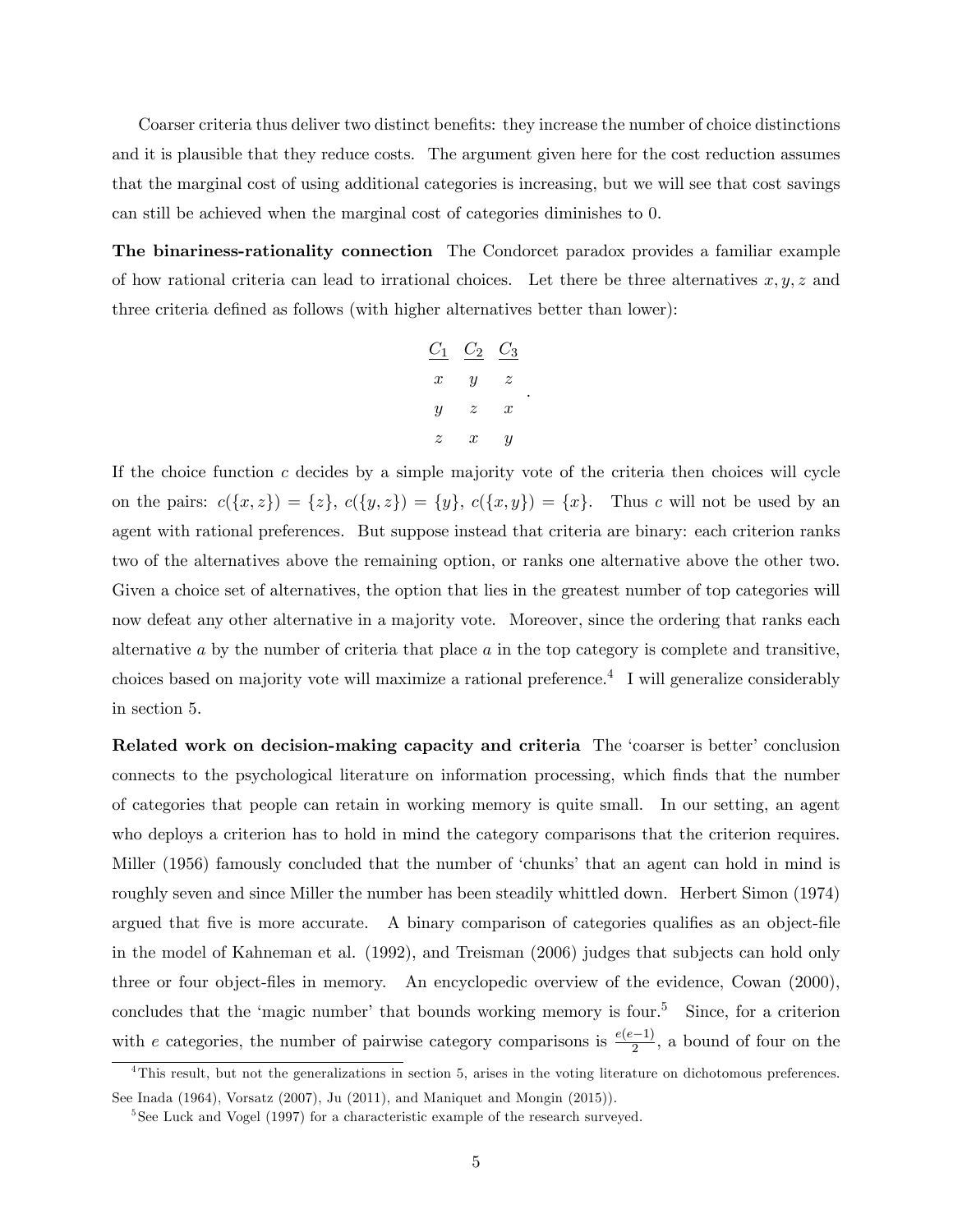Coarser criteria thus deliver two distinct benefits: they increase the number of choice distinctions and it is plausible that they reduce costs. The argument given here for the cost reduction assumes that the marginal cost of using additional categories is increasing, but we will see that cost savings can still be achieved when the marginal cost of categories diminishes to 0.

**The binariness-rationality connection** The Condorcet paradox provides a familiar example of how rational criteria can lead to irrational choices. Let there be three alternatives $x, y, z$ and three criteria defined as follows (with higher alternatives better than lower):

$$\begin{array}{ccc} \underline{C_1} & \underline{C_2} & \underline{C_3} \\ x & y & z \\ y & z & x \\ z & x & y \end{array}.$$

If the choice function $c$ decides by a simple majority vote of the criteria then choices will cycle on the pairs: $c(\{x, z\}) = \{z\}$, $c(\{y, z\}) = \{y\}$, $c(\{x, y\}) = \{x\}$. Thus $c$ will not be used by an agent with rational preferences. But suppose instead that criteria are binary: each criterion ranks two of the alternatives above the remaining option, or ranks one alternative above the other two. Given a choice set of alternatives, the option that lies in the greatest number of top categories will now defeat any other alternative in a majority vote. Moreover, since the ordering that ranks each alternative $a$ by the number of criteria that place $a$ in the top category is complete and transitive, choices based on majority vote will maximize a rational preference.[4] I will generalize considerably in section 5.

**Related work on decision-making capacity and criteria** The 'coarser is better' conclusion connects to the psychological literature on information processing, which finds that the number of categories that people can retain in working memory is quite small. In our setting, an agent who deploys a criterion has to hold in mind the category comparisons that the criterion requires. Miller (1956) famously concluded that the number of 'chunks' that an agent can hold in mind is roughly seven and since Miller the number has been steadily whittled down. Herbert Simon (1974) argued that five is more accurate. A binary comparison of categories qualifies as an object-file in the model of Kahneman et al. (1992), and Treisman (2006) judges that subjects can hold only three or four object-files in memory. An encyclopedic overview of the evidence, Cowan (2000), concludes that the 'magic number' that bounds working memory is four.[5] Since, for a criterion with $e$ categories, the number of pairwise category comparisons is $\frac{e(e-1)}{2}$, a bound of four on the

[4] This result, but not the generalizations in section 5, arises in the voting literature on dichotomous preferences. See Inada (1964), Vorsatz (2007), Ju (2011), and Maniquet and Mongin (2015)).

[5] See Luck and Vogel (1997) for a characteristic example of the research surveyed.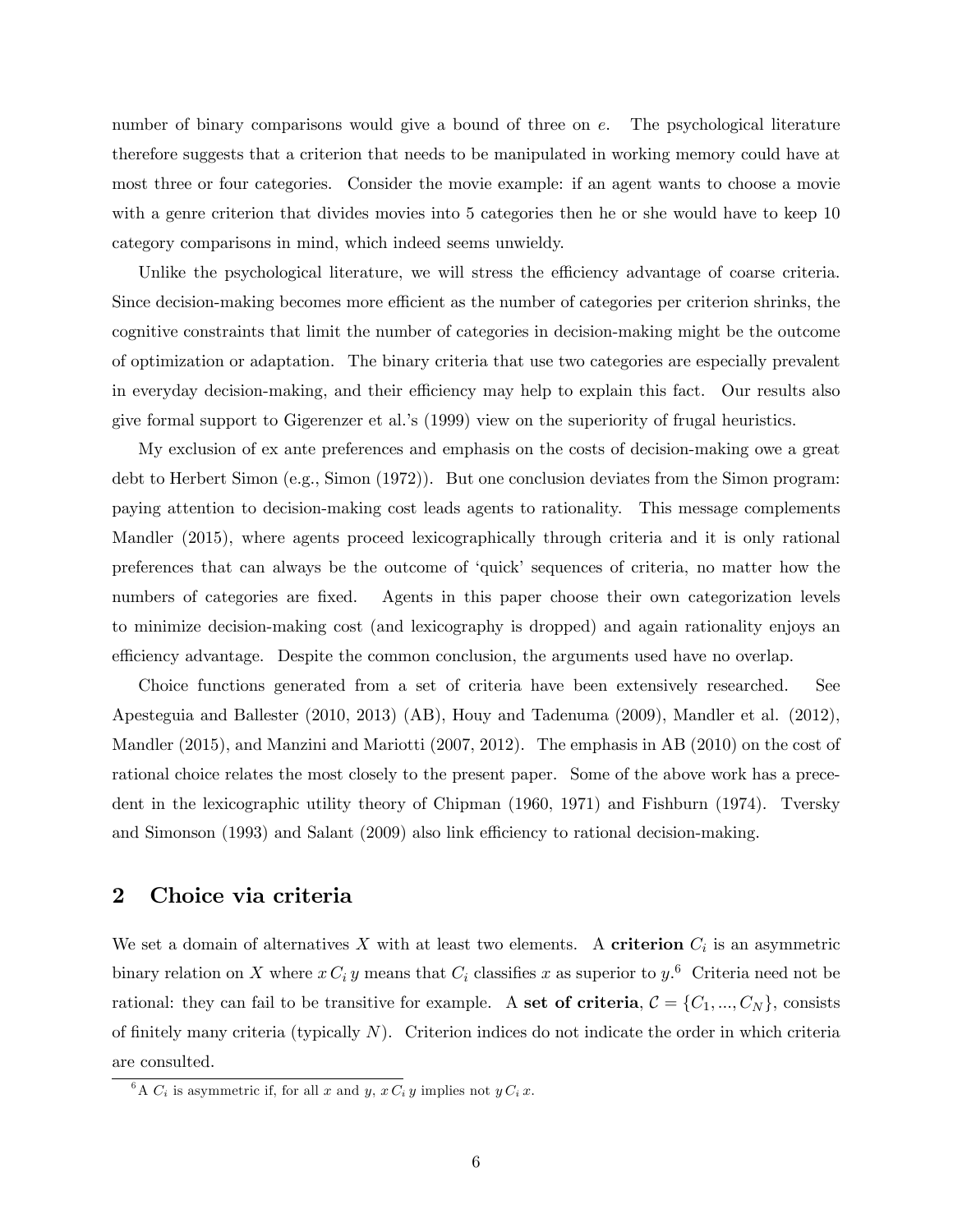number of binary comparisons would give a bound of three on $e$. The psychological literature therefore suggests that a criterion that needs to be manipulated in working memory could have at most three or four categories. Consider the movie example: if an agent wants to choose a movie with a genre criterion that divides movies into 5 categories then he or she would have to keep 10 category comparisons in mind, which indeed seems unwieldy.

Unlike the psychological literature, we will stress the efficiency advantage of coarse criteria. Since decision-making becomes more efficient as the number of categories per criterion shrinks, the cognitive constraints that limit the number of categories in decision-making might be the outcome of optimization or adaptation. The binary criteria that use two categories are especially prevalent in everyday decision-making, and their efficiency may help to explain this fact. Our results also give formal support to Gigerenzer et al.'s (1999) view on the superiority of frugal heuristics.

My exclusion of ex ante preferences and emphasis on the costs of decision-making owe a great debt to Herbert Simon (e.g., Simon (1972)). But one conclusion deviates from the Simon program: paying attention to decision-making cost leads agents to rationality. This message complements Mandler (2015), where agents proceed lexicographically through criteria and it is only rational preferences that can always be the outcome of 'quick' sequences of criteria, no matter how the numbers of categories are fixed. Agents in this paper choose their own categorization levels to minimize decision-making cost (and lexicography is dropped) and again rationality enjoys an efficiency advantage. Despite the common conclusion, the arguments used have no overlap.

Choice functions generated from a set of criteria have been extensively researched. See Apesteguia and Ballester (2010, 2013) (AB), Houy and Tadenuma (2009), Mandler et al. (2012), Mandler (2015), and Manzini and Mariotti (2007, 2012). The emphasis in AB (2010) on the cost of rational choice relates the most closely to the present paper. Some of the above work has a precedent in the lexicographic utility theory of Chipman (1960, 1971) and Fishburn (1974). Tversky and Simonson (1993) and Salant (2009) also link efficiency to rational decision-making.

## 2 Choice via criteria

We set a domain of alternatives $X$ with at least two elements. A **criterion** $C_i$ is an asymmetric binary relation on $X$ where $x\, C_i\, y$ means that $C_i$ classifies $x$ as superior to $y$.[6] Criteria need not be rational: they can fail to be transitive for example. A **set of criteria**, $\mathcal{C} = \{C_1, ..., C_N\}$, consists of finitely many criteria (typically $N$). Criterion indices do not indicate the order in which criteria are consulted.

[6] A $C_i$ is asymmetric if, for all $x$ and $y$, $x\, C_i\, y$ implies not $y\, C_i\, x$.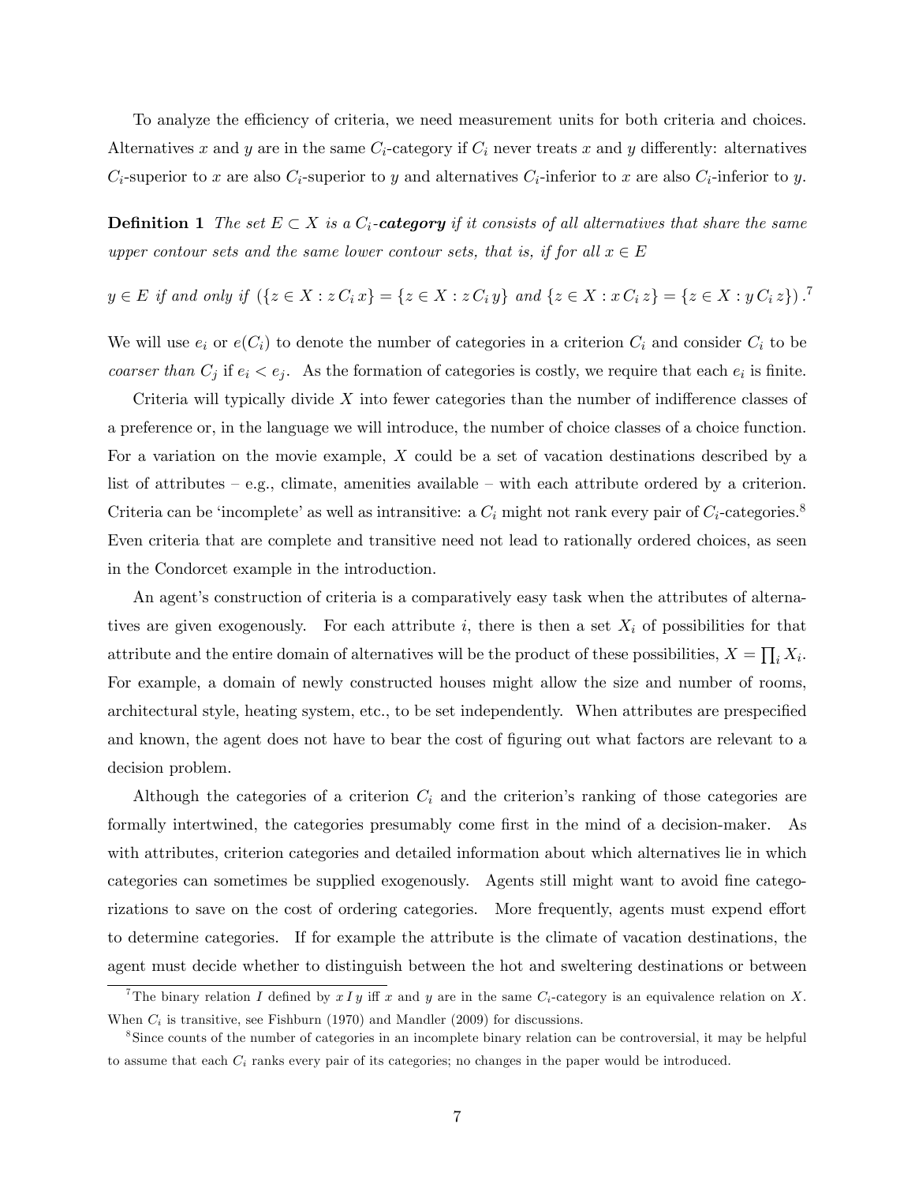To analyze the efficiency of criteria, we need measurement units for both criteria and choices. Alternatives $x$ and $y$ are in the same $C_i$-category if $C_i$ never treats $x$ and $y$ differently: alternatives $C_i$-superior to $x$ are also $C_i$-superior to $y$ and alternatives $C_i$-inferior to $x$ are also $C_i$-inferior to $y$.

**Definition 1** *The set $E \subset X$ is a $C_i$-**category** if it consists of all alternatives that share the same upper contour sets and the same lower contour sets, that is, if for all $x \in E$*

$$y \in E \text{ if and only if } (\{z \in X : z\, C_i\, x\} = \{z \in X : z\, C_i\, y\} \text{ and } \{z \in X : x\, C_i\, z\} = \{z \in X : y\, C_i\, z\}).^7$$

We will use $e_i$ or $e(C_i)$ to denote the number of categories in a criterion $C_i$ and consider $C_i$ to be *coarser than* $C_j$ if $e_i < e_j$. As the formation of categories is costly, we require that each $e_i$ is finite.

Criteria will typically divide $X$ into fewer categories than the number of indifference classes of a preference or, in the language we will introduce, the number of choice classes of a choice function. For a variation on the movie example, $X$ could be a set of vacation destinations described by a list of attributes – e.g., climate, amenities available – with each attribute ordered by a criterion. Criteria can be 'incomplete' as well as intransitive: a $C_i$ might not rank every pair of $C_i$-categories.[8] Even criteria that are complete and transitive need not lead to rationally ordered choices, as seen in the Condorcet example in the introduction.

An agent's construction of criteria is a comparatively easy task when the attributes of alternatives are given exogenously. For each attribute $i$, there is then a set $X_i$ of possibilities for that attribute and the entire domain of alternatives will be the product of these possibilities, $X = \prod_i X_i$. For example, a domain of newly constructed houses might allow the size and number of rooms, architectural style, heating system, etc., to be set independently. When attributes are prespecified and known, the agent does not have to bear the cost of figuring out what factors are relevant to a decision problem.

Although the categories of a criterion $C_i$ and the criterion's ranking of those categories are formally intertwined, the categories presumably come first in the mind of a decision-maker. As with attributes, criterion categories and detailed information about which alternatives lie in which categories can sometimes be supplied exogenously. Agents still might want to avoid fine categorizations to save on the cost of ordering categories. More frequently, agents must expend effort to determine categories. If for example the attribute is the climate of vacation destinations, the agent must decide whether to distinguish between the hot and sweltering destinations or between

[7] The binary relation $I$ defined by $x\, I\, y$ iff $x$ and $y$ are in the same $C_i$-category is an equivalence relation on $X$. When $C_i$ is transitive, see Fishburn (1970) and Mandler (2009) for discussions.

[8] Since counts of the number of categories in an incomplete binary relation can be controversial, it may be helpful to assume that each $C_i$ ranks every pair of its categories; no changes in the paper would be introduced.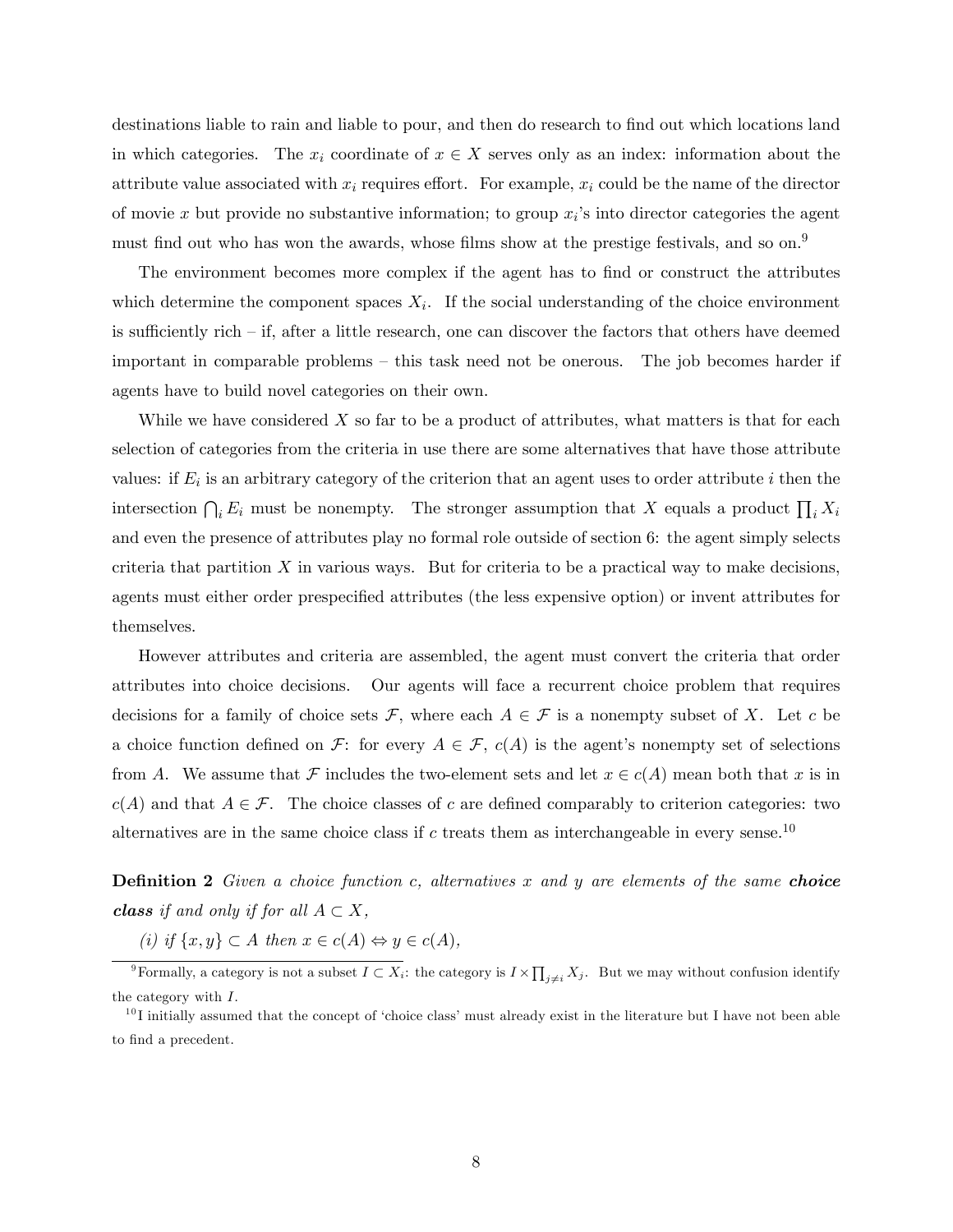destinations liable to rain and liable to pour, and then do research to find out which locations land in which categories. The $x_i$ coordinate of $x \in X$ serves only as an index: information about the attribute value associated with $x_i$ requires effort. For example, $x_i$ could be the name of the director of movie $x$ but provide no substantive information; to group $x_i$'s into director categories the agent must find out who has won the awards, whose films show at the prestige festivals, and so on.[9]

The environment becomes more complex if the agent has to find or construct the attributes which determine the component spaces $X_i$. If the social understanding of the choice environment is sufficiently rich – if, after a little research, one can discover the factors that others have deemed important in comparable problems – this task need not be onerous. The job becomes harder if agents have to build novel categories on their own.

While we have considered $X$ so far to be a product of attributes, what matters is that for each selection of categories from the criteria in use there are some alternatives that have those attribute values: if $E_i$ is an arbitrary category of the criterion that an agent uses to order attribute $i$ then the intersection $\bigcap_i E_i$ must be nonempty. The stronger assumption that $X$ equals a product $\prod_i X_i$ and even the presence of attributes play no formal role outside of section 6: the agent simply selects criteria that partition $X$ in various ways. But for criteria to be a practical way to make decisions, agents must either order prespecified attributes (the less expensive option) or invent attributes for themselves.

However attributes and criteria are assembled, the agent must convert the criteria that order attributes into choice decisions. Our agents will face a recurrent choice problem that requires decisions for a family of choice sets $\mathcal{F}$, where each $A \in \mathcal{F}$ is a nonempty subset of $X$. Let $c$ be a choice function defined on $\mathcal{F}$: for every $A \in \mathcal{F}$, $c(A)$ is the agent's nonempty set of selections from $A$. We assume that $\mathcal{F}$ includes the two-element sets and let $x \in c(A)$ mean both that $x$ is in $c(A)$ and that $A \in \mathcal{F}$. The choice classes of $c$ are defined comparably to criterion categories: two alternatives are in the same choice class if $c$ treats them as interchangeable in every sense.[10]

**Definition 2** *Given a choice function $c$, alternatives $x$ and $y$ are elements of the same* ***choice class*** *if and only if for all $A \subset X$,*

*(i) if $\{x, y\} \subset A$ then $x \in c(A) \Leftrightarrow y \in c(A)$,*

---

[9] Formally, a category is not a subset $I \subset X_i$: the category is $I \times \prod_{j \neq i} X_j$. But we may without confusion identify the category with $I$.

[10] I initially assumed that the concept of 'choice class' must already exist in the literature but I have not been able to find a precedent.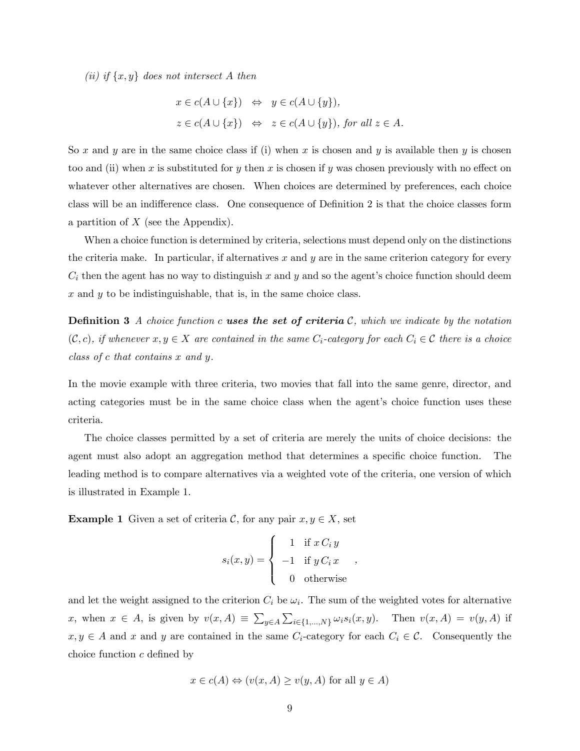*(ii) if $\{x, y\}$ does not intersect $A$ then*

$$x \in c(A \cup \{x\}) \quad \Leftrightarrow \quad y \in c(A \cup \{y\}),$$

$$z \in c(A \cup \{x\}) \quad \Leftrightarrow \quad z \in c(A \cup \{y\}), \textit{ for all } z \in A.$$

So $x$ and $y$ are in the same choice class if (i) when $x$ is chosen and $y$ is available then $y$ is chosen too and (ii) when $x$ is substituted for $y$ then $x$ is chosen if $y$ was chosen previously with no effect on whatever other alternatives are chosen. When choices are determined by preferences, each choice class will be an indifference class. One consequence of Definition 2 is that the choice classes form a partition of $X$ (see the Appendix).

When a choice function is determined by criteria, selections must depend only on the distinctions the criteria make. In particular, if alternatives $x$ and $y$ are in the same criterion category for every $C_i$ then the agent has no way to distinguish $x$ and $y$ and so the agent's choice function should deem $x$ and $y$ to be indistinguishable, that is, in the same choice class.

**Definition 3** *A choice function $c$ **uses the set of criteria** $\mathcal{C}$, which we indicate by the notation $(\mathcal{C}, c)$, if whenever $x, y \in X$ are contained in the same $C_i$-category for each $C_i \in \mathcal{C}$ there is a choice class of $c$ that contains $x$ and $y$.*

In the movie example with three criteria, two movies that fall into the same genre, director, and acting categories must be in the same choice class when the agent's choice function uses these criteria.

The choice classes permitted by a set of criteria are merely the units of choice decisions: the agent must also adopt an aggregation method that determines a specific choice function. The leading method is to compare alternatives via a weighted vote of the criteria, one version of which is illustrated in Example 1.

**Example 1** Given a set of criteria $\mathcal{C}$, for any pair $x, y \in X$, set

$$s_i(x, y) = \begin{cases} 1 & \text{if } x \, C_i \, y \\ -1 & \text{if } y \, C_i \, x \\ 0 & \text{otherwise} \end{cases},$$

and let the weight assigned to the criterion $C_i$ be $\omega_i$. The sum of the weighted votes for alternative $x$, when $x \in A$, is given by $v(x, A) \equiv \sum_{y \in A} \sum_{i \in \{1,\ldots,N\}} \omega_i s_i(x, y)$. Then $v(x, A) = v(y, A)$ if $x, y \in A$ and $x$ and $y$ are contained in the same $C_i$-category for each $C_i \in \mathcal{C}$. Consequently the choice function $c$ defined by

$$x \in c(A) \Leftrightarrow (v(x, A) \geq v(y, A) \text{ for all } y \in A)$$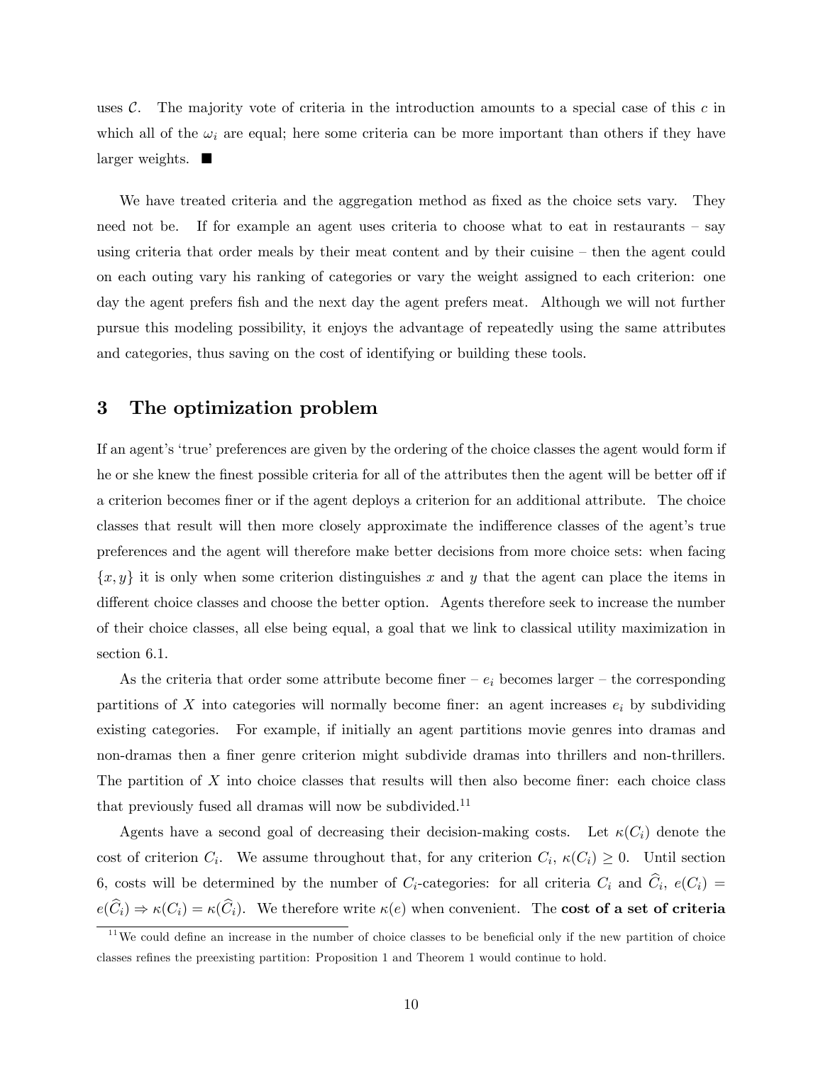uses $\mathcal{C}$. The majority vote of criteria in the introduction amounts to a special case of this $c$ in which all of the $\omega_i$ are equal; here some criteria can be more important than others if they have larger weights. ■

We have treated criteria and the aggregation method as fixed as the choice sets vary. They need not be. If for example an agent uses criteria to choose what to eat in restaurants – say using criteria that order meals by their meat content and by their cuisine – then the agent could on each outing vary his ranking of categories or vary the weight assigned to each criterion: one day the agent prefers fish and the next day the agent prefers meat. Although we will not further pursue this modeling possibility, it enjoys the advantage of repeatedly using the same attributes and categories, thus saving on the cost of identifying or building these tools.

## 3 The optimization problem

If an agent's 'true' preferences are given by the ordering of the choice classes the agent would form if he or she knew the finest possible criteria for all of the attributes then the agent will be better off if a criterion becomes finer or if the agent deploys a criterion for an additional attribute. The choice classes that result will then more closely approximate the indifference classes of the agent's true preferences and the agent will therefore make better decisions from more choice sets: when facing $\{x, y\}$ it is only when some criterion distinguishes $x$ and $y$ that the agent can place the items in different choice classes and choose the better option. Agents therefore seek to increase the number of their choice classes, all else being equal, a goal that we link to classical utility maximization in section 6.1.

As the criteria that order some attribute become finer – $e_i$ becomes larger – the corresponding partitions of $X$ into categories will normally become finer: an agent increases $e_i$ by subdividing existing categories. For example, if initially an agent partitions movie genres into dramas and non-dramas then a finer genre criterion might subdivide dramas into thrillers and non-thrillers. The partition of $X$ into choice classes that results will then also become finer: each choice class that previously fused all dramas will now be subdivided.[11]

Agents have a second goal of decreasing their decision-making costs. Let $\kappa(C_i)$ denote the cost of criterion $C_i$. We assume throughout that, for any criterion $C_i$, $\kappa(C_i) \geq 0$. Until section 6, costs will be determined by the number of $C_i$-categories: for all criteria $C_i$ and $\widehat{C}_i$, $e(C_i) = e(\widehat{C}_i) \Rightarrow \kappa(C_i) = \kappa(\widehat{C}_i)$. We therefore write $\kappa(e)$ when convenient. The **cost of a set of criteria**

[11] We could define an increase in the number of choice classes to be beneficial only if the new partition of choice classes refines the preexisting partition: Proposition 1 and Theorem 1 would continue to hold.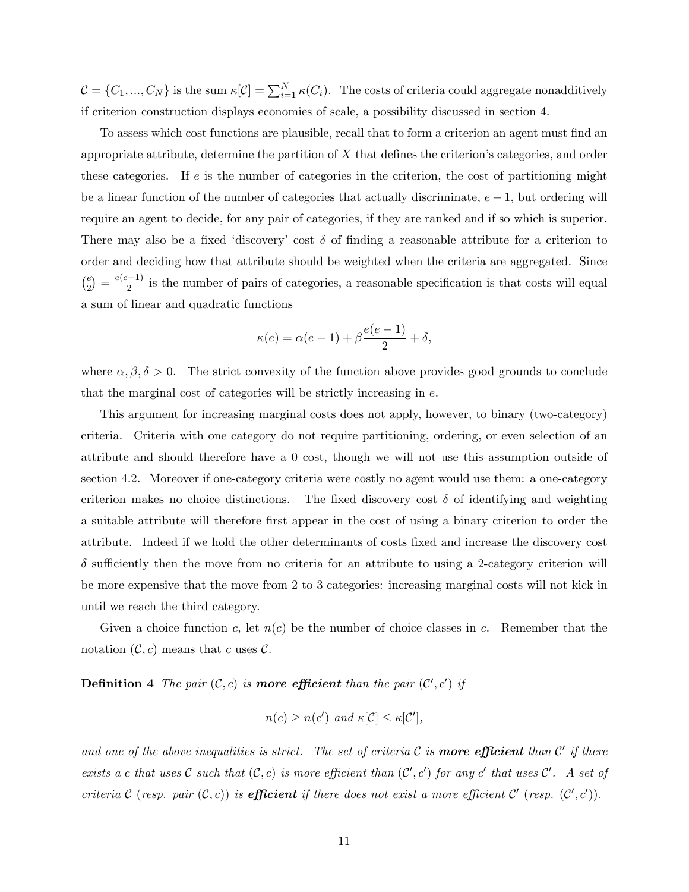$\mathcal{C} = \{C_1, ..., C_N\}$ is the sum $\kappa[\mathcal{C}] = \sum_{i=1}^{N} \kappa(C_i)$. The costs of criteria could aggregate nonadditively if criterion construction displays economies of scale, a possibility discussed in section 4.

To assess which cost functions are plausible, recall that to form a criterion an agent must find an appropriate attribute, determine the partition of $X$ that defines the criterion's categories, and order these categories. If $e$ is the number of categories in the criterion, the cost of partitioning might be a linear function of the number of categories that actually discriminate, $e-1$, but ordering will require an agent to decide, for any pair of categories, if they are ranked and if so which is superior. There may also be a fixed 'discovery' cost $\delta$ of finding a reasonable attribute for a criterion to order and deciding how that attribute should be weighted when the criteria are aggregated. Since $\binom{e}{2} = \frac{e(e-1)}{2}$ is the number of pairs of categories, a reasonable specification is that costs will equal a sum of linear and quadratic functions

$$\kappa(e) = \alpha(e-1) + \beta\frac{e(e-1)}{2} + \delta,$$

where $\alpha, \beta, \delta > 0$. The strict convexity of the function above provides good grounds to conclude that the marginal cost of categories will be strictly increasing in $e$.

This argument for increasing marginal costs does not apply, however, to binary (two-category) criteria. Criteria with one category do not require partitioning, ordering, or even selection of an attribute and should therefore have a 0 cost, though we will not use this assumption outside of section 4.2. Moreover if one-category criteria were costly no agent would use them: a one-category criterion makes no choice distinctions. The fixed discovery cost $\delta$ of identifying and weighting a suitable attribute will therefore first appear in the cost of using a binary criterion to order the attribute. Indeed if we hold the other determinants of costs fixed and increase the discovery cost $\delta$ sufficiently then the move from no criteria for an attribute to using a 2-category criterion will be more expensive that the move from 2 to 3 categories: increasing marginal costs will not kick in until we reach the third category.

Given a choice function $c$, let $n(c)$ be the number of choice classes in $c$. Remember that the notation $(\mathcal{C}, c)$ means that $c$ uses $\mathcal{C}$.

**Definition 4** *The pair $(\mathcal{C}, c)$ is* ***more efficient*** *than the pair $(\mathcal{C}', c')$ if*

$$n(c) \geq n(c') \text{ and } \kappa[\mathcal{C}] \leq \kappa[\mathcal{C}'],$$

*and one of the above inequalities is strict. The set of criteria $\mathcal{C}$ is* ***more efficient*** *than $\mathcal{C}'$ if there exists a $c$ that uses $\mathcal{C}$ such that $(\mathcal{C}, c)$ is more efficient than $(\mathcal{C}', c')$ for any $c'$ that uses $\mathcal{C}'$. A set of criteria $\mathcal{C}$ (resp. pair $(\mathcal{C}, c)$) is* ***efficient*** *if there does not exist a more efficient $\mathcal{C}'$ (resp. $(\mathcal{C}', c')$).*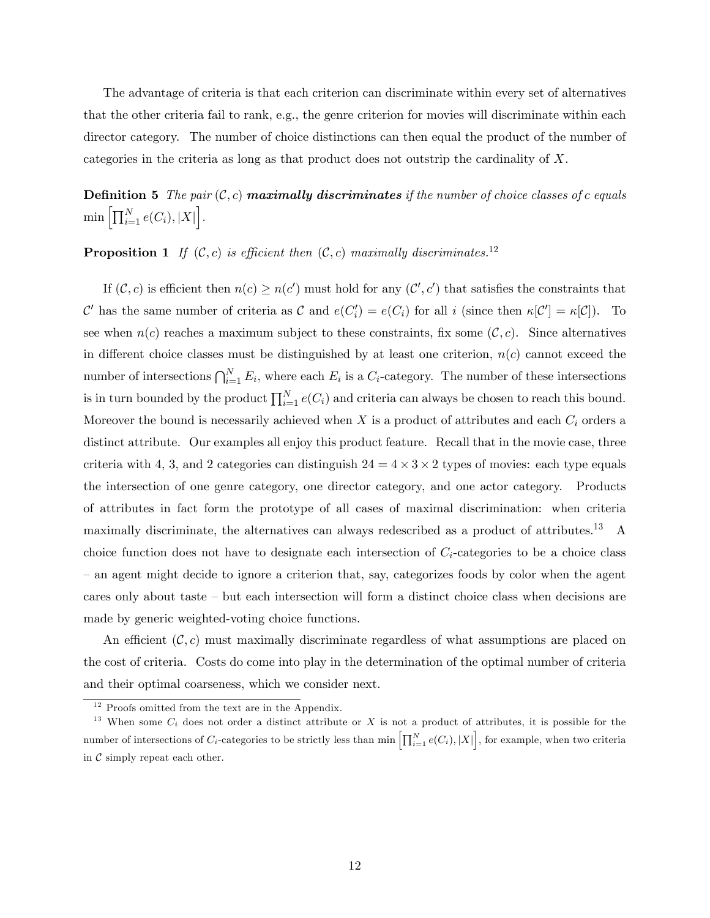The advantage of criteria is that each criterion can discriminate within every set of alternatives that the other criteria fail to rank, e.g., the genre criterion for movies will discriminate within each director category. The number of choice distinctions can then equal the product of the number of categories in the criteria as long as that product does not outstrip the cardinality of $X$.

**Definition 5** *The pair* $(\mathcal{C}, c)$ ***maximally discriminates*** *if the number of choice classes of* $c$ *equals* $\min\left[\prod_{i=1}^{N} e(C_i), |X|\right]$.

**Proposition 1** *If* $(\mathcal{C}, c)$ *is efficient then* $(\mathcal{C}, c)$ *maximally discriminates.*[12]

If $(\mathcal{C}, c)$ is efficient then $n(c) \geq n(c')$ must hold for any $(\mathcal{C}', c')$ that satisfies the constraints that $\mathcal{C}'$ has the same number of criteria as $\mathcal{C}$ and $e(C_i') = e(C_i)$ for all $i$ (since then $\kappa[\mathcal{C}'] = \kappa[\mathcal{C}]$). To see when $n(c)$ reaches a maximum subject to these constraints, fix some $(\mathcal{C}, c)$. Since alternatives in different choice classes must be distinguished by at least one criterion, $n(c)$ cannot exceed the number of intersections $\bigcap_{i=1}^{N} E_i$, where each $E_i$ is a $C_i$-category. The number of these intersections is in turn bounded by the product $\prod_{i=1}^{N} e(C_i)$ and criteria can always be chosen to reach this bound. Moreover the bound is necessarily achieved when $X$ is a product of attributes and each $C_i$ orders a distinct attribute. Our examples all enjoy this product feature. Recall that in the movie case, three criteria with 4, 3, and 2 categories can distinguish $24 = 4 \times 3 \times 2$ types of movies: each type equals the intersection of one genre category, one director category, and one actor category. Products of attributes in fact form the prototype of all cases of maximal discrimination: when criteria maximally discriminate, the alternatives can always redescribed as a product of attributes.[13] A choice function does not have to designate each intersection of $C_i$-categories to be a choice class – an agent might decide to ignore a criterion that, say, categorizes foods by color when the agent cares only about taste – but each intersection will form a distinct choice class when decisions are made by generic weighted-voting choice functions.

An efficient $(\mathcal{C}, c)$ must maximally discriminate regardless of what assumptions are placed on the cost of criteria. Costs do come into play in the determination of the optimal number of criteria and their optimal coarseness, which we consider next.

---

[12] Proofs omitted from the text are in the Appendix.

[13] When some $C_i$ does not order a distinct attribute or $X$ is not a product of attributes, it is possible for the number of intersections of $C_i$-categories to be strictly less than $\min\left[\prod_{i=1}^{N} e(C_i), |X|\right]$, for example, when two criteria in $\mathcal{C}$ simply repeat each other.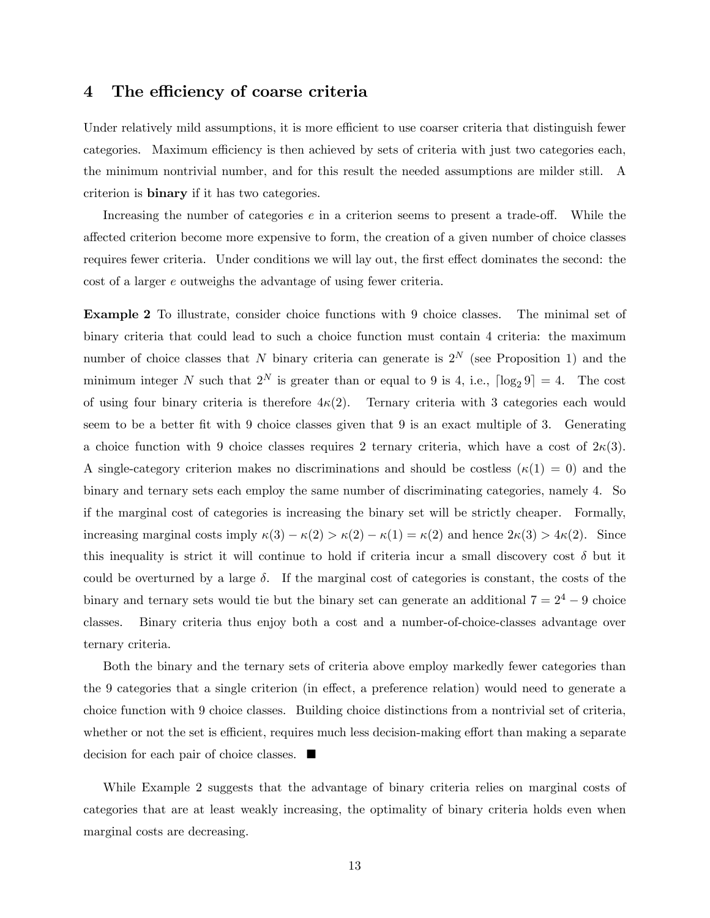## 4 The efficiency of coarse criteria

Under relatively mild assumptions, it is more efficient to use coarser criteria that distinguish fewer categories. Maximum efficiency is then achieved by sets of criteria with just two categories each, the minimum nontrivial number, and for this result the needed assumptions are milder still. A criterion is **binary** if it has two categories.

Increasing the number of categories $e$ in a criterion seems to present a trade-off. While the affected criterion become more expensive to form, the creation of a given number of choice classes requires fewer criteria. Under conditions we will lay out, the first effect dominates the second: the cost of a larger $e$ outweighs the advantage of using fewer criteria.

**Example 2** To illustrate, consider choice functions with 9 choice classes. The minimal set of binary criteria that could lead to such a choice function must contain 4 criteria: the maximum number of choice classes that $N$ binary criteria can generate is $2^N$ (see Proposition 1) and the minimum integer $N$ such that $2^N$ is greater than or equal to 9 is 4, i.e., $\lceil \log_2 9 \rceil = 4$. The cost of using four binary criteria is therefore $4\kappa(2)$. Ternary criteria with 3 categories each would seem to be a better fit with 9 choice classes given that 9 is an exact multiple of 3. Generating a choice function with 9 choice classes requires 2 ternary criteria, which have a cost of $2\kappa(3)$. A single-category criterion makes no discriminations and should be costless ($\kappa(1) = 0$) and the binary and ternary sets each employ the same number of discriminating categories, namely 4. So if the marginal cost of categories is increasing the binary set will be strictly cheaper. Formally, increasing marginal costs imply $\kappa(3) - \kappa(2) > \kappa(2) - \kappa(1) = \kappa(2)$ and hence $2\kappa(3) > 4\kappa(2)$. Since this inequality is strict it will continue to hold if criteria incur a small discovery cost $\delta$ but it could be overturned by a large $\delta$. If the marginal cost of categories is constant, the costs of the binary and ternary sets would tie but the binary set can generate an additional $7 = 2^4 - 9$ choice classes. Binary criteria thus enjoy both a cost and a number-of-choice-classes advantage over ternary criteria.

Both the binary and the ternary sets of criteria above employ markedly fewer categories than the 9 categories that a single criterion (in effect, a preference relation) would need to generate a choice function with 9 choice classes. Building choice distinctions from a nontrivial set of criteria, whether or not the set is efficient, requires much less decision-making effort than making a separate decision for each pair of choice classes. ■

While Example 2 suggests that the advantage of binary criteria relies on marginal costs of categories that are at least weakly increasing, the optimality of binary criteria holds even when marginal costs are decreasing.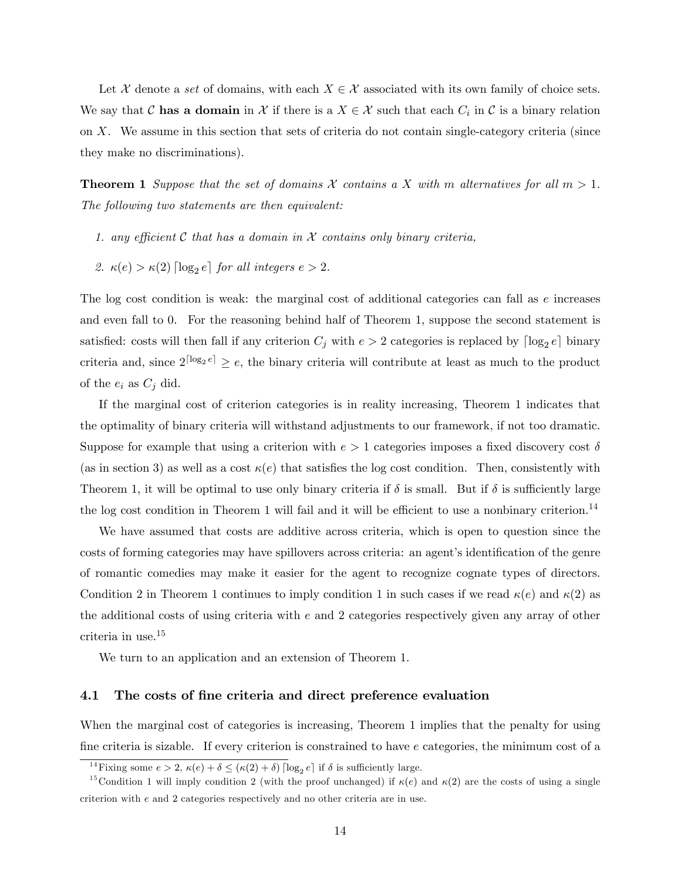Let $\mathcal{X}$ denote a *set* of domains, with each $X \in \mathcal{X}$ associated with its own family of choice sets. We say that $\mathcal{C}$ **has a domain** in $\mathcal{X}$ if there is a $X \in \mathcal{X}$ such that each $C_i$ in $\mathcal{C}$ is a binary relation on $X$. We assume in this section that sets of criteria do not contain single-category criteria (since they make no discriminations).

**Theorem 1** *Suppose that the set of domains $\mathcal{X}$ contains a $X$ with $m$ alternatives for all $m > 1$. The following two statements are then equivalent:*

1. *any efficient $\mathcal{C}$ that has a domain in $\mathcal{X}$ contains only binary criteria,*
2. *$\kappa(e) > \kappa(2) \lceil \log_2 e \rceil$ for all integers $e > 2$.*

The log cost condition is weak: the marginal cost of additional categories can fall as $e$ increases and even fall to 0. For the reasoning behind half of Theorem 1, suppose the second statement is satisfied: costs will then fall if any criterion $C_j$ with $e > 2$ categories is replaced by $\lceil \log_2 e \rceil$ binary criteria and, since $2^{\lceil \log_2 e \rceil} \geq e$, the binary criteria will contribute at least as much to the product of the $e_i$ as $C_j$ did.

If the marginal cost of criterion categories is in reality increasing, Theorem 1 indicates that the optimality of binary criteria will withstand adjustments to our framework, if not too dramatic. Suppose for example that using a criterion with $e > 1$ categories imposes a fixed discovery cost $\delta$ (as in section 3) as well as a cost $\kappa(e)$ that satisfies the log cost condition. Then, consistently with Theorem 1, it will be optimal to use only binary criteria if $\delta$ is small. But if $\delta$ is sufficiently large the log cost condition in Theorem 1 will fail and it will be efficient to use a nonbinary criterion.[14]

We have assumed that costs are additive across criteria, which is open to question since the costs of forming categories may have spillovers across criteria: an agent's identification of the genre of romantic comedies may make it easier for the agent to recognize cognate types of directors. Condition 2 in Theorem 1 continues to imply condition 1 in such cases if we read $\kappa(e)$ and $\kappa(2)$ as the additional costs of using criteria with $e$ and 2 categories respectively given any array of other criteria in use.[15]

We turn to an application and an extension of Theorem 1.

### 4.1 The costs of fine criteria and direct preference evaluation

When the marginal cost of categories is increasing, Theorem 1 implies that the penalty for using fine criteria is sizable. If every criterion is constrained to have $e$ categories, the minimum cost of a

[14] Fixing some $e > 2$, $\kappa(e) + \delta \leq (\kappa(2) + \delta) \lceil \log_2 e \rceil$ if $\delta$ is sufficiently large.

[15] Condition 1 will imply condition 2 (with the proof unchanged) if $\kappa(e)$ and $\kappa(2)$ are the costs of using a single criterion with $e$ and 2 categories respectively and no other criteria are in use.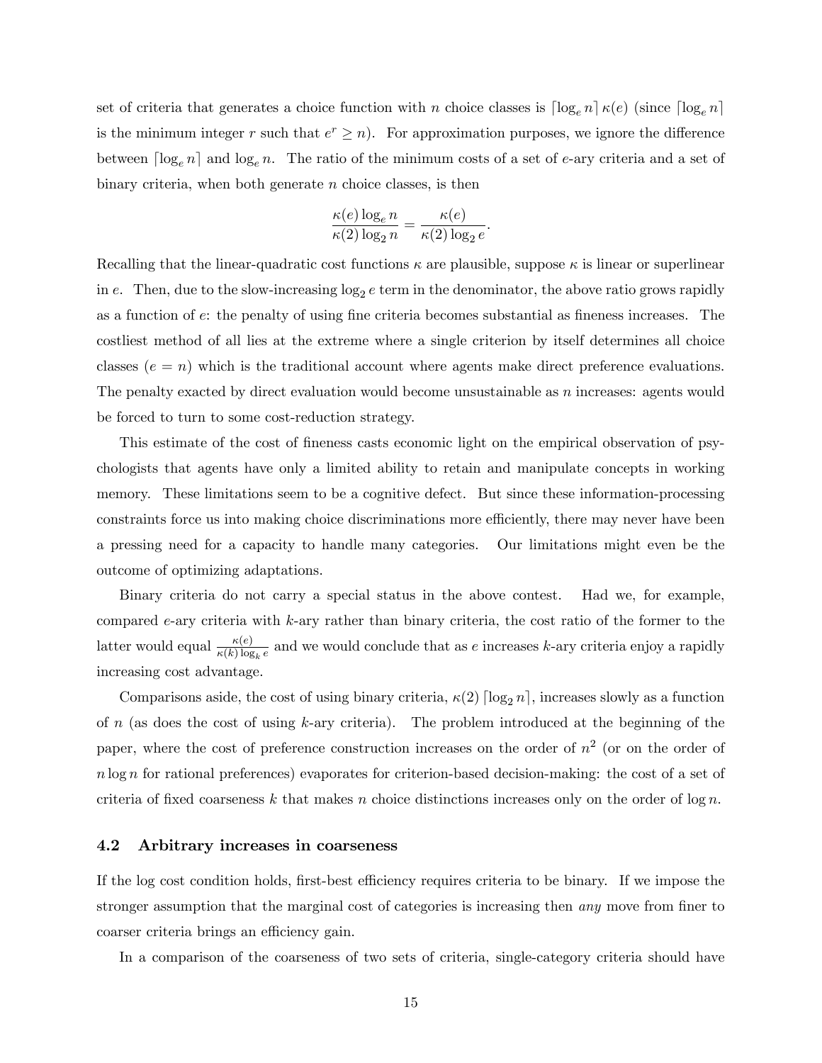set of criteria that generates a choice function with $n$ choice classes is $\lceil \log_e n \rceil \kappa(e)$ (since $\lceil \log_e n \rceil$ is the minimum integer $r$ such that $e^r \geq n$). For approximation purposes, we ignore the difference between $\lceil \log_e n \rceil$ and $\log_e n$. The ratio of the minimum costs of a set of $e$-ary criteria and a set of binary criteria, when both generate $n$ choice classes, is then

$$\frac{\kappa(e) \log_e n}{\kappa(2) \log_2 n} = \frac{\kappa(e)}{\kappa(2) \log_2 e}.$$

Recalling that the linear-quadratic cost functions $\kappa$ are plausible, suppose $\kappa$ is linear or superlinear in $e$. Then, due to the slow-increasing $\log_2 e$ term in the denominator, the above ratio grows rapidly as a function of $e$: the penalty of using fine criteria becomes substantial as fineness increases. The costliest method of all lies at the extreme where a single criterion by itself determines all choice classes ($e = n$) which is the traditional account where agents make direct preference evaluations. The penalty exacted by direct evaluation would become unsustainable as $n$ increases: agents would be forced to turn to some cost-reduction strategy.

This estimate of the cost of fineness casts economic light on the empirical observation of psychologists that agents have only a limited ability to retain and manipulate concepts in working memory. These limitations seem to be a cognitive defect. But since these information-processing constraints force us into making choice discriminations more efficiently, there may never have been a pressing need for a capacity to handle many categories. Our limitations might even be the outcome of optimizing adaptations.

Binary criteria do not carry a special status in the above contest. Had we, for example, compared $e$-ary criteria with $k$-ary rather than binary criteria, the cost ratio of the former to the latter would equal $\frac{\kappa(e)}{\kappa(k) \log_k e}$ and we would conclude that as $e$ increases $k$-ary criteria enjoy a rapidly increasing cost advantage.

Comparisons aside, the cost of using binary criteria, $\kappa(2) \lceil \log_2 n \rceil$, increases slowly as a function of $n$ (as does the cost of using $k$-ary criteria). The problem introduced at the beginning of the paper, where the cost of preference construction increases on the order of $n^2$ (or on the order of $n \log n$ for rational preferences) evaporates for criterion-based decision-making: the cost of a set of criteria of fixed coarseness $k$ that makes $n$ choice distinctions increases only on the order of $\log n$.

### 4.2 Arbitrary increases in coarseness

If the log cost condition holds, first-best efficiency requires criteria to be binary. If we impose the stronger assumption that the marginal cost of categories is increasing then *any* move from finer to coarser criteria brings an efficiency gain.

In a comparison of the coarseness of two sets of criteria, single-category criteria should have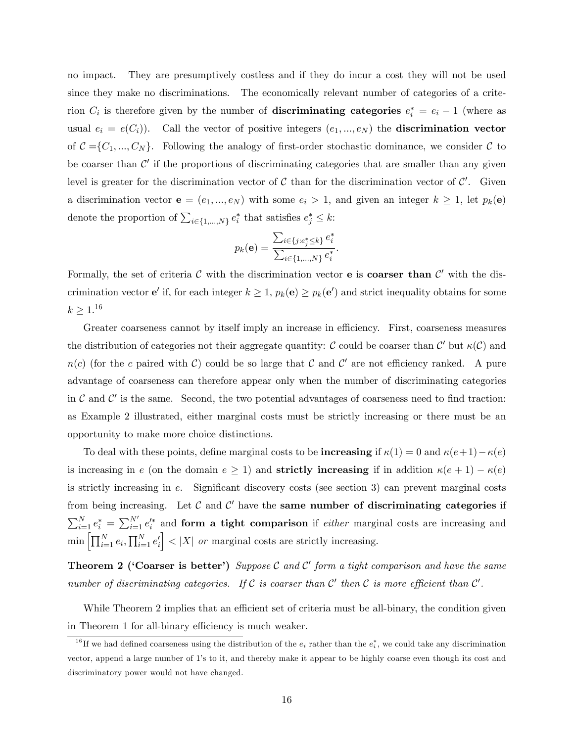no impact. They are presumptively costless and if they do incur a cost they will not be used since they make no discriminations. The economically relevant number of categories of a criterion $C_i$ is therefore given by the number of **discriminating categories** $e_i^* = e_i - 1$ (where as usual $e_i = e(C_i)$). Call the vector of positive integers $(e_1, ..., e_N)$ the **discrimination vector** of $\mathcal{C} = \{C_1, ..., C_N\}$. Following the analogy of first-order stochastic dominance, we consider $\mathcal{C}$ to be coarser than $\mathcal{C}'$ if the proportions of discriminating categories that are smaller than any given level is greater for the discrimination vector of $\mathcal{C}$ than for the discrimination vector of $\mathcal{C}'$. Given a discrimination vector $\mathbf{e} = (e_1, ..., e_N)$ with some $e_i > 1$, and given an integer $k \geq 1$, let $p_k(\mathbf{e})$ denote the proportion of $\sum_{i \in \{1,...,N\}} e_i^*$ that satisfies $e_j^* \leq k$:

$$p_k(\mathbf{e}) = \frac{\sum_{i \in \{j: e_j^* \leq k\}} e_i^*}{\sum_{i \in \{1,...,N\}} e_i^*}.$$

Formally, the set of criteria $\mathcal{C}$ with the discrimination vector $\mathbf{e}$ is **coarser than** $\mathcal{C}'$ with the discrimination vector $\mathbf{e}'$ if, for each integer $k \geq 1$, $p_k(\mathbf{e}) \geq p_k(\mathbf{e}')$ and strict inequality obtains for some $k \geq 1$.[16]

Greater coarseness cannot by itself imply an increase in efficiency. First, coarseness measures the distribution of categories not their aggregate quantity: $\mathcal{C}$ could be coarser than $\mathcal{C}'$ but $\kappa(\mathcal{C})$ and $n(c)$ (for the $c$ paired with $\mathcal{C}$) could be so large that $\mathcal{C}$ and $\mathcal{C}'$ are not efficiency ranked. A pure advantage of coarseness can therefore appear only when the number of discriminating categories in $\mathcal{C}$ and $\mathcal{C}'$ is the same. Second, the two potential advantages of coarseness need to find traction: as Example 2 illustrated, either marginal costs must be strictly increasing or there must be an opportunity to make more choice distinctions.

To deal with these points, define marginal costs to be **increasing** if $\kappa(1) = 0$ and $\kappa(e+1) - \kappa(e)$ is increasing in $e$ (on the domain $e \geq 1$) and **strictly increasing** if in addition $\kappa(e+1) - \kappa(e)$ is strictly increasing in $e$. Significant discovery costs (see section 3) can prevent marginal costs from being increasing. Let $\mathcal{C}$ and $\mathcal{C}'$ have the **same number of discriminating categories** if $\sum_{i=1}^{N} e_i^* = \sum_{i=1}^{N'} e_i'^*$ and **form a tight comparison** if *either* marginal costs are increasing and $\min\left[\prod_{i=1}^{N} e_i, \prod_{i=1}^{N} e_i'\right] < |X|$ *or* marginal costs are strictly increasing.

**Theorem 2 ('Coarser is better')** *Suppose $\mathcal{C}$ and $\mathcal{C}'$ form a tight comparison and have the same number of discriminating categories. If $\mathcal{C}$ is coarser than $\mathcal{C}'$ then $\mathcal{C}$ is more efficient than $\mathcal{C}'$.*

While Theorem 2 implies that an efficient set of criteria must be all-binary, the condition given in Theorem 1 for all-binary efficiency is much weaker.

[16] If we had defined coarseness using the distribution of the $e_i$ rather than the $e_i^*$, we could take any discrimination vector, append a large number of 1's to it, and thereby make it appear to be highly coarse even though its cost and discriminatory power would not have changed.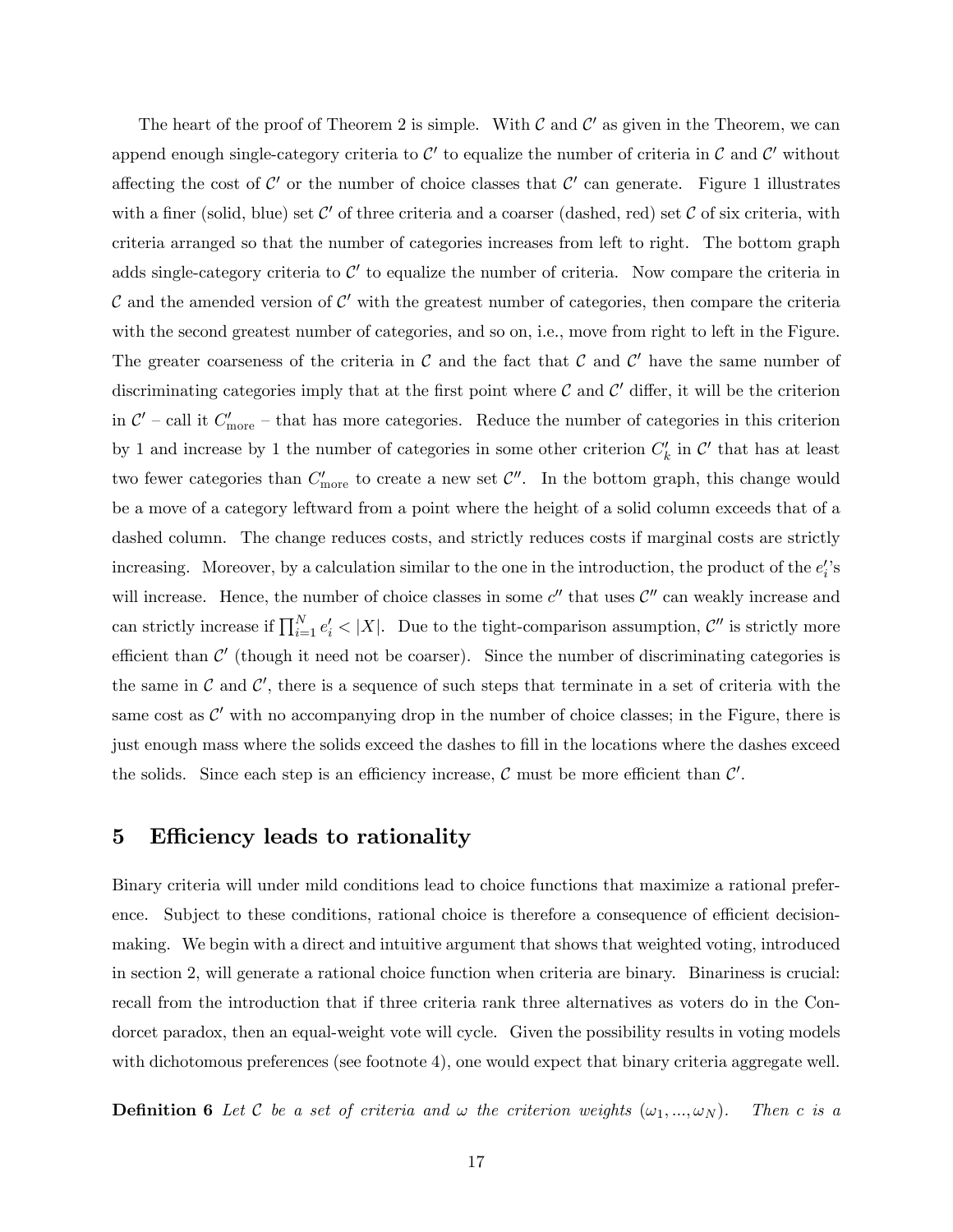The heart of the proof of Theorem 2 is simple. With $\mathcal{C}$ and $\mathcal{C}'$ as given in the Theorem, we can append enough single-category criteria to $\mathcal{C}'$ to equalize the number of criteria in $\mathcal{C}$ and $\mathcal{C}'$ without affecting the cost of $\mathcal{C}'$ or the number of choice classes that $\mathcal{C}'$ can generate. Figure 1 illustrates with a finer (solid, blue) set $\mathcal{C}'$ of three criteria and a coarser (dashed, red) set $\mathcal{C}$ of six criteria, with criteria arranged so that the number of categories increases from left to right. The bottom graph adds single-category criteria to $\mathcal{C}'$ to equalize the number of criteria. Now compare the criteria in $\mathcal{C}$ and the amended version of $\mathcal{C}'$ with the greatest number of categories, then compare the criteria with the second greatest number of categories, and so on, i.e., move from right to left in the Figure. The greater coarseness of the criteria in $\mathcal{C}$ and the fact that $\mathcal{C}$ and $\mathcal{C}'$ have the same number of discriminating categories imply that at the first point where $\mathcal{C}$ and $\mathcal{C}'$ differ, it will be the criterion in $\mathcal{C}'$ – call it $C'_{\text{more}}$ – that has more categories. Reduce the number of categories in this criterion by 1 and increase by 1 the number of categories in some other criterion $C'_k$ in $\mathcal{C}'$ that has at least two fewer categories than $C'_{\text{more}}$ to create a new set $\mathcal{C}''$. In the bottom graph, this change would be a move of a category leftward from a point where the height of a solid column exceeds that of a dashed column. The change reduces costs, and strictly reduces costs if marginal costs are strictly increasing. Moreover, by a calculation similar to the one in the introduction, the product of the $e'_i$'s will increase. Hence, the number of choice classes in some $c''$ that uses $\mathcal{C}''$ can weakly increase and can strictly increase if $\prod_{i=1}^{N} e'_i < |X|$. Due to the tight-comparison assumption, $\mathcal{C}''$ is strictly more efficient than $\mathcal{C}'$ (though it need not be coarser). Since the number of discriminating categories is the same in $\mathcal{C}$ and $\mathcal{C}'$, there is a sequence of such steps that terminate in a set of criteria with the same cost as $\mathcal{C}'$ with no accompanying drop in the number of choice classes; in the Figure, there is just enough mass where the solids exceed the dashes to fill in the locations where the dashes exceed the solids. Since each step is an efficiency increase, $\mathcal{C}$ must be more efficient than $\mathcal{C}'$.

## 5 Efficiency leads to rationality

Binary criteria will under mild conditions lead to choice functions that maximize a rational preference. Subject to these conditions, rational choice is therefore a consequence of efficient decision-making. We begin with a direct and intuitive argument that shows that weighted voting, introduced in section 2, will generate a rational choice function when criteria are binary. Binariness is crucial: recall from the introduction that if three criteria rank three alternatives as voters do in the Condorcet paradox, then an equal-weight vote will cycle. Given the possibility results in voting models with dichotomous preferences (see footnote 4), one would expect that binary criteria aggregate well.

**Definition 6** *Let $\mathcal{C}$ be a set of criteria and $\omega$ the criterion weights $(\omega_1, ..., \omega_N)$. Then $c$ is a*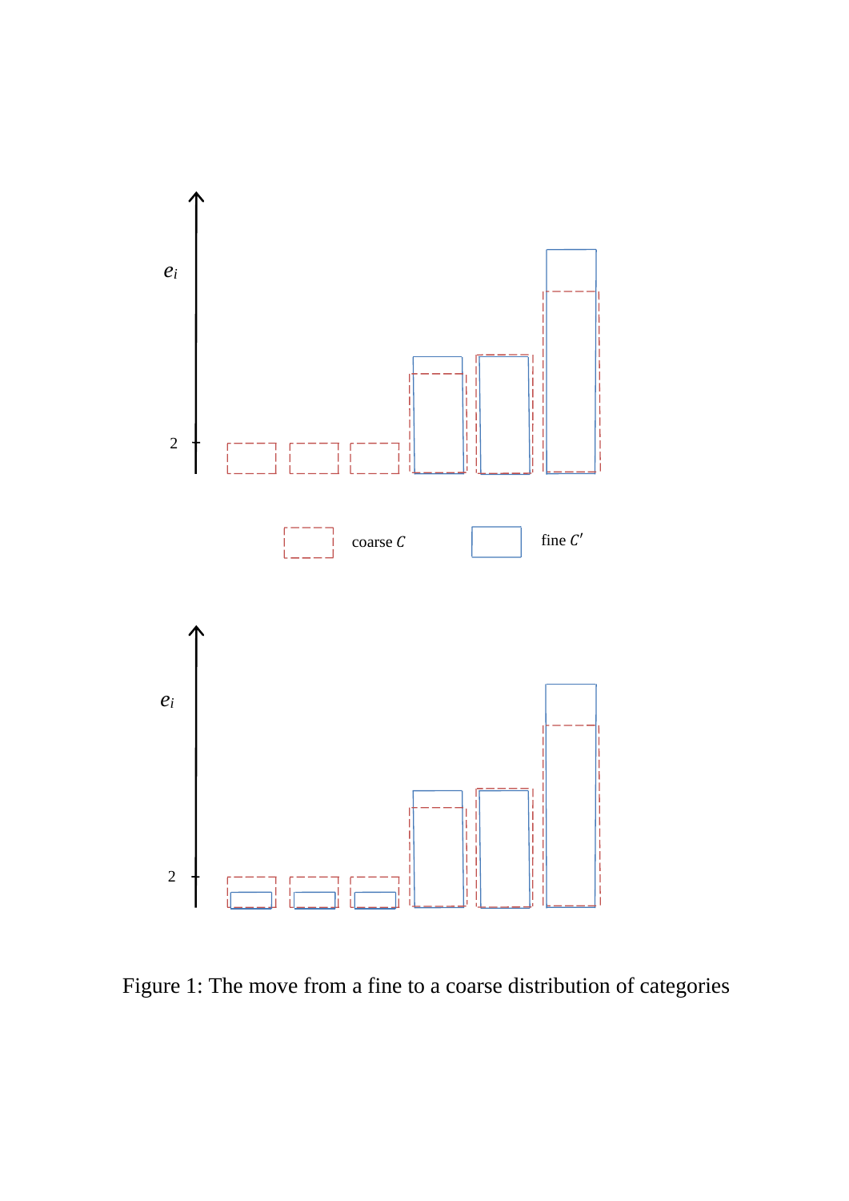Figure 1: The move from a fine to a coarse distribution of categories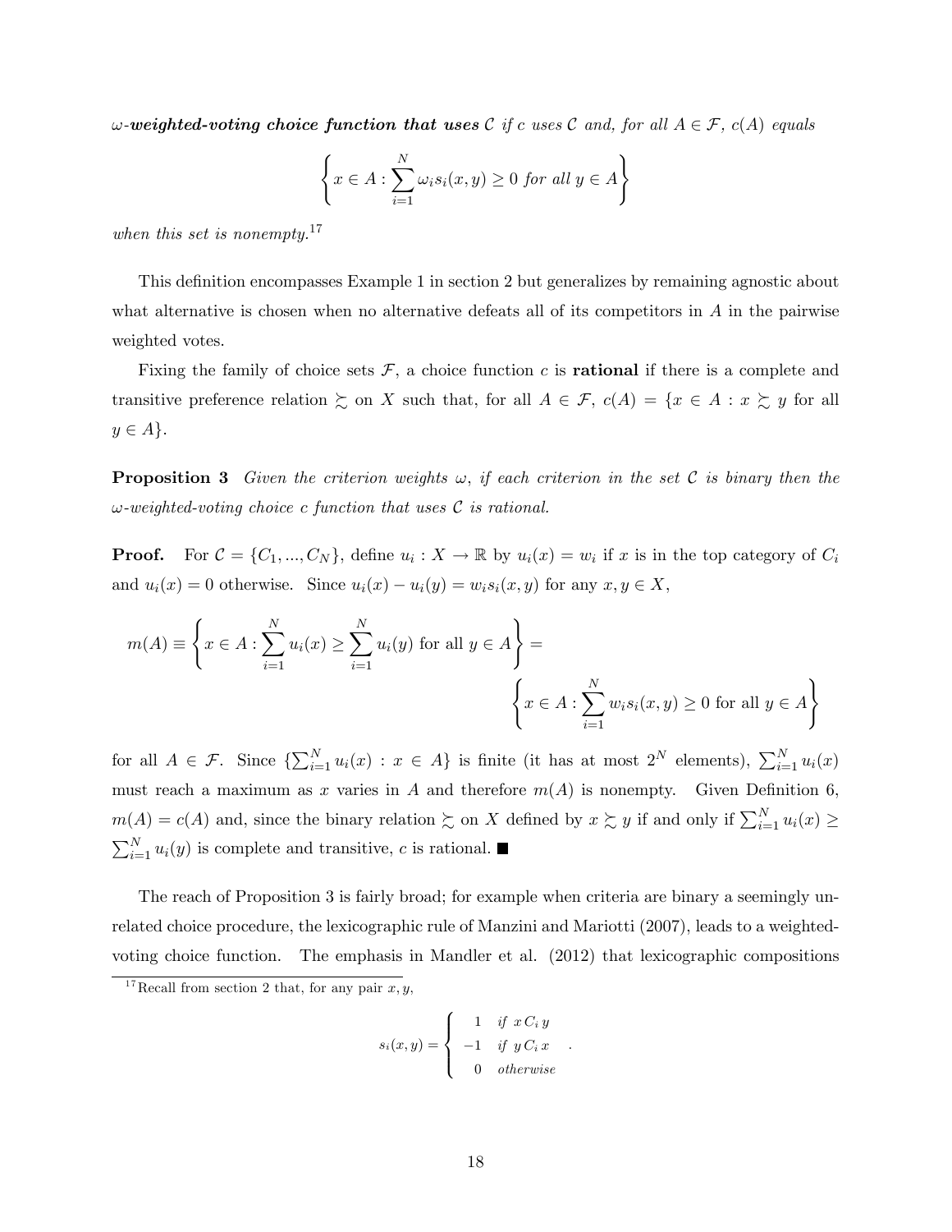*$\omega$-**weighted-voting choice function that uses** $\mathcal{C}$ if $c$ uses $\mathcal{C}$ and, for all $A \in \mathcal{F}$, $c(A)$ equals*

$$\left\{ x \in A : \sum_{i=1}^{N} \omega_i s_i(x, y) \geq 0 \text{ for all } y \in A \right\}$$

*when this set is nonempty.*[17]

This definition encompasses Example 1 in section 2 but generalizes by remaining agnostic about what alternative is chosen when no alternative defeats all of its competitors in $A$ in the pairwise weighted votes.

Fixing the family of choice sets $\mathcal{F}$, a choice function $c$ is **rational** if there is a complete and transitive preference relation $\succsim$ on $X$ such that, for all $A \in \mathcal{F}$, $c(A) = \{x \in A : x \succsim y \text{ for all } y \in A\}$.

**Proposition 3** *Given the criterion weights $\omega$, if each criterion in the set $\mathcal{C}$ is binary then the $\omega$-weighted-voting choice $c$ function that uses $\mathcal{C}$ is rational.*

**Proof.** For $\mathcal{C} = \{C_1, ..., C_N\}$, define $u_i : X \to \mathbb{R}$ by $u_i(x) = w_i$ if $x$ is in the top category of $C_i$ and $u_i(x) = 0$ otherwise. Since $u_i(x) - u_i(y) = w_i s_i(x, y)$ for any $x, y \in X$,

$$m(A) \equiv \left\{ x \in A : \sum_{i=1}^{N} u_i(x) \geq \sum_{i=1}^{N} u_i(y) \text{ for all } y \in A \right\} = \left\{ x \in A : \sum_{i=1}^{N} w_i s_i(x, y) \geq 0 \text{ for all } y \in A \right\}$$

for all $A \in \mathcal{F}$. Since $\{\sum_{i=1}^{N} u_i(x) : x \in A\}$ is finite (it has at most $2^N$ elements), $\sum_{i=1}^{N} u_i(x)$ must reach a maximum as $x$ varies in $A$ and therefore $m(A)$ is nonempty. Given Definition 6, $m(A) = c(A)$ and, since the binary relation $\succsim$ on $X$ defined by $x \succsim y$ if and only if $\sum_{i=1}^{N} u_i(x) \geq \sum_{i=1}^{N} u_i(y)$ is complete and transitive, $c$ is rational. ■

The reach of Proposition 3 is fairly broad; for example when criteria are binary a seemingly unrelated choice procedure, the lexicographic rule of Manzini and Mariotti (2007), leads to a weighted-voting choice function. The emphasis in Mandler et al. (2012) that lexicographic compositions

[17] Recall from section 2 that, for any pair $x, y$,

$$s_i(x, y) = \begin{cases} 1 & \text{if } x \, C_i \, y \\ -1 & \text{if } y \, C_i \, x \\ 0 & \text{otherwise} \end{cases}.$$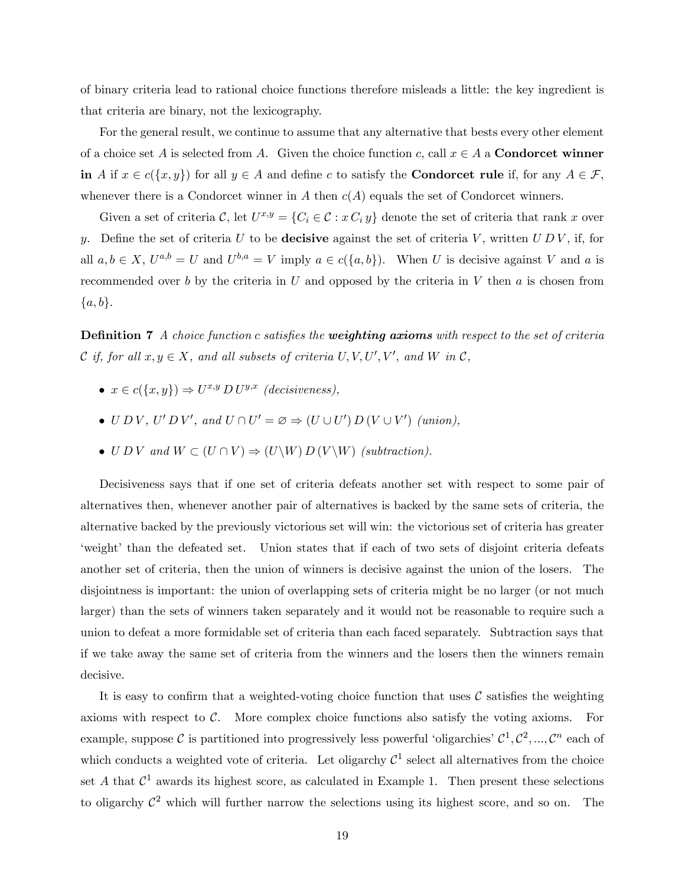of binary criteria lead to rational choice functions therefore misleads a little: the key ingredient is that criteria are binary, not the lexicography.

For the general result, we continue to assume that any alternative that bests every other element of a choice set $A$ is selected from $A$. Given the choice function $c$, call $x \in A$ a **Condorcet winner in** $A$ if $x \in c(\{x, y\})$ for all $y \in A$ and define $c$ to satisfy the **Condorcet rule** if, for any $A \in \mathcal{F}$, whenever there is a Condorcet winner in $A$ then $c(A)$ equals the set of Condorcet winners.

Given a set of criteria $\mathcal{C}$, let $U^{x,y} = \{C_i \in \mathcal{C} : x\, C_i\, y\}$ denote the set of criteria that rank $x$ over $y$. Define the set of criteria $U$ to be **decisive** against the set of criteria $V$, written $U\, D\, V$, if, for all $a, b \in X$, $U^{a,b} = U$ and $U^{b,a} = V$ imply $a \in c(\{a, b\})$. When $U$ is decisive against $V$ and $a$ is recommended over $b$ by the criteria in $U$ and opposed by the criteria in $V$ then $a$ is chosen from $\{a, b\}$.

**Definition 7** *A choice function $c$ satisfies the **weighting axioms** with respect to the set of criteria $\mathcal{C}$ if, for all $x, y \in X$, and all subsets of criteria $U, V, U', V'$, and $W$ in $\mathcal{C}$,*

- $x \in c(\{x, y\}) \Rightarrow U^{x,y}\, D\, U^{y,x}$ *(decisiveness),*
- $U\, D\, V$, $U'\, D\, V'$, *and* $U \cap U' = \varnothing \Rightarrow (U \cup U')\, D\, (V \cup V')$ *(union),*
- $U\, D\, V$ *and* $W \subset (U \cap V) \Rightarrow (U \backslash W)\, D\, (V \backslash W)$ *(subtraction).*

Decisiveness says that if one set of criteria defeats another set with respect to some pair of alternatives then, whenever another pair of alternatives is backed by the same sets of criteria, the alternative backed by the previously victorious set will win: the victorious set of criteria has greater 'weight' than the defeated set. Union states that if each of two sets of disjoint criteria defeats another set of criteria, then the union of winners is decisive against the union of the losers. The disjointness is important: the union of overlapping sets of criteria might be no larger (or not much larger) than the sets of winners taken separately and it would not be reasonable to require such a union to defeat a more formidable set of criteria than each faced separately. Subtraction says that if we take away the same set of criteria from the winners and the losers then the winners remain decisive.

It is easy to confirm that a weighted-voting choice function that uses $\mathcal{C}$ satisfies the weighting axioms with respect to $\mathcal{C}$. More complex choice functions also satisfy the voting axioms. For example, suppose $\mathcal{C}$ is partitioned into progressively less powerful 'oligarchies' $\mathcal{C}^1, \mathcal{C}^2, ..., \mathcal{C}^n$ each of which conducts a weighted vote of criteria. Let oligarchy $\mathcal{C}^1$ select all alternatives from the choice set $A$ that $\mathcal{C}^1$ awards its highest score, as calculated in Example 1. Then present these selections to oligarchy $\mathcal{C}^2$ which will further narrow the selections using its highest score, and so on. The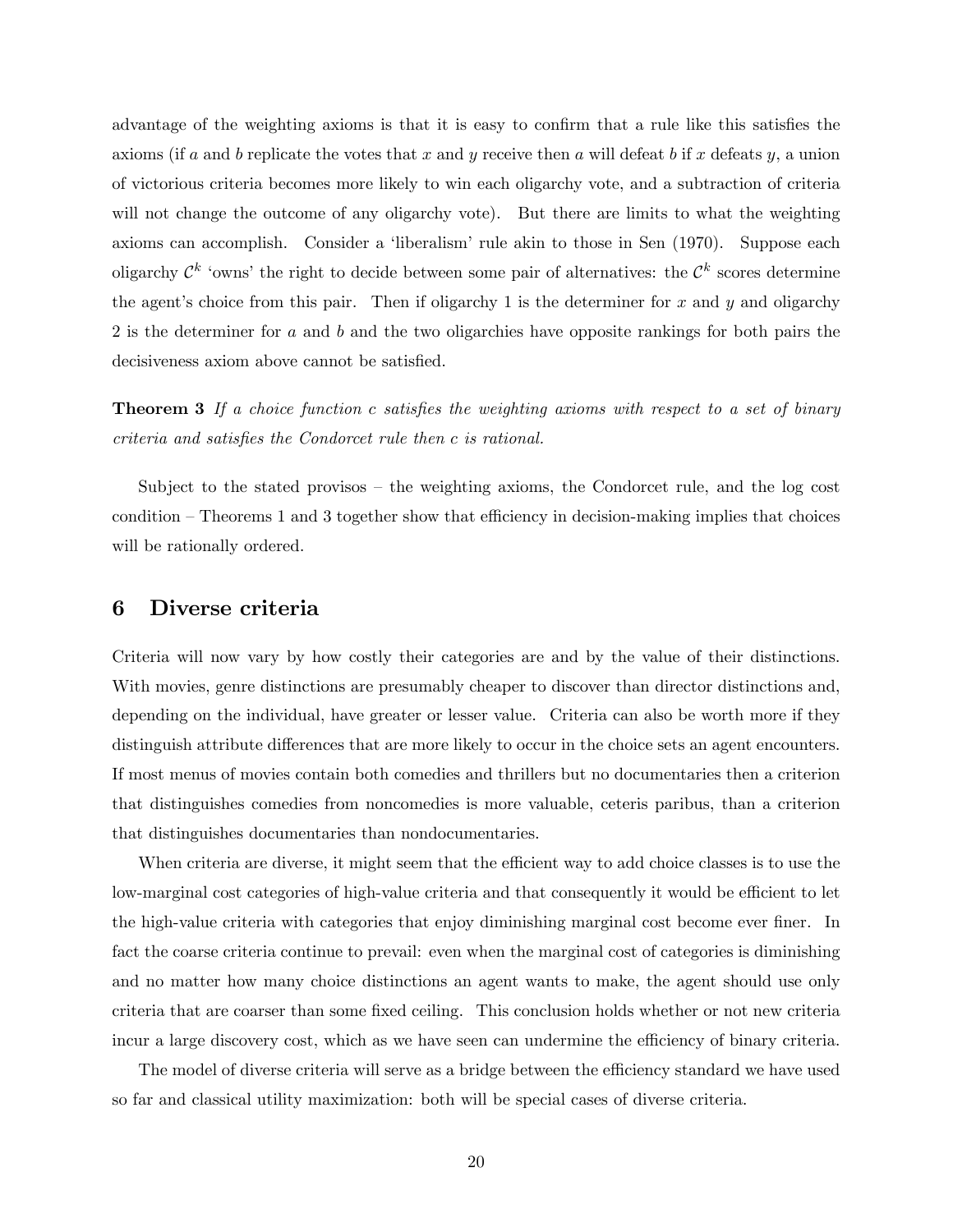advantage of the weighting axioms is that it is easy to confirm that a rule like this satisfies the axioms (if $a$ and $b$ replicate the votes that $x$ and $y$ receive then $a$ will defeat $b$ if $x$ defeats $y$, a union of victorious criteria becomes more likely to win each oligarchy vote, and a subtraction of criteria will not change the outcome of any oligarchy vote). But there are limits to what the weighting axioms can accomplish. Consider a 'liberalism' rule akin to those in Sen (1970). Suppose each oligarchy $\mathcal{C}^k$ 'owns' the right to decide between some pair of alternatives: the $\mathcal{C}^k$ scores determine the agent's choice from this pair. Then if oligarchy 1 is the determiner for $x$ and $y$ and oligarchy 2 is the determiner for $a$ and $b$ and the two oligarchies have opposite rankings for both pairs the decisiveness axiom above cannot be satisfied.

**Theorem 3** *If a choice function $c$ satisfies the weighting axioms with respect to a set of binary criteria and satisfies the Condorcet rule then $c$ is rational.*

Subject to the stated provisos – the weighting axioms, the Condorcet rule, and the log cost condition – Theorems 1 and 3 together show that efficiency in decision-making implies that choices will be rationally ordered.

## 6 Diverse criteria

Criteria will now vary by how costly their categories are and by the value of their distinctions. With movies, genre distinctions are presumably cheaper to discover than director distinctions and, depending on the individual, have greater or lesser value. Criteria can also be worth more if they distinguish attribute differences that are more likely to occur in the choice sets an agent encounters. If most menus of movies contain both comedies and thrillers but no documentaries then a criterion that distinguishes comedies from noncomedies is more valuable, ceteris paribus, than a criterion that distinguishes documentaries than nondocumentaries.

When criteria are diverse, it might seem that the efficient way to add choice classes is to use the low-marginal cost categories of high-value criteria and that consequently it would be efficient to let the high-value criteria with categories that enjoy diminishing marginal cost become ever finer. In fact the coarse criteria continue to prevail: even when the marginal cost of categories is diminishing and no matter how many choice distinctions an agent wants to make, the agent should use only criteria that are coarser than some fixed ceiling. This conclusion holds whether or not new criteria incur a large discovery cost, which as we have seen can undermine the efficiency of binary criteria.

The model of diverse criteria will serve as a bridge between the efficiency standard we have used so far and classical utility maximization: both will be special cases of diverse criteria.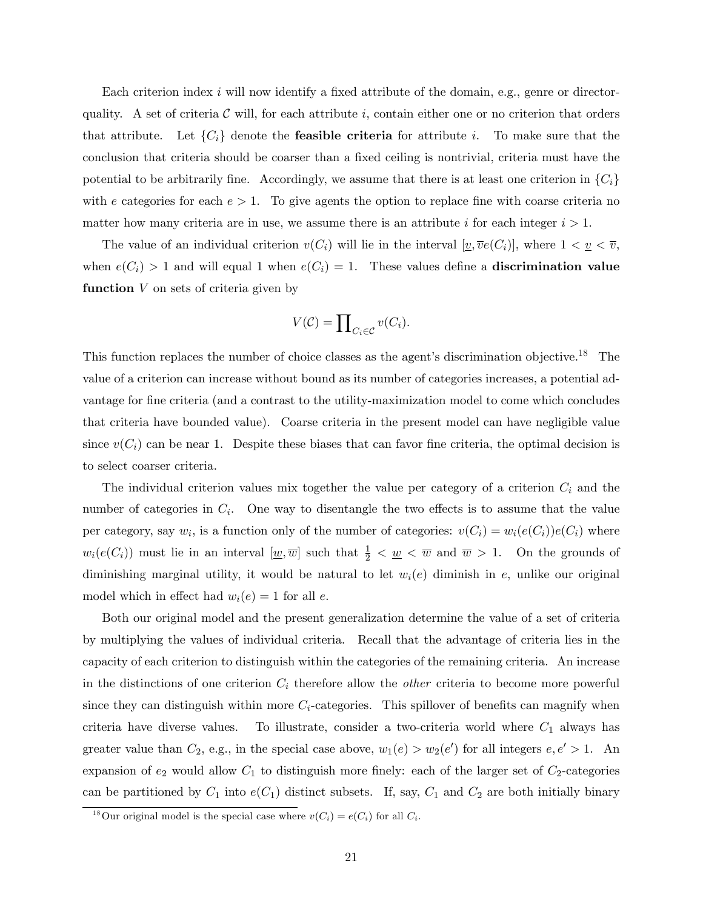Each criterion index $i$ will now identify a fixed attribute of the domain, e.g., genre or director-quality. A set of criteria $\mathcal{C}$ will, for each attribute $i$, contain either one or no criterion that orders that attribute. Let $\{C_i\}$ denote the **feasible criteria** for attribute $i$. To make sure that the conclusion that criteria should be coarser than a fixed ceiling is nontrivial, criteria must have the potential to be arbitrarily fine. Accordingly, we assume that there is at least one criterion in $\{C_i\}$ with $e$ categories for each $e > 1$. To give agents the option to replace fine with coarse criteria no matter how many criteria are in use, we assume there is an attribute $i$ for each integer $i > 1$.

The value of an individual criterion $v(C_i)$ will lie in the interval $[\underline{v}, \overline{v}e(C_i)]$, where $1 < \underline{v} < \overline{v}$, when $e(C_i) > 1$ and will equal 1 when $e(C_i) = 1$. These values define a **discrimination value function** $V$ on sets of criteria given by

$$V(\mathcal{C}) = \prod\nolimits_{C_i \in \mathcal{C}} v(C_i).$$

This function replaces the number of choice classes as the agent's discrimination objective.[18] The value of a criterion can increase without bound as its number of categories increases, a potential advantage for fine criteria (and a contrast to the utility-maximization model to come which concludes that criteria have bounded value). Coarse criteria in the present model can have negligible value since $v(C_i)$ can be near 1. Despite these biases that can favor fine criteria, the optimal decision is to select coarser criteria.

The individual criterion values mix together the value per category of a criterion $C_i$ and the number of categories in $C_i$. One way to disentangle the two effects is to assume that the value per category, say $w_i$, is a function only of the number of categories: $v(C_i) = w_i(e(C_i))e(C_i)$ where $w_i(e(C_i))$ must lie in an interval $[\underline{w}, \overline{w}]$ such that $\frac{1}{2} < \underline{w} < \overline{w}$ and $\overline{w} > 1$. On the grounds of diminishing marginal utility, it would be natural to let $w_i(e)$ diminish in $e$, unlike our original model which in effect had $w_i(e) = 1$ for all $e$.

Both our original model and the present generalization determine the value of a set of criteria by multiplying the values of individual criteria. Recall that the advantage of criteria lies in the capacity of each criterion to distinguish within the categories of the remaining criteria. An increase in the distinctions of one criterion $C_i$ therefore allow the *other* criteria to become more powerful since they can distinguish within more $C_i$-categories. This spillover of benefits can magnify when criteria have diverse values. To illustrate, consider a two-criteria world where $C_1$ always has greater value than $C_2$, e.g., in the special case above, $w_1(e) > w_2(e')$ for all integers $e, e' > 1$. An expansion of $e_2$ would allow $C_1$ to distinguish more finely: each of the larger set of $C_2$-categories can be partitioned by $C_1$ into $e(C_1)$ distinct subsets. If, say, $C_1$ and $C_2$ are both initially binary

[18] Our original model is the special case where $v(C_i) = e(C_i)$ for all $C_i$.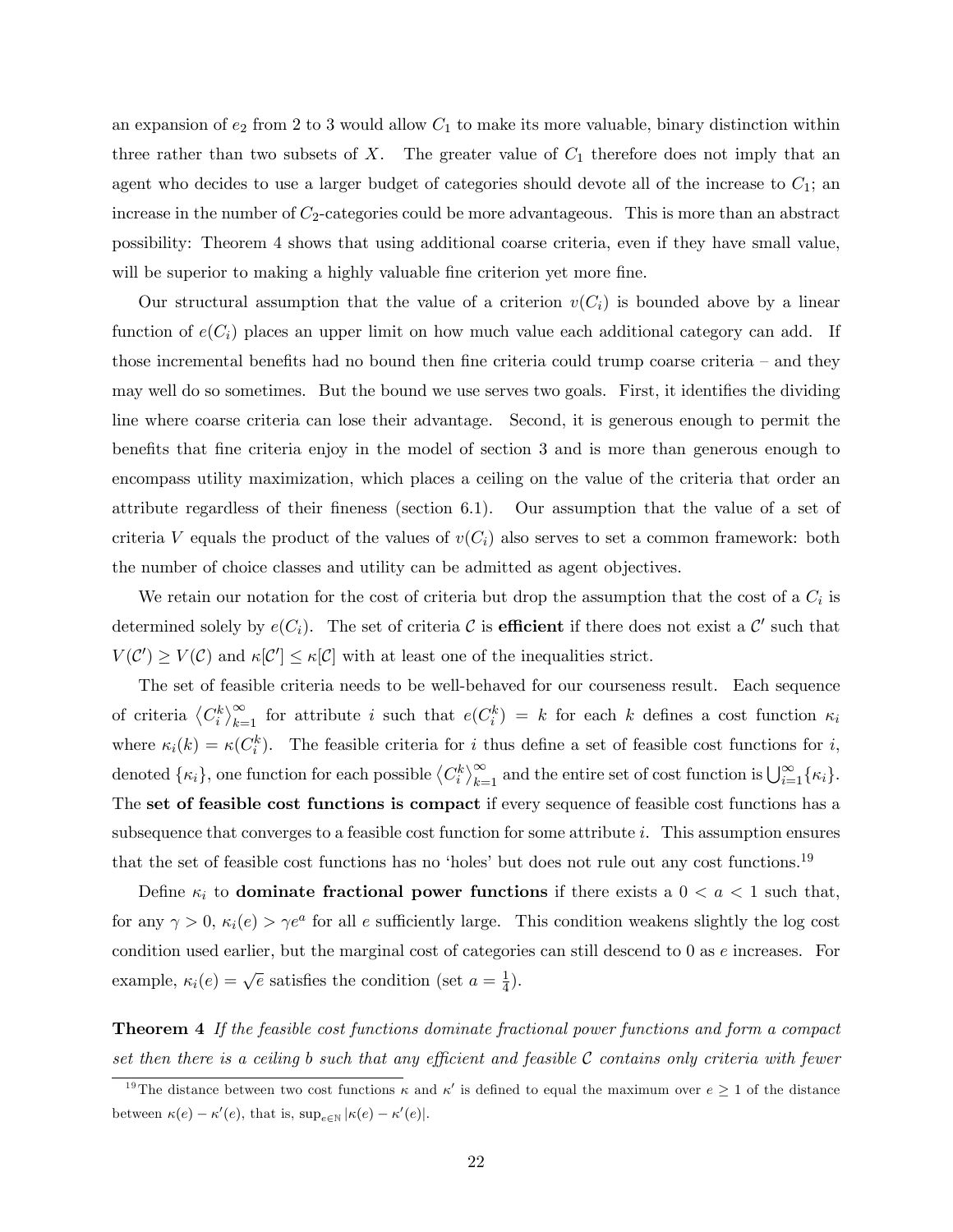an expansion of $e_2$ from 2 to 3 would allow $C_1$ to make its more valuable, binary distinction within three rather than two subsets of $X$. The greater value of $C_1$ therefore does not imply that an agent who decides to use a larger budget of categories should devote all of the increase to $C_1$; an increase in the number of $C_2$-categories could be more advantageous. This is more than an abstract possibility: Theorem 4 shows that using additional coarse criteria, even if they have small value, will be superior to making a highly valuable fine criterion yet more fine.

Our structural assumption that the value of a criterion $v(C_i)$ is bounded above by a linear function of $e(C_i)$ places an upper limit on how much value each additional category can add. If those incremental benefits had no bound then fine criteria could trump coarse criteria – and they may well do so sometimes. But the bound we use serves two goals. First, it identifies the dividing line where coarse criteria can lose their advantage. Second, it is generous enough to permit the benefits that fine criteria enjoy in the model of section 3 and is more than generous enough to encompass utility maximization, which places a ceiling on the value of the criteria that order an attribute regardless of their fineness (section 6.1). Our assumption that the value of a set of criteria $V$ equals the product of the values of $v(C_i)$ also serves to set a common framework: both the number of choice classes and utility can be admitted as agent objectives.

We retain our notation for the cost of criteria but drop the assumption that the cost of a $C_i$ is determined solely by $e(C_i)$. The set of criteria $\mathcal{C}$ is **efficient** if there does not exist a $\mathcal{C}'$ such that $V(\mathcal{C}') \geq V(\mathcal{C})$ and $\kappa[\mathcal{C}'] \leq \kappa[\mathcal{C}]$ with at least one of the inequalities strict.

The set of feasible criteria needs to be well-behaved for our courseness result. Each sequence of criteria $\langle C_i^k \rangle_{k=1}^{\infty}$ for attribute $i$ such that $e(C_i^k) = k$ for each $k$ defines a cost function $\kappa_i$ where $\kappa_i(k) = \kappa(C_i^k)$. The feasible criteria for $i$ thus define a set of feasible cost functions for $i$, denoted $\{\kappa_i\}$, one function for each possible $\langle C_i^k \rangle_{k=1}^{\infty}$ and the entire set of cost function is $\bigcup_{i=1}^{\infty} \{\kappa_i\}$. The **set of feasible cost functions is compact** if every sequence of feasible cost functions has a subsequence that converges to a feasible cost function for some attribute $i$. This assumption ensures that the set of feasible cost functions has no 'holes' but does not rule out any cost functions.[19]

Define $\kappa_i$ to **dominate fractional power functions** if there exists a $0 < a < 1$ such that, for any $\gamma > 0$, $\kappa_i(e) > \gamma e^a$ for all $e$ sufficiently large. This condition weakens slightly the log cost condition used earlier, but the marginal cost of categories can still descend to 0 as $e$ increases. For example, $\kappa_i(e) = \sqrt{e}$ satisfies the condition (set $a = \frac{1}{4}$).

**Theorem 4** *If the feasible cost functions dominate fractional power functions and form a compact set then there is a ceiling b such that any efficient and feasible $\mathcal{C}$ contains only criteria with fewer*

[19] The distance between two cost functions $\kappa$ and $\kappa'$ is defined to equal the maximum over $e \geq 1$ of the distance between $\kappa(e) - \kappa'(e)$, that is, $\sup_{e \in \mathbb{N}} |\kappa(e) - \kappa'(e)|$.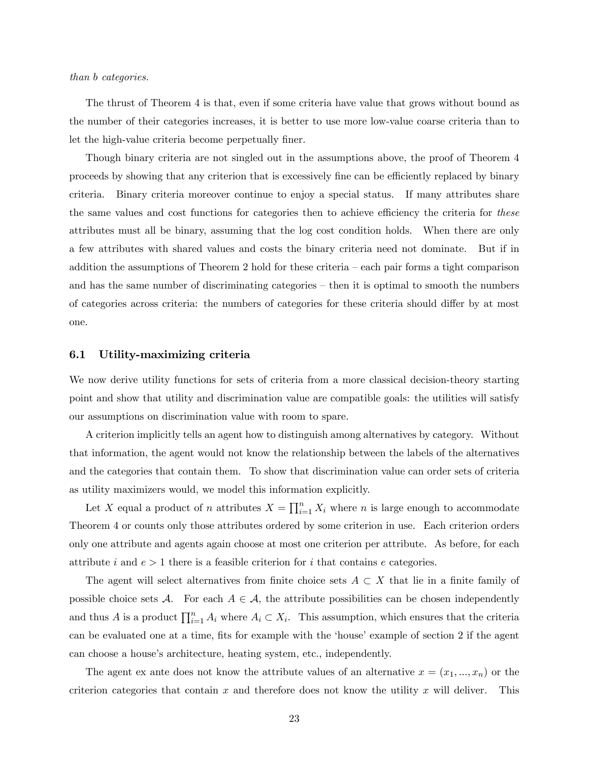*than b categories.*

The thrust of Theorem 4 is that, even if some criteria have value that grows without bound as the number of their categories increases, it is better to use more low-value coarse criteria than to let the high-value criteria become perpetually finer.

Though binary criteria are not singled out in the assumptions above, the proof of Theorem 4 proceeds by showing that any criterion that is excessively fine can be efficiently replaced by binary criteria. Binary criteria moreover continue to enjoy a special status. If many attributes share the same values and cost functions for categories then to achieve efficiency the criteria for *these* attributes must all be binary, assuming that the log cost condition holds. When there are only a few attributes with shared values and costs the binary criteria need not dominate. But if in addition the assumptions of Theorem 2 hold for these criteria – each pair forms a tight comparison and has the same number of discriminating categories – then it is optimal to smooth the numbers of categories across criteria: the numbers of categories for these criteria should differ by at most one.

### 6.1 Utility-maximizing criteria

We now derive utility functions for sets of criteria from a more classical decision-theory starting point and show that utility and discrimination value are compatible goals: the utilities will satisfy our assumptions on discrimination value with room to spare.

A criterion implicitly tells an agent how to distinguish among alternatives by category. Without that information, the agent would not know the relationship between the labels of the alternatives and the categories that contain them. To show that discrimination value can order sets of criteria as utility maximizers would, we model this information explicitly.

Let $X$ equal a product of $n$ attributes $X = \prod_{i=1}^{n} X_i$ where $n$ is large enough to accommodate Theorem 4 or counts only those attributes ordered by some criterion in use. Each criterion orders only one attribute and agents again choose at most one criterion per attribute. As before, for each attribute $i$ and $e > 1$ there is a feasible criterion for $i$ that contains $e$ categories.

The agent will select alternatives from finite choice sets $A \subset X$ that lie in a finite family of possible choice sets $\mathcal{A}$. For each $A \in \mathcal{A}$, the attribute possibilities can be chosen independently and thus $A$ is a product $\prod_{i=1}^{n} A_i$ where $A_i \subset X_i$. This assumption, which ensures that the criteria can be evaluated one at a time, fits for example with the 'house' example of section 2 if the agent can choose a house's architecture, heating system, etc., independently.

The agent ex ante does not know the attribute values of an alternative $x = (x_1, ..., x_n)$ or the criterion categories that contain $x$ and therefore does not know the utility $x$ will deliver. This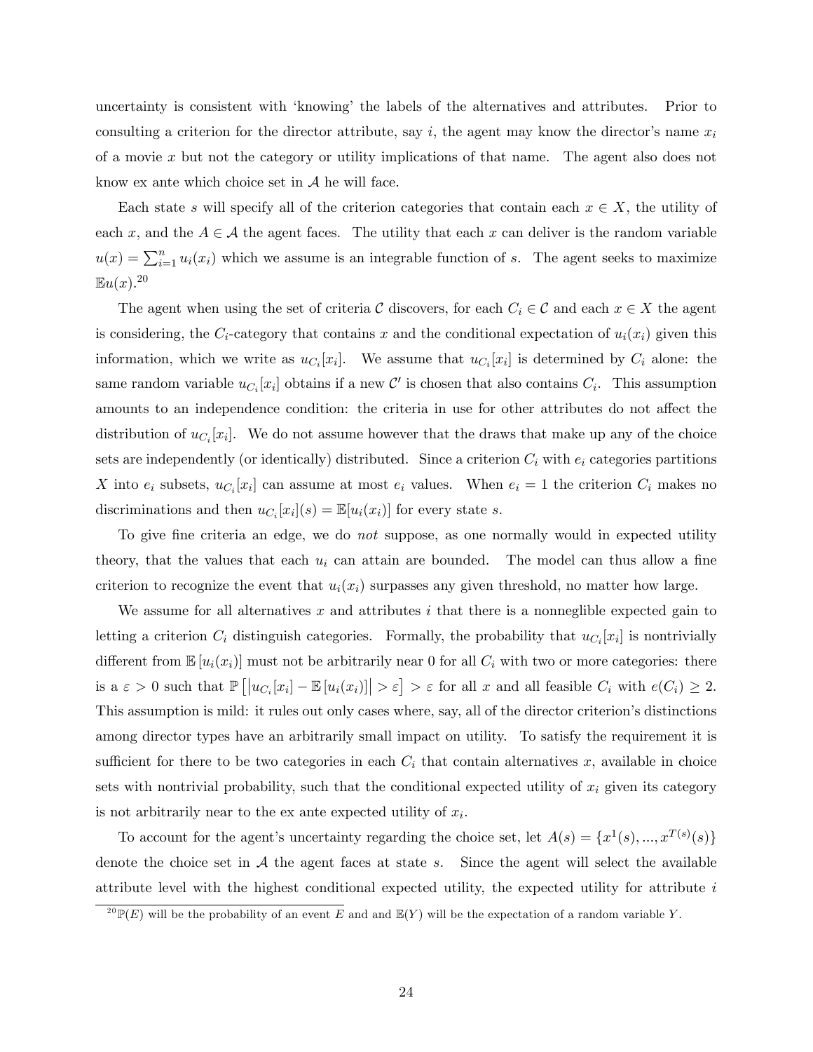uncertainty is consistent with 'knowing' the labels of the alternatives and attributes. Prior to consulting a criterion for the director attribute, say $i$, the agent may know the director's name $x_i$ of a movie $x$ but not the category or utility implications of that name. The agent also does not know ex ante which choice set in $\mathcal{A}$ he will face.

Each state $s$ will specify all of the criterion categories that contain each $x \in X$, the utility of each $x$, and the $A \in \mathcal{A}$ the agent faces. The utility that each $x$ can deliver is the random variable $u(x) = \sum_{i=1}^{n} u_i(x_i)$ which we assume is an integrable function of $s$. The agent seeks to maximize $\mathbb{E}u(x)$.[20]

The agent when using the set of criteria $\mathcal{C}$ discovers, for each $C_i \in \mathcal{C}$ and each $x \in X$ the agent is considering, the $C_i$-category that contains $x$ and the conditional expectation of $u_i(x_i)$ given this information, which we write as $u_{C_i}[x_i]$. We assume that $u_{C_i}[x_i]$ is determined by $C_i$ alone: the same random variable $u_{C_i}[x_i]$ obtains if a new $\mathcal{C}'$ is chosen that also contains $C_i$. This assumption amounts to an independence condition: the criteria in use for other attributes do not affect the distribution of $u_{C_i}[x_i]$. We do not assume however that the draws that make up any of the choice sets are independently (or identically) distributed. Since a criterion $C_i$ with $e_i$ categories partitions $X$ into $e_i$ subsets, $u_{C_i}[x_i]$ can assume at most $e_i$ values. When $e_i = 1$ the criterion $C_i$ makes no discriminations and then $u_{C_i}[x_i](s) = \mathbb{E}[u_i(x_i)]$ for every state $s$.

To give fine criteria an edge, we do *not* suppose, as one normally would in expected utility theory, that the values that each $u_i$ can attain are bounded. The model can thus allow a fine criterion to recognize the event that $u_i(x_i)$ surpasses any given threshold, no matter how large.

We assume for all alternatives $x$ and attributes $i$ that there is a nonneglible expected gain to letting a criterion $C_i$ distinguish categories. Formally, the probability that $u_{C_i}[x_i]$ is nontrivially different from $\mathbb{E}[u_i(x_i)]$ must not be arbitrarily near 0 for all $C_i$ with two or more categories: there is a $\varepsilon > 0$ such that $\mathbb{P}\left[\left|u_{C_i}[x_i] - \mathbb{E}[u_i(x_i)]\right| > \varepsilon\right] > \varepsilon$ for all $x$ and all feasible $C_i$ with $e(C_i) \geq 2$. This assumption is mild: it rules out only cases where, say, all of the director criterion's distinctions among director types have an arbitrarily small impact on utility. To satisfy the requirement it is sufficient for there to be two categories in each $C_i$ that contain alternatives $x$, available in choice sets with nontrivial probability, such that the conditional expected utility of $x_i$ given its category is not arbitrarily near to the ex ante expected utility of $x_i$.

To account for the agent's uncertainty regarding the choice set, let $A(s) = \{x^1(s), ..., x^{T(s)}(s)\}$ denote the choice set in $\mathcal{A}$ the agent faces at state $s$. Since the agent will select the available attribute level with the highest conditional expected utility, the expected utility for attribute $i$

[20] $\mathbb{P}(E)$ will be the probability of an event $E$ and and $\mathbb{E}(Y)$ will be the expectation of a random variable $Y$.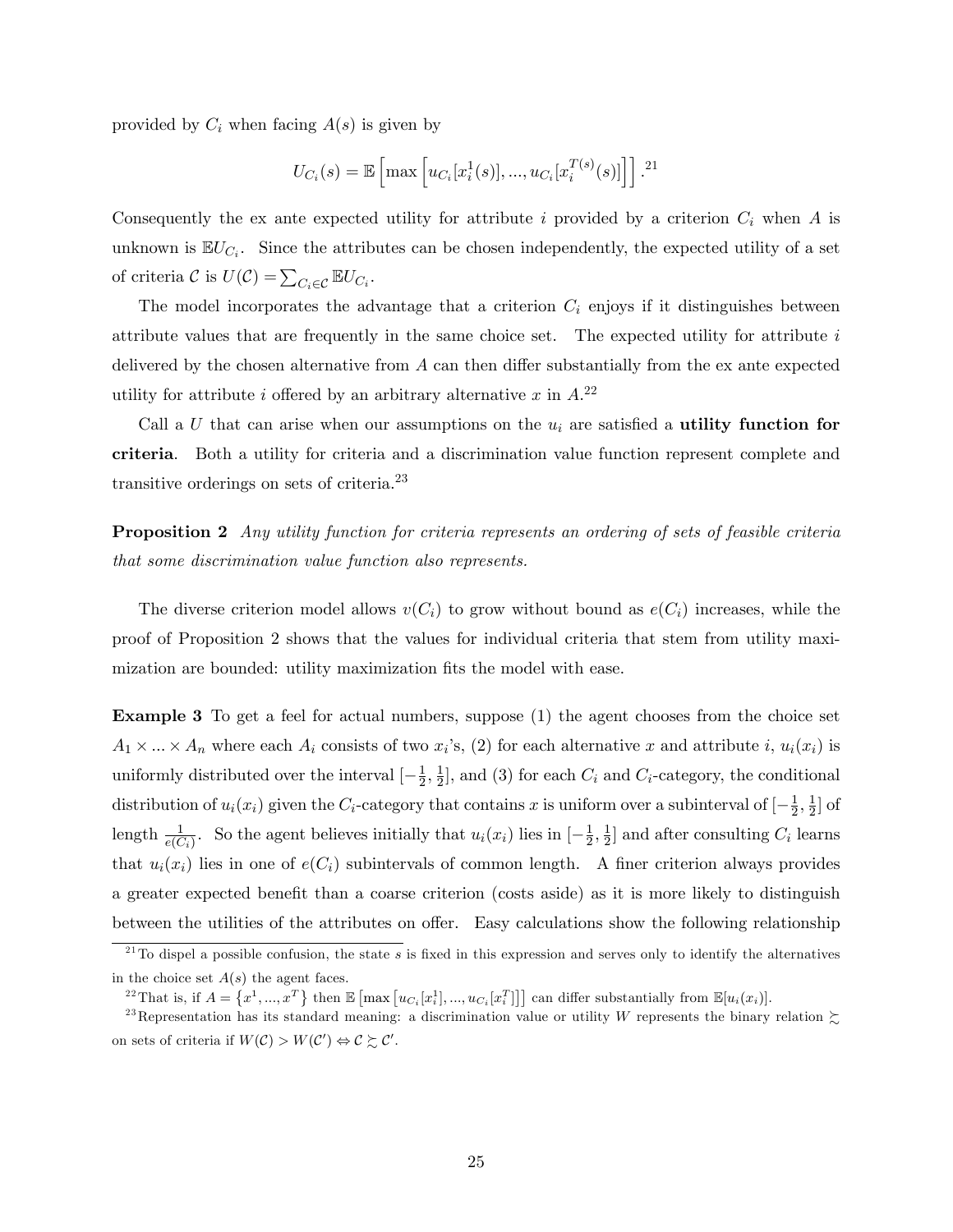provided by $C_i$ when facing $A(s)$ is given by

$$U_{C_i}(s) = \mathbb{E}\left[\max\left[u_{C_i}[x_i^1(s)], ..., u_{C_i}[x_i^{T(s)}(s)]\right]\right].^{21}$$

Consequently the ex ante expected utility for attribute $i$ provided by a criterion $C_i$ when $A$ is unknown is $\mathbb{E}U_{C_i}$. Since the attributes can be chosen independently, the expected utility of a set of criteria $\mathcal{C}$ is $U(\mathcal{C}) = \sum_{C_i \in \mathcal{C}} \mathbb{E}U_{C_i}$.

The model incorporates the advantage that a criterion $C_i$ enjoys if it distinguishes between attribute values that are frequently in the same choice set. The expected utility for attribute $i$ delivered by the chosen alternative from $A$ can then differ substantially from the ex ante expected utility for attribute $i$ offered by an arbitrary alternative $x$ in $A$.[22]

Call a $U$ that can arise when our assumptions on the $u_i$ are satisfied a **utility function for criteria**. Both a utility for criteria and a discrimination value function represent complete and transitive orderings on sets of criteria.[23]

**Proposition 2** *Any utility function for criteria represents an ordering of sets of feasible criteria that some discrimination value function also represents.*

The diverse criterion model allows $v(C_i)$ to grow without bound as $e(C_i)$ increases, while the proof of Proposition 2 shows that the values for individual criteria that stem from utility maximization are bounded: utility maximization fits the model with ease.

**Example 3** To get a feel for actual numbers, suppose (1) the agent chooses from the choice set $A_1 \times ... \times A_n$ where each $A_i$ consists of two $x_i$'s, (2) for each alternative $x$ and attribute $i$, $u_i(x_i)$ is uniformly distributed over the interval $[-\frac{1}{2}, \frac{1}{2}]$, and (3) for each $C_i$ and $C_i$-category, the conditional distribution of $u_i(x_i)$ given the $C_i$-category that contains $x$ is uniform over a subinterval of $[-\frac{1}{2}, \frac{1}{2}]$ of length $\frac{1}{e(C_i)}$. So the agent believes initially that $u_i(x_i)$ lies in $[-\frac{1}{2}, \frac{1}{2}]$ and after consulting $C_i$ learns that $u_i(x_i)$ lies in one of $e(C_i)$ subintervals of common length. A finer criterion always provides a greater expected benefit than a coarse criterion (costs aside) as it is more likely to distinguish between the utilities of the attributes on offer. Easy calculations show the following relationship

---

[21] To dispel a possible confusion, the state $s$ is fixed in this expression and serves only to identify the alternatives in the choice set $A(s)$ the agent faces.

[22] That is, if $A = \{x^1, ..., x^T\}$ then $\mathbb{E}\left[\max\left[u_{C_i}[x_i^1], ..., u_{C_i}[x_i^T]\right]\right]$ can differ substantially from $\mathbb{E}[u_i(x_i)]$.

[23] Representation has its standard meaning: a discrimination value or utility $W$ represents the binary relation $\succsim$ on sets of criteria if $W(\mathcal{C}) > W(\mathcal{C}') \Leftrightarrow \mathcal{C} \succsim \mathcal{C}'$.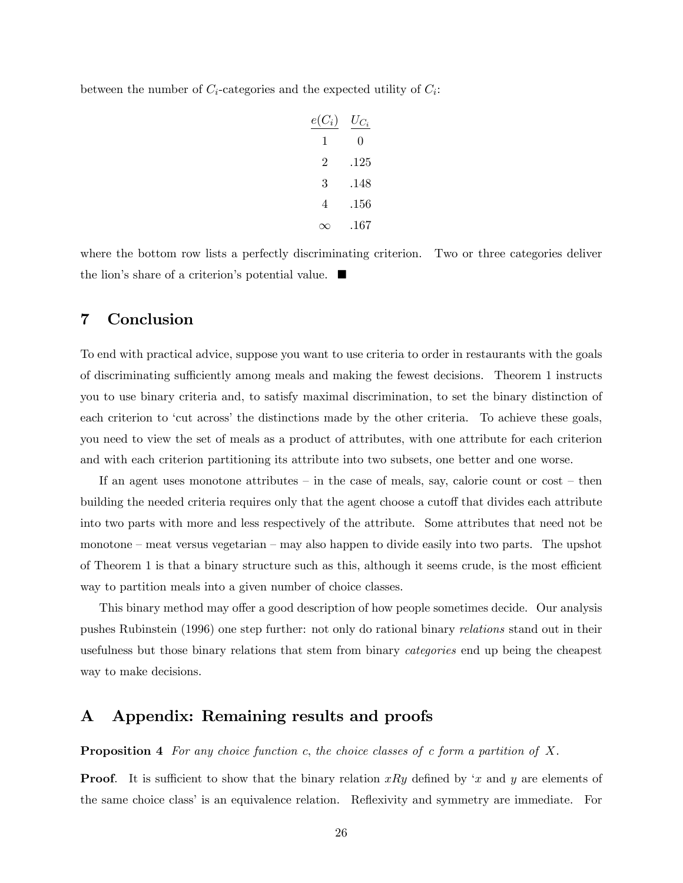between the number of $C_i$-categories and the expected utility of $C_i$:

| $e(C_i)$ | $U_{C_i}$ |
|---|---|
| 1 | 0 |
| 2 | .125 |
| 3 | .148 |
| 4 | .156 |
| $\infty$ | .167 |

where the bottom row lists a perfectly discriminating criterion. Two or three categories deliver the lion's share of a criterion's potential value. ■

# 7 Conclusion

To end with practical advice, suppose you want to use criteria to order in restaurants with the goals of discriminating sufficiently among meals and making the fewest decisions. Theorem 1 instructs you to use binary criteria and, to satisfy maximal discrimination, to set the binary distinction of each criterion to 'cut across' the distinctions made by the other criteria. To achieve these goals, you need to view the set of meals as a product of attributes, with one attribute for each criterion and with each criterion partitioning its attribute into two subsets, one better and one worse.

If an agent uses monotone attributes – in the case of meals, say, calorie count or cost – then building the needed criteria requires only that the agent choose a cutoff that divides each attribute into two parts with more and less respectively of the attribute. Some attributes that need not be monotone – meat versus vegetarian – may also happen to divide easily into two parts. The upshot of Theorem 1 is that a binary structure such as this, although it seems crude, is the most efficient way to partition meals into a given number of choice classes.

This binary method may offer a good description of how people sometimes decide. Our analysis pushes Rubinstein (1996) one step further: not only do rational binary *relations* stand out in their usefulness but those binary relations that stem from binary *categories* end up being the cheapest way to make decisions.

# A Appendix: Remaining results and proofs

**Proposition 4** *For any choice function $c$, the choice classes of $c$ form a partition of $X$.*

**Proof**. It is sufficient to show that the binary relation $xRy$ defined by '$x$ and $y$ are elements of the same choice class' is an equivalence relation. Reflexivity and symmetry are immediate. For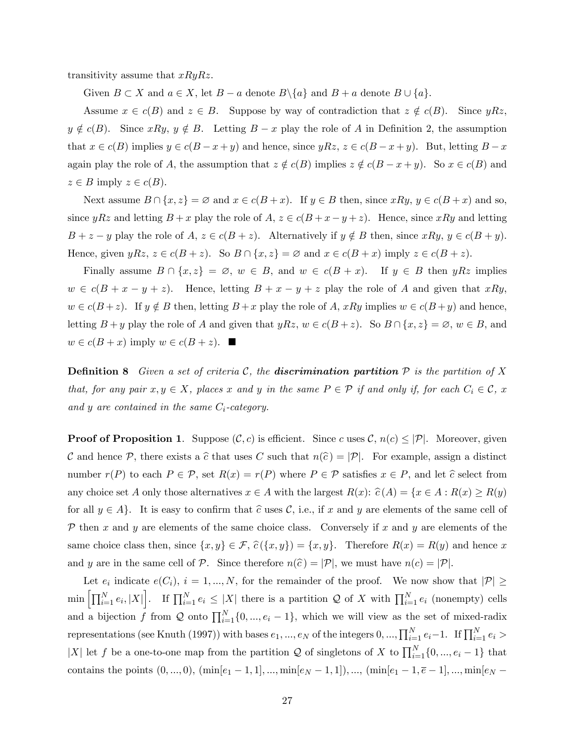transitivity assume that $xRyRz$.

Given $B \subset X$ and $a \in X$, let $B - a$ denote $B \backslash \{a\}$ and $B + a$ denote $B \cup \{a\}$.

Assume $x \in c(B)$ and $z \in B$. Suppose by way of contradiction that $z \notin c(B)$. Since $yRz$, $y \notin c(B)$. Since $xRy$, $y \notin B$. Letting $B - x$ play the role of $A$ in Definition 2, the assumption that $x \in c(B)$ implies $y \in c(B - x + y)$ and hence, since $yRz$, $z \in c(B - x + y)$. But, letting $B - x$ again play the role of $A$, the assumption that $z \notin c(B)$ implies $z \notin c(B - x + y)$. So $x \in c(B)$ and $z \in B$ imply $z \in c(B)$.

Next assume $B \cap \{x, z\} = \varnothing$ and $x \in c(B + x)$. If $y \in B$ then, since $xRy$, $y \in c(B + x)$ and so, since $yRz$ and letting $B + x$ play the role of $A$, $z \in c(B + x - y + z)$. Hence, since $xRy$ and letting $B + z - y$ play the role of $A$, $z \in c(B + z)$. Alternatively if $y \notin B$ then, since $xRy$, $y \in c(B + y)$. Hence, given $yRz$, $z \in c(B + z)$. So $B \cap \{x, z\} = \varnothing$ and $x \in c(B + x)$ imply $z \in c(B + z)$.

Finally assume $B \cap \{x, z\} = \varnothing$, $w \in B$, and $w \in c(B + x)$. If $y \in B$ then $yRz$ implies $w \in c(B + x - y + z)$. Hence, letting $B + x - y + z$ play the role of $A$ and given that $xRy$, $w \in c(B + z)$. If $y \notin B$ then, letting $B + x$ play the role of $A$, $xRy$ implies $w \in c(B + y)$ and hence, letting $B + y$ play the role of $A$ and given that $yRz$, $w \in c(B + z)$. So $B \cap \{x, z\} = \varnothing$, $w \in B$, and $w \in c(B + x)$ imply $w \in c(B + z)$. ■

**Definition 8** *Given a set of criteria $\mathcal{C}$, the* ***discrimination partition*** *$\mathcal{P}$ is the partition of $X$ that, for any pair $x, y \in X$, places $x$ and $y$ in the same $P \in \mathcal{P}$ if and only if, for each $C_i \in \mathcal{C}$, $x$ and $y$ are contained in the same $C_i$-category.*

**Proof of Proposition 1**. Suppose $(\mathcal{C}, c)$ is efficient. Since $c$ uses $\mathcal{C}$, $n(c) \leq |\mathcal{P}|$. Moreover, given $\mathcal{C}$ and hence $\mathcal{P}$, there exists a $\widehat{c}$ that uses $C$ such that $n(\widehat{c}) = |\mathcal{P}|$. For example, assign a distinct number $r(P)$ to each $P \in \mathcal{P}$, set $R(x) = r(P)$ where $P \in \mathcal{P}$ satisfies $x \in P$, and let $\widehat{c}$ select from any choice set $A$ only those alternatives $x \in A$ with the largest $R(x)$: $\widehat{c}(A) = \{x \in A : R(x) \geq R(y)$ for all $y \in A\}$. It is easy to confirm that $\widehat{c}$ uses $\mathcal{C}$, i.e., if $x$ and $y$ are elements of the same cell of $\mathcal{P}$ then $x$ and $y$ are elements of the same choice class. Conversely if $x$ and $y$ are elements of the same choice class then, since $\{x, y\} \in \mathcal{F}$, $\widehat{c}(\{x, y\}) = \{x, y\}$. Therefore $R(x) = R(y)$ and hence $x$ and $y$ are in the same cell of $\mathcal{P}$. Since therefore $n(\widehat{c}) = |\mathcal{P}|$, we must have $n(c) = |\mathcal{P}|$.

Let $e_i$ indicate $e(C_i)$, $i = 1, ..., N$, for the remainder of the proof. We now show that $|\mathcal{P}| \geq \min\left[\prod_{i=1}^{N} e_i, |X|\right]$. If $\prod_{i=1}^{N} e_i \leq |X|$ there is a partition $\mathcal{Q}$ of $X$ with $\prod_{i=1}^{N} e_i$ (nonempty) cells and a bijection $f$ from $\mathcal{Q}$ onto $\prod_{i=1}^{N}\{0, ..., e_i - 1\}$, which we will view as the set of mixed-radix representations (see Knuth (1997)) with bases $e_1, ..., e_N$ of the integers $0, ..., \prod_{i=1}^{N} e_i - 1$. If $\prod_{i=1}^{N} e_i > |X|$ let $f$ be a one-to-one map from the partition $\mathcal{Q}$ of singletons of $X$ to $\prod_{i=1}^{N}\{0, ..., e_i - 1\}$ that contains the points $(0, ..., 0)$, $(\min[e_1 - 1, 1], ..., \min[e_N - 1, 1])$, ..., $(\min[e_1 - 1, \overline{e} - 1], ..., \min[e_N -$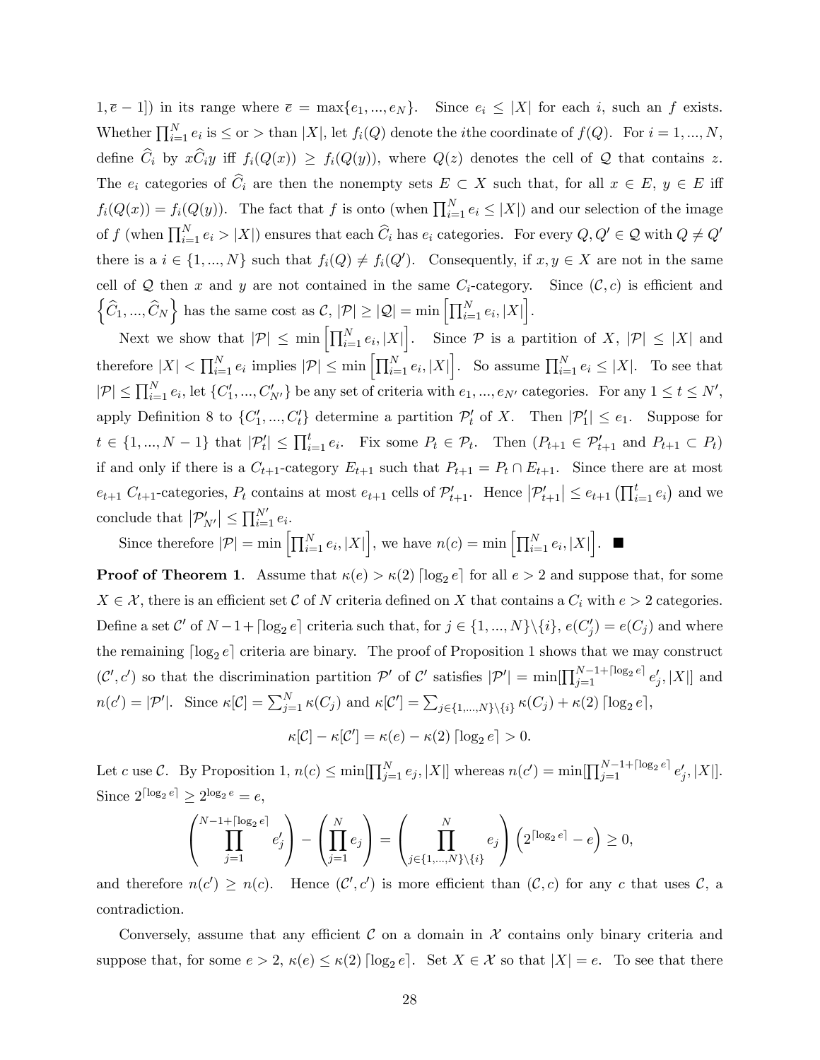$1, \overline{e}-1]$) in its range where $\overline{e} = \max\{e_1, ..., e_N\}$. Since $e_i \leq |X|$ for each $i$, such an $f$ exists. Whether $\prod_{i=1}^{N} e_i$ is $\leq$ or $>$ than $|X|$, let $f_i(Q)$ denote the $i$the coordinate of $f(Q)$. For $i = 1, ..., N$, define $\widehat{C}_i$ by $x\widehat{C}_i y$ iff $f_i(Q(x)) \geq f_i(Q(y))$, where $Q(z)$ denotes the cell of $\mathcal{Q}$ that contains $z$. The $e_i$ categories of $\widehat{C}_i$ are then the nonempty sets $E \subset X$ such that, for all $x \in E$, $y \in E$ iff $f_i(Q(x)) = f_i(Q(y))$. The fact that $f$ is onto (when $\prod_{i=1}^{N} e_i \leq |X|$) and our selection of the image of $f$ (when $\prod_{i=1}^{N} e_i > |X|$) ensures that each $\widehat{C}_i$ has $e_i$ categories. For every $Q, Q' \in \mathcal{Q}$ with $Q \neq Q'$ there is a $i \in \{1, ..., N\}$ such that $f_i(Q) \neq f_i(Q')$. Consequently, if $x, y \in X$ are not in the same cell of $\mathcal{Q}$ then $x$ and $y$ are not contained in the same $C_i$-category. Since $(\mathcal{C}, c)$ is efficient and $\left\{\widehat{C}_1, ..., \widehat{C}_N\right\}$ has the same cost as $\mathcal{C}$, $|\mathcal{P}| \geq |\mathcal{Q}| = \min\left[\prod_{i=1}^{N} e_i, |X|\right]$.

Next we show that $|\mathcal{P}| \leq \min\left[\prod_{i=1}^{N} e_i, |X|\right]$. Since $\mathcal{P}$ is a partition of $X$, $|\mathcal{P}| \leq |X|$ and therefore $|X| < \prod_{i=1}^{N} e_i$ implies $|\mathcal{P}| \leq \min\left[\prod_{i=1}^{N} e_i, |X|\right]$. So assume $\prod_{i=1}^{N} e_i \leq |X|$. To see that $|\mathcal{P}| \leq \prod_{i=1}^{N} e_i$, let $\{C'_1, ..., C'_{N'}\}$ be any set of criteria with $e_1, ..., e_{N'}$ categories. For any $1 \leq t \leq N'$, apply Definition 8 to $\{C'_1, ..., C'_t\}$ determine a partition $\mathcal{P}'_t$ of $X$. Then $|\mathcal{P}'_1| \leq e_1$. Suppose for $t \in \{1, ..., N-1\}$ that $|\mathcal{P}'_t| \leq \prod_{i=1}^{t} e_i$. Fix some $P_t \in \mathcal{P}_t$. Then ($P_{t+1} \in \mathcal{P}'_{t+1}$ and $P_{t+1} \subset P_t$) if and only if there is a $C_{t+1}$-category $E_{t+1}$ such that $P_{t+1} = P_t \cap E_{t+1}$. Since there are at most $e_{t+1}$ $C_{t+1}$-categories, $P_t$ contains at most $e_{t+1}$ cells of $\mathcal{P}'_{t+1}$. Hence $\left|\mathcal{P}'_{t+1}\right| \leq e_{t+1}\left(\prod_{i=1}^{t} e_i\right)$ and we conclude that $\left|\mathcal{P}'_{N'}\right| \leq \prod_{i=1}^{N'} e_i$.

Since therefore $|\mathcal{P}| = \min\left[\prod_{i=1}^{N} e_i, |X|\right]$, we have $n(c) = \min\left[\prod_{i=1}^{N} e_i, |X|\right]$. ■

**Proof of Theorem 1**. Assume that $\kappa(e) > \kappa(2)\lceil \log_2 e \rceil$ for all $e > 2$ and suppose that, for some $X \in \mathcal{X}$, there is an efficient set $\mathcal{C}$ of $N$ criteria defined on $X$ that contains a $C_i$ with $e > 2$ categories. Define a set $\mathcal{C}'$ of $N - 1 + \lceil \log_2 e \rceil$ criteria such that, for $j \in \{1, ..., N\} \backslash \{i\}$, $e(C'_j) = e(C_j)$ and where the remaining $\lceil \log_2 e \rceil$ criteria are binary. The proof of Proposition 1 shows that we may construct $(\mathcal{C}', c')$ so that the discrimination partition $\mathcal{P}'$ of $\mathcal{C}'$ satisfies $|\mathcal{P}'| = \min[\prod_{j=1}^{N-1+\lceil \log_2 e \rceil} e'_j, |X|]$ and $n(c') = |\mathcal{P}'|$. Since $\kappa[\mathcal{C}] = \sum_{j=1}^{N} \kappa(C_j)$ and $\kappa[\mathcal{C}'] = \sum_{j \in \{1,...,N\} \backslash \{i\}} \kappa(C_j) + \kappa(2)\lceil \log_2 e \rceil$,

$$\kappa[\mathcal{C}] - \kappa[\mathcal{C}'] = \kappa(e) - \kappa(2)\lceil \log_2 e \rceil > 0.$$

Let $c$ use $\mathcal{C}$. By Proposition 1, $n(c) \leq \min[\prod_{j=1}^{N} e_j, |X|]$ whereas $n(c') = \min[\prod_{j=1}^{N-1+\lceil \log_2 e \rceil} e'_j, |X|]$. Since $2^{\lceil \log_2 e \rceil} \geq 2^{\log_2 e} = e$,

$$\left(\prod_{j=1}^{N-1+\lceil \log_2 e \rceil} e'_j\right) - \left(\prod_{j=1}^{N} e_j\right) = \left(\prod_{j \in \{1,...,N\} \backslash \{i\}}^{N} e_j\right)\left(2^{\lceil \log_2 e \rceil} - e\right) \geq 0,$$

and therefore $n(c') \geq n(c)$. Hence $(\mathcal{C}', c')$ is more efficient than $(\mathcal{C}, c)$ for any $c$ that uses $\mathcal{C}$, a contradiction.

Conversely, assume that any efficient $\mathcal{C}$ on a domain in $\mathcal{X}$ contains only binary criteria and suppose that, for some $e > 2$, $\kappa(e) \leq \kappa(2)\lceil \log_2 e \rceil$. Set $X \in \mathcal{X}$ so that $|X| = e$. To see that there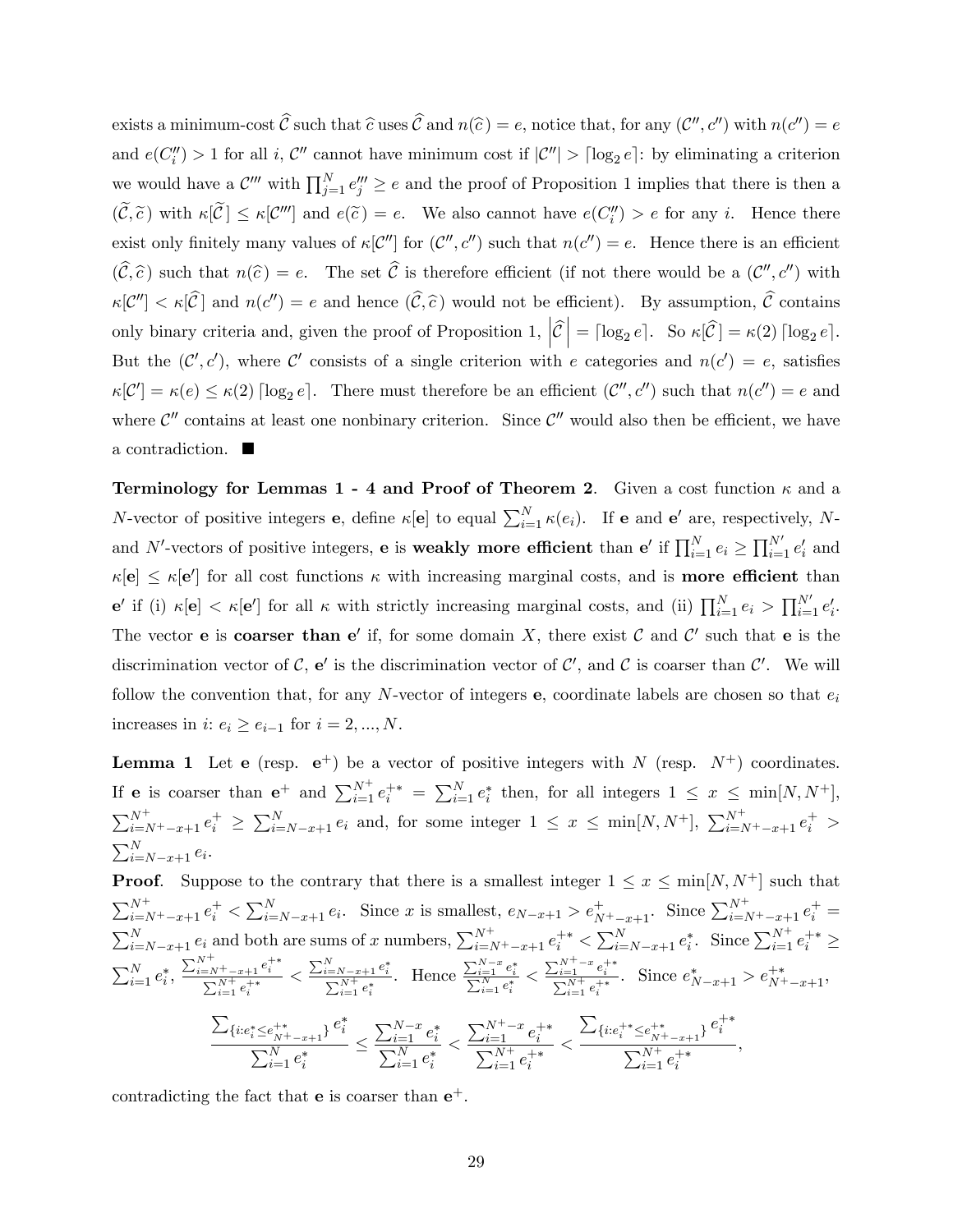exists a minimum-cost $\widehat{\mathcal{C}}$ such that $\widehat{c}$ uses $\widehat{\mathcal{C}}$ and $n(\widehat{c}) = e$, notice that, for any $(\mathcal{C}'', c'')$ with $n(c'') = e$ and $e(C''_i) > 1$ for all $i$, $\mathcal{C}''$ cannot have minimum cost if $|\mathcal{C}''| > \lceil \log_2 e \rceil$: by eliminating a criterion we would have a $\mathcal{C}'''$ with $\prod_{j=1}^{N} e'''_j \geq e$ and the proof of Proposition 1 implies that there is then a $(\widetilde{\mathcal{C}}, \widetilde{c})$ with $\kappa[\widetilde{\mathcal{C}}] \leq \kappa[\mathcal{C}''']$ and $e(\widetilde{c}) = e$. We also cannot have $e(C''_i) > e$ for any $i$. Hence there exist only finitely many values of $\kappa[\mathcal{C}'']$ for $(\mathcal{C}'', c'')$ such that $n(c'') = e$. Hence there is an efficient $(\widehat{\mathcal{C}}, \widehat{c})$ such that $n(\widehat{c}) = e$. The set $\widehat{\mathcal{C}}$ is therefore efficient (if not there would be a $(\mathcal{C}'', c'')$ with $\kappa[\mathcal{C}''] < \kappa[\widehat{\mathcal{C}}]$ and $n(c'') = e$ and hence $(\widehat{\mathcal{C}}, \widehat{c})$ would not be efficient). By assumption, $\widehat{\mathcal{C}}$ contains only binary criteria and, given the proof of Proposition 1, $\left|\widehat{\mathcal{C}}\right| = \lceil \log_2 e \rceil$. So $\kappa[\widehat{\mathcal{C}}] = \kappa(2) \lceil \log_2 e \rceil$. But the $(\mathcal{C}', c')$, where $\mathcal{C}'$ consists of a single criterion with $e$ categories and $n(c') = e$, satisfies $\kappa[\mathcal{C}'] = \kappa(e) \leq \kappa(2) \lceil \log_2 e \rceil$. There must therefore be an efficient $(\mathcal{C}'', c'')$ such that $n(c'') = e$ and where $\mathcal{C}''$ contains at least one nonbinary criterion. Since $\mathcal{C}''$ would also then be efficient, we have a contradiction. ■

**Terminology for Lemmas 1 - 4 and Proof of Theorem 2**. Given a cost function $\kappa$ and a $N$-vector of positive integers $\mathbf{e}$, define $\kappa[\mathbf{e}]$ to equal $\sum_{i=1}^{N} \kappa(e_i)$. If $\mathbf{e}$ and $\mathbf{e}'$ are, respectively, $N$- and $N'$-vectors of positive integers, $\mathbf{e}$ is **weakly more efficient** than $\mathbf{e}'$ if $\prod_{i=1}^{N} e_i \geq \prod_{i=1}^{N'} e'_i$ and $\kappa[\mathbf{e}] \leq \kappa[\mathbf{e}']$ for all cost functions $\kappa$ with increasing marginal costs, and is **more efficient** than $\mathbf{e}'$ if (i) $\kappa[\mathbf{e}] < \kappa[\mathbf{e}']$ for all $\kappa$ with strictly increasing marginal costs, and (ii) $\prod_{i=1}^{N} e_i > \prod_{i=1}^{N'} e'_i$. The vector $\mathbf{e}$ is **coarser than** $\mathbf{e}'$ if, for some domain $X$, there exist $\mathcal{C}$ and $\mathcal{C}'$ such that $\mathbf{e}$ is the discrimination vector of $\mathcal{C}$, $\mathbf{e}'$ is the discrimination vector of $\mathcal{C}'$, and $\mathcal{C}$ is coarser than $\mathcal{C}'$. We will follow the convention that, for any $N$-vector of integers $\mathbf{e}$, coordinate labels are chosen so that $e_i$ increases in $i$: $e_i \geq e_{i-1}$ for $i = 2, ..., N$.

**Lemma 1** Let $\mathbf{e}$ (resp. $\mathbf{e}^+$) be a vector of positive integers with $N$ (resp. $N^+$) coordinates. If $\mathbf{e}$ is coarser than $\mathbf{e}^+$ and $\sum_{i=1}^{N^+} e_i^{+*} = \sum_{i=1}^{N} e_i^*$ then, for all integers $1 \leq x \leq \min[N, N^+]$, $\sum_{i=N^+-x+1}^{N^+} e_i^+ \geq \sum_{i=N-x+1}^{N} e_i$ and, for some integer $1 \leq x \leq \min[N, N^+]$, $\sum_{i=N^+-x+1}^{N^+} e_i^+ > \sum_{i=N-x+1}^{N} e_i$.

**Proof**. Suppose to the contrary that there is a smallest integer $1 \leq x \leq \min[N, N^+]$ such that $\sum_{i=N^+-x+1}^{N^+} e_i^+ < \sum_{i=N-x+1}^{N} e_i$. Since $x$ is smallest, $e_{N-x+1} > e_{N^+-x+1}^+$. Since $\sum_{i=N^+-x+1}^{N^+} e_i^+ = \sum_{i=N-x+1}^{N} e_i$ and both are sums of $x$ numbers, $\sum_{i=N^+-x+1}^{N^+} e_i^{+*} < \sum_{i=N-x+1}^{N} e_i^*$. Since $\sum_{i=1}^{N^+} e_i^{+*} \geq \sum_{i=1}^{N} e_i^*$, $\frac{\sum_{i=N^+-x+1}^{N^+} e_i^{+*}}{\sum_{i=1}^{N^+} e_i^{+*}} < \frac{\sum_{i=N-x+1}^{N} e_i^*}{\sum_{i=1}^{N^+} e_i^*}$. Hence $\frac{\sum_{i=1}^{N-x} e_i^*}{\sum_{i=1}^{N} e_i^*} < \frac{\sum_{i=1}^{N^+-x} e_i^{+*}}{\sum_{i=1}^{N^+} e_i^{+*}}$. Since $e_{N-x+1}^* > e_{N^+-x+1}^{+*}$,

$$\frac{\sum_{\{i: e_i^* \leq e_{N^+-x+1}^{+*}\}} e_i^*}{\sum_{i=1}^{N} e_i^*} \leq \frac{\sum_{i=1}^{N-x} e_i^*}{\sum_{i=1}^{N} e_i^*} < \frac{\sum_{i=1}^{N^+-x} e_i^{+*}}{\sum_{i=1}^{N^+} e_i^{+*}} < \frac{\sum_{\{i: e_i^{+*} \leq e_{N^+-x+1}^{+*}\}} e_i^{+*}}{\sum_{i=1}^{N^+} e_i^{+*}},$$

contradicting the fact that $\mathbf{e}$ is coarser than $\mathbf{e}^+$.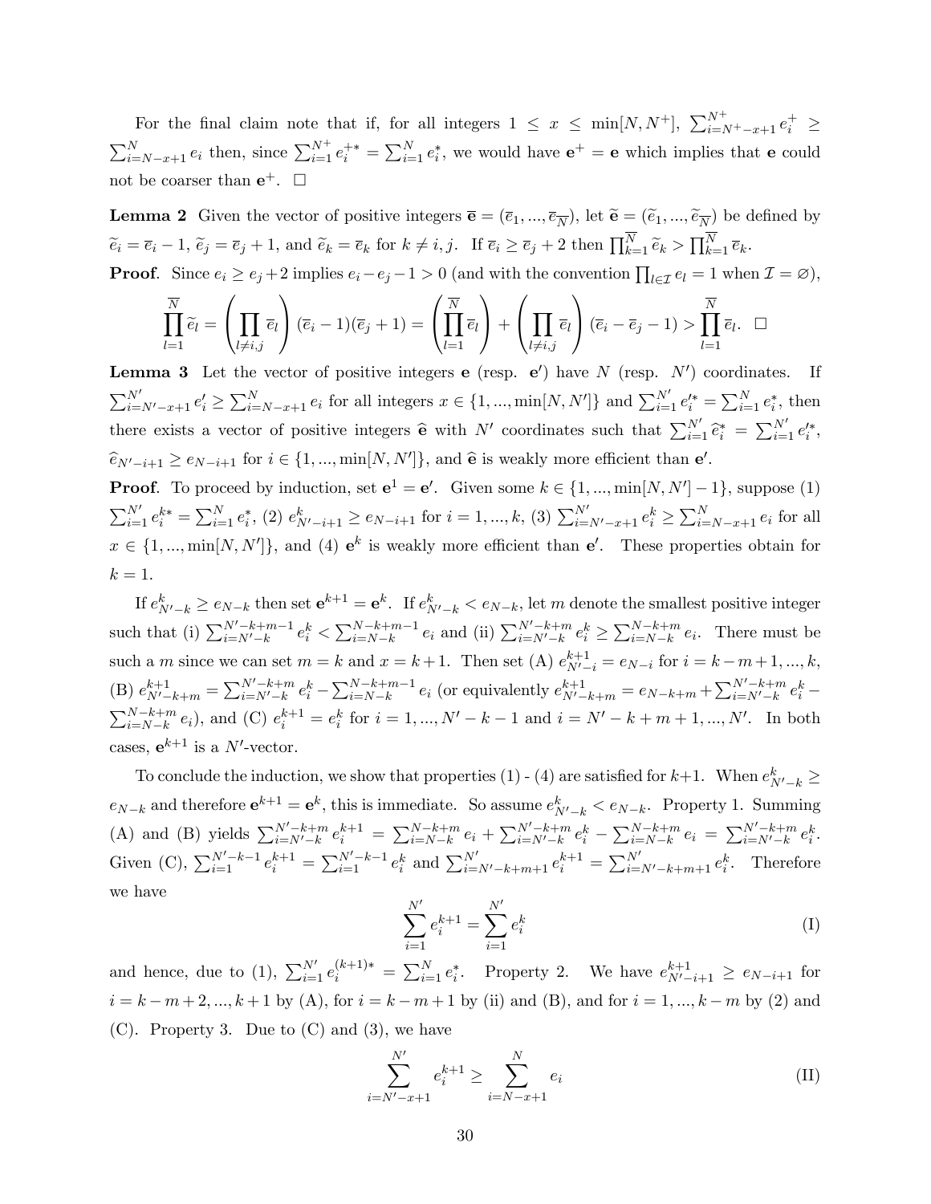For the final claim note that if, for all integers $1 \leq x \leq \min[N, N^+]$, $\sum_{i=N^+-x+1}^{N^+} e_i^+ \geq \sum_{i=N-x+1}^{N} e_i$ then, since $\sum_{i=1}^{N^+} e_i^{+*} = \sum_{i=1}^{N} e_i^*$, we would have $\mathbf{e}^+ = \mathbf{e}$ which implies that $\mathbf{e}$ could not be coarser than $\mathbf{e}^+$. $\square$

**Lemma 2** Given the vector of positive integers $\overline{\mathbf{e}} = (\overline{e}_1, ..., \overline{e}_{\overline{N}})$, let $\widetilde{\mathbf{e}} = (\widetilde{e}_1, ..., \widetilde{e}_{\overline{N}})$ be defined by $\widetilde{e}_i = \overline{e}_i - 1$, $\widetilde{e}_j = \overline{e}_j + 1$, and $\widetilde{e}_k = \overline{e}_k$ for $k \neq i, j$. If $\overline{e}_i \geq \overline{e}_j + 2$ then $\prod_{k=1}^{\overline{N}} \widetilde{e}_k > \prod_{k=1}^{\overline{N}} \overline{e}_k$.

**Proof**. Since $e_i \geq e_j + 2$ implies $e_i - e_j - 1 > 0$ (and with the convention $\prod_{l \in \mathcal{I}} e_l = 1$ when $\mathcal{I} = \varnothing$),

$$\prod_{l=1}^{\overline{N}} \widetilde{e}_l = \left( \prod_{l \neq i,j} \overline{e}_l \right) (\overline{e}_i - 1)(\overline{e}_j + 1) = \left( \prod_{l=1}^{\overline{N}} \overline{e}_l \right) + \left( \prod_{l \neq i,j} \overline{e}_l \right) (\overline{e}_i - \overline{e}_j - 1) > \prod_{l=1}^{\overline{N}} \overline{e}_l. \ \square$$

**Lemma 3** Let the vector of positive integers $\mathbf{e}$ (resp. $\mathbf{e}'$) have $N$ (resp. $N'$) coordinates. If $\sum_{i=N'-x+1}^{N'} e'_i \geq \sum_{i=N-x+1}^{N} e_i$ for all integers $x \in \{1, ..., \min[N, N']\}$ and $\sum_{i=1}^{N'} e_i'^* = \sum_{i=1}^{N} e_i^*$, then there exists a vector of positive integers $\widehat{\mathbf{e}}$ with $N'$ coordinates such that $\sum_{i=1}^{N'} \widehat{e}_i^* = \sum_{i=1}^{N'} e_i'^*$, $\widehat{e}_{N'-i+1} \geq e_{N-i+1}$ for $i \in \{1, ..., \min[N, N']\}$, and $\widehat{\mathbf{e}}$ is weakly more efficient than $\mathbf{e}'$.

**Proof**. To proceed by induction, set $\mathbf{e}^1 = \mathbf{e}'$. Given some $k \in \{1, ..., \min[N, N'] - 1\}$, suppose (1) $\sum_{i=1}^{N'} e_i^{k*} = \sum_{i=1}^{N} e_i^*$, (2) $e_{N'-i+1}^k \geq e_{N-i+1}$ for $i = 1, ..., k$, (3) $\sum_{i=N'-x+1}^{N'} e_i^k \geq \sum_{i=N-x+1}^{N} e_i$ for all $x \in \{1, ..., \min[N, N']\}$, and (4) $\mathbf{e}^k$ is weakly more efficient than $\mathbf{e}'$. These properties obtain for $k = 1$.

If $e_{N'-k}^k \geq e_{N-k}$ then set $\mathbf{e}^{k+1} = \mathbf{e}^k$. If $e_{N'-k}^k < e_{N-k}$, let $m$ denote the smallest positive integer such that (i) $\sum_{i=N'-k}^{N'-k+m-1} e_i^k < \sum_{i=N-k}^{N-k+m-1} e_i$ and (ii) $\sum_{i=N'-k}^{N'-k+m} e_i^k \geq \sum_{i=N-k}^{N-k+m} e_i$. There must be such a $m$ since we can set $m = k$ and $x = k+1$. Then set (A) $e_{N'-i}^{k+1} = e_{N-i}$ for $i = k-m+1, ..., k$, (B) $e_{N'-k+m}^{k+1} = \sum_{i=N'-k}^{N'-k+m} e_i^k - \sum_{i=N-k}^{N-k+m-1} e_i$ (or equivalently $e_{N'-k+m}^{k+1} = e_{N-k+m} + \sum_{i=N'-k}^{N'-k+m} e_i^k - \sum_{i=N-k}^{N-k+m} e_i$), and (C) $e_i^{k+1} = e_i^k$ for $i = 1, ..., N'-k-1$ and $i = N'-k+m+1, ..., N'$. In both cases, $\mathbf{e}^{k+1}$ is a $N'$-vector.

To conclude the induction, we show that properties (1) - (4) are satisfied for $k+1$. When $e_{N'-k}^k \geq e_{N-k}$ and therefore $\mathbf{e}^{k+1} = \mathbf{e}^k$, this is immediate. So assume $e_{N'-k}^k < e_{N-k}$. Property 1. Summing (A) and (B) yields $\sum_{i=N'-k}^{N'-k+m} e_i^{k+1} = \sum_{i=N-k}^{N-k+m} e_i + \sum_{i=N'-k}^{N'-k+m} e_i^k - \sum_{i=N-k}^{N-k+m} e_i = \sum_{i=N'-k}^{N'-k+m} e_i^k$. Given (C), $\sum_{i=1}^{N'-k-1} e_i^{k+1} = \sum_{i=1}^{N'-k-1} e_i^k$ and $\sum_{i=N'-k+m+1}^{N'} e_i^{k+1} = \sum_{i=N'-k+m+1}^{N'} e_i^k$. Therefore we have

$$\sum_{i=1}^{N'} e_i^{k+1} = \sum_{i=1}^{N'} e_i^k \tag{I}$$

and hence, due to (1), $\sum_{i=1}^{N'} e_i^{(k+1)*} = \sum_{i=1}^{N} e_i^*$. Property 2. We have $e_{N'-i+1}^{k+1} \geq e_{N-i+1}$ for $i = k-m+2, ..., k+1$ by (A), for $i = k-m+1$ by (ii) and (B), and for $i = 1, ..., k-m$ by (2) and (C). Property 3. Due to (C) and (3), we have

$$\sum_{i=N'-x+1}^{N'} e_i^{k+1} \geq \sum_{i=N-x+1}^{N} e_i \tag{II}$$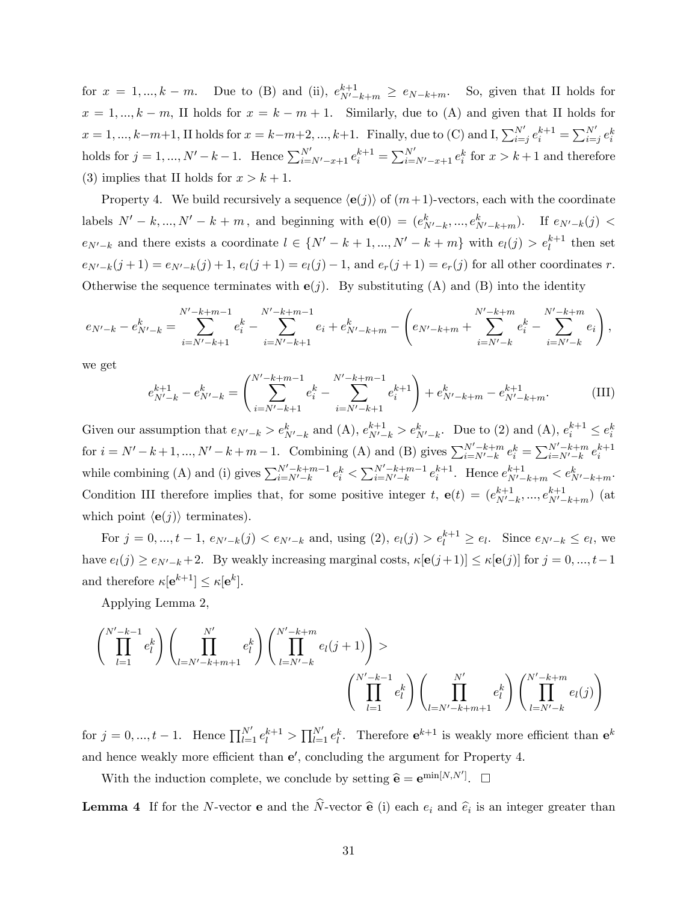for $x = 1, ..., k-m$. Due to (B) and (ii), $e^{k+1}_{N'-k+m} \geq e_{N-k+m}$. So, given that II holds for $x = 1, ..., k-m$, II holds for $x = k-m+1$. Similarly, due to (A) and given that II holds for $x = 1, ..., k-m+1$, II holds for $x = k-m+2, ..., k+1$. Finally, due to (C) and I, $\sum_{i=j}^{N'} e^{k+1}_i = \sum_{i=j}^{N'} e^k_i$ holds for $j = 1, ..., N'-k-1$. Hence $\sum_{i=N'-x+1}^{N'} e^{k+1}_i = \sum_{i=N'-x+1}^{N'} e^k_i$ for $x > k+1$ and therefore (3) implies that II holds for $x > k+1$.

Property 4. We build recursively a sequence $\langle \mathbf{e}(j) \rangle$ of $(m+1)$-vectors, each with the coordinate labels $N'-k, ..., N'-k+m$, and beginning with $\mathbf{e}(0) = (e^k_{N'-k}, ..., e^k_{N'-k+m})$. If $e_{N'-k}(j) < e_{N'-k}$ and there exists a coordinate $l \in \{N'-k+1, ..., N'-k+m\}$ with $e_l(j) > e^{k+1}_l$ then set $e_{N'-k}(j+1) = e_{N'-k}(j)+1$, $e_l(j+1) = e_l(j)-1$, and $e_r(j+1) = e_r(j)$ for all other coordinates $r$. Otherwise the sequence terminates with $\mathbf{e}(j)$. By substituting (A) and (B) into the identity

$$e_{N'-k} - e^k_{N'-k} = \sum_{i=N'-k+1}^{N'-k+m-1} e^k_i - \sum_{i=N'-k+1}^{N'-k+m-1} e_i + e^k_{N'-k+m} - \left( e_{N'-k+m} + \sum_{i=N'-k}^{N'-k+m} e^k_i - \sum_{i=N'-k}^{N'-k+m} e_i \right),$$

we get

$$e^{k+1}_{N'-k} - e^k_{N'-k} = \left( \sum_{i=N'-k+1}^{N'-k+m-1} e^k_i - \sum_{i=N'-k+1}^{N'-k+m-1} e^{k+1}_i \right) + e^k_{N'-k+m} - e^{k+1}_{N'-k+m}. \tag{III}$$

Given our assumption that $e_{N'-k} > e^k_{N'-k}$ and (A), $e^{k+1}_{N'-k} > e^k_{N'-k}$. Due to (2) and (A), $e^{k+1}_i \leq e^k_i$ for $i = N'-k+1, ..., N'-k+m-1$. Combining (A) and (B) gives $\sum_{i=N'-k}^{N'-k+m} e^k_i = \sum_{i=N'-k}^{N'-k+m} e^{k+1}_i$ while combining (A) and (i) gives $\sum_{i=N'-k}^{N'-k+m-1} e^k_i < \sum_{i=N'-k}^{N'-k+m-1} e^{k+1}_i$. Hence $e^{k+1}_{N'-k+m} < e^k_{N'-k+m}$. Condition III therefore implies that, for some positive integer $t$, $\mathbf{e}(t) = (e^{k+1}_{N'-k}, ..., e^{k+1}_{N'-k+m})$ (at which point $\langle \mathbf{e}(j) \rangle$ terminates).

For $j = 0, ..., t-1$, $e_{N'-k}(j) < e_{N'-k}$ and, using (2), $e_l(j) > e^{k+1}_l \geq e_l$. Since $e_{N'-k} \leq e_l$, we have $e_l(j) \geq e_{N'-k}+2$. By weakly increasing marginal costs, $\kappa[\mathbf{e}(j+1)] \leq \kappa[\mathbf{e}(j)]$ for $j = 0, ..., t-1$ and therefore $\kappa[\mathbf{e}^{k+1}] \leq \kappa[\mathbf{e}^k]$.

Applying Lemma 2,

$$\left( \prod_{l=1}^{N'-k-1} e^k_l \right) \left( \prod_{l=N'-k+m+1}^{N'} e^k_l \right) \left( \prod_{l=N'-k}^{N'-k+m} e_l(j+1) \right) >$$
$$\left( \prod_{l=1}^{N'-k-1} e^k_l \right) \left( \prod_{l=N'-k+m+1}^{N'} e^k_l \right) \left( \prod_{l=N'-k}^{N'-k+m} e_l(j) \right)$$

for $j = 0, ..., t-1$. Hence $\prod_{l=1}^{N'} e^{k+1}_l > \prod_{l=1}^{N'} e^k_l$. Therefore $\mathbf{e}^{k+1}$ is weakly more efficient than $\mathbf{e}^k$ and hence weakly more efficient than $\mathbf{e}'$, concluding the argument for Property 4.

With the induction complete, we conclude by setting $\widehat{\mathbf{e}} = \mathbf{e}^{\min[N,N']}$. $\square$

**Lemma 4** If for the $N$-vector $\mathbf{e}$ and the $\widehat{N}$-vector $\widehat{\mathbf{e}}$ (i) each $e_i$ and $\widehat{e}_i$ is an integer greater than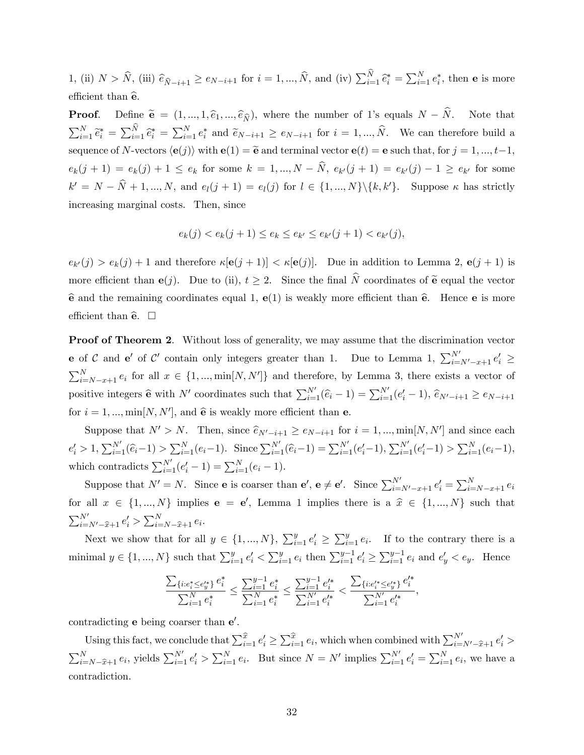1, (ii) $N > \widehat{N}$, (iii) $\widehat{e}_{\widehat{N}-i+1} \geq e_{N-i+1}$ for $i = 1, ..., \widehat{N}$, and (iv) $\sum_{i=1}^{\widehat{N}} \widehat{e}_i^* = \sum_{i=1}^{N} e_i^*$, then $\mathbf{e}$ is more efficient than $\widehat{\mathbf{e}}$.

**Proof**. Define $\widetilde{\mathbf{e}} = (1, ..., 1, \widehat{e}_1, ..., \widehat{e}_{\widehat{N}})$, where the number of 1's equals $N - \widehat{N}$. Note that $\sum_{i=1}^{N} \widetilde{e}_i^* = \sum_{i=1}^{\widehat{N}} \widehat{e}_i^* = \sum_{i=1}^{N} e_i^*$ and $\widetilde{e}_{N-i+1} \geq e_{N-i+1}$ for $i = 1, ..., \widehat{N}$. We can therefore build a sequence of $N$-vectors $\langle \mathbf{e}(j) \rangle$ with $\mathbf{e}(1) = \widetilde{\mathbf{e}}$ and terminal vector $\mathbf{e}(t) = \mathbf{e}$ such that, for $j = 1, ..., t-1$, $e_k(j+1) = e_k(j) + 1 \leq e_k$ for some $k = 1, ..., N - \widehat{N}$, $e_{k'}(j+1) = e_{k'}(j) - 1 \geq e_{k'}$ for some $k' = N - \widehat{N} + 1, ..., N$, and $e_l(j+1) = e_l(j)$ for $l \in \{1, ..., N\} \backslash \{k, k'\}$. Suppose $\kappa$ has strictly increasing marginal costs. Then, since

$$e_k(j) < e_k(j+1) \leq e_k \leq e_{k'} \leq e_{k'}(j+1) < e_{k'}(j),$$

$e_{k'}(j) > e_k(j) + 1$ and therefore $\kappa[\mathbf{e}(j+1)] < \kappa[\mathbf{e}(j)]$. Due in addition to Lemma 2, $\mathbf{e}(j+1)$ is more efficient than $\mathbf{e}(j)$. Due to (ii), $t \geq 2$. Since the final $\widehat{N}$ coordinates of $\widetilde{\mathbf{e}}$ equal the vector $\widehat{\mathbf{e}}$ and the remaining coordinates equal 1, $\mathbf{e}(1)$ is weakly more efficient than $\widehat{\mathbf{e}}$. Hence $\mathbf{e}$ is more efficient than $\widehat{\mathbf{e}}$. $\square$

**Proof of Theorem 2**. Without loss of generality, we may assume that the discrimination vector $\mathbf{e}$ of $\mathcal{C}$ and $\mathbf{e}'$ of $\mathcal{C}'$ contain only integers greater than 1. Due to Lemma 1, $\sum_{i=N'-x+1}^{N'} e_i' \geq \sum_{i=N-x+1}^{N} e_i$ for all $x \in \{1, ..., \min[N, N']\}$ and therefore, by Lemma 3, there exists a vector of positive integers $\widehat{\mathbf{e}}$ with $N'$ coordinates such that $\sum_{i=1}^{N'}(\widehat{e}_i - 1) = \sum_{i=1}^{N'}(e_i' - 1)$, $\widehat{e}_{N'-i+1} \geq e_{N-i+1}$ for $i = 1, ..., \min[N, N']$, and $\widehat{\mathbf{e}}$ is weakly more efficient than $\mathbf{e}$.

Suppose that $N' > N$. Then, since $\widehat{e}_{N'-i+1} \geq e_{N-i+1}$ for $i = 1, ..., \min[N, N']$ and since each $e_i' > 1$, $\sum_{i=1}^{N'}(\widehat{e}_i - 1) > \sum_{i=1}^{N}(e_i - 1)$. Since $\sum_{i=1}^{N'}(\widehat{e}_i - 1) = \sum_{i=1}^{N'}(e_i' - 1)$, $\sum_{i=1}^{N'}(e_i' - 1) > \sum_{i=1}^{N}(e_i - 1)$, which contradicts $\sum_{i=1}^{N'}(e_i' - 1) = \sum_{i=1}^{N}(e_i - 1)$.

Suppose that $N' = N$. Since $\mathbf{e}$ is coarser than $\mathbf{e}'$, $\mathbf{e} \neq \mathbf{e}'$. Since $\sum_{i=N'-x+1}^{N'} e_i' = \sum_{i=N-x+1}^{N} e_i$ for all $x \in \{1, ..., N\}$ implies $\mathbf{e} = \mathbf{e}'$, Lemma 1 implies there is a $\widehat{x} \in \{1, ..., N\}$ such that $\sum_{i=N'-\widehat{x}+1}^{N'} e_i' > \sum_{i=N-\widehat{x}+1}^{N} e_i$.

Next we show that for all $y \in \{1, ..., N\}$, $\sum_{i=1}^{y} e_i' \geq \sum_{i=1}^{y} e_i$. If to the contrary there is a minimal $y \in \{1, ..., N\}$ such that $\sum_{i=1}^{y} e_i' < \sum_{i=1}^{y} e_i$ then $\sum_{i=1}^{y-1} e_i' \geq \sum_{i=1}^{y-1} e_i$ and $e_y' < e_y$. Hence

$$\frac{\sum_{\{i: e_i^* \leq e_y'^*\}} e_i^*}{\sum_{i=1}^{N} e_i^*} \leq \frac{\sum_{i=1}^{y-1} e_i^*}{\sum_{i=1}^{N} e_i^*} \leq \frac{\sum_{i=1}^{y-1} e_i'^*}{\sum_{i=1}^{N'} e_i'^*} < \frac{\sum_{\{i: e_i'^* \leq e_y'^*\}} e_i'^*}{\sum_{i=1}^{N'} e_i'^*},$$

contradicting $\mathbf{e}$ being coarser than $\mathbf{e}'$.

Using this fact, we conclude that $\sum_{i=1}^{\widehat{x}} e_i' \geq \sum_{i=1}^{\widehat{x}} e_i$, which when combined with $\sum_{i=N'-\widehat{x}+1}^{N'} e_i' > \sum_{i=N-\widehat{x}+1}^{N} e_i$, yields $\sum_{i=1}^{N'} e_i' > \sum_{i=1}^{N} e_i$. But since $N = N'$ implies $\sum_{i=1}^{N'} e_i' = \sum_{i=1}^{N} e_i$, we have a contradiction.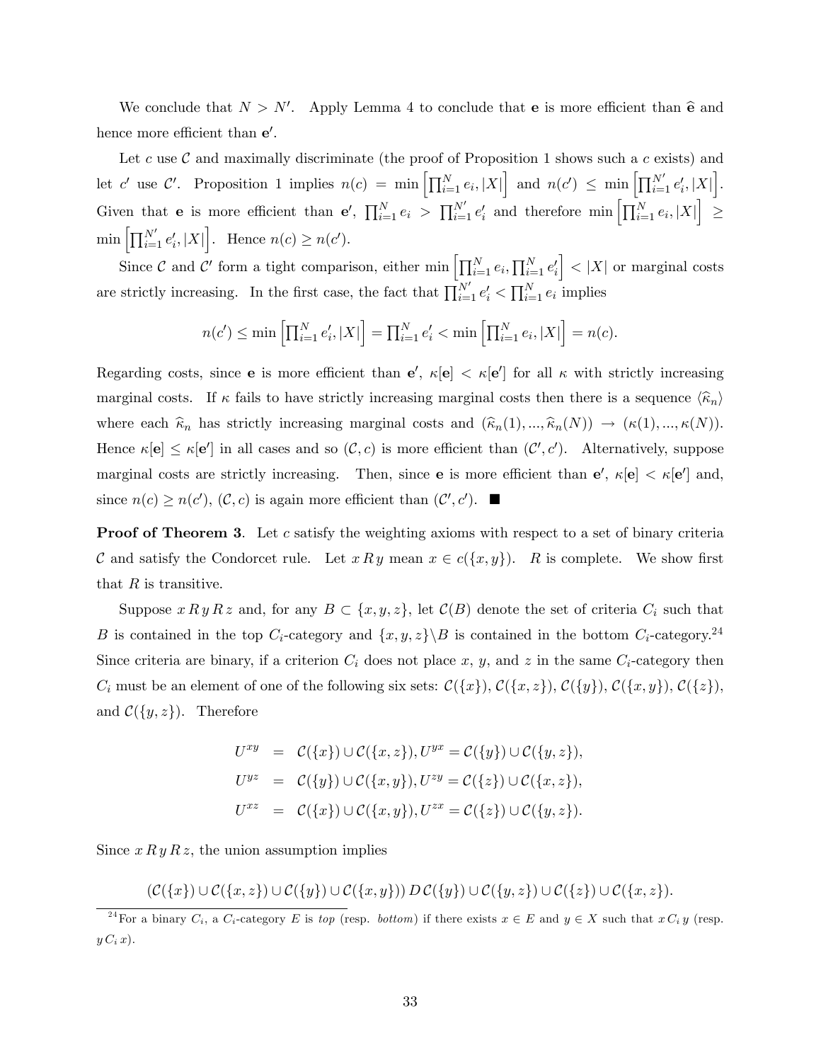We conclude that $N > N'$. Apply Lemma 4 to conclude that $\mathbf{e}$ is more efficient than $\widehat{\mathbf{e}}$ and hence more efficient than $\mathbf{e}'$.

Let $c$ use $\mathcal{C}$ and maximally discriminate (the proof of Proposition 1 shows such a $c$ exists) and let $c'$ use $\mathcal{C}'$. Proposition 1 implies $n(c) = \min\left[\prod_{i=1}^{N} e_i, |X|\right]$ and $n(c') \leq \min\left[\prod_{i=1}^{N'} e_i', |X|\right]$. Given that $\mathbf{e}$ is more efficient than $\mathbf{e}'$, $\prod_{i=1}^{N} e_i > \prod_{i=1}^{N'} e_i'$ and therefore $\min\left[\prod_{i=1}^{N} e_i, |X|\right] \geq \min\left[\prod_{i=1}^{N'} e_i', |X|\right]$. Hence $n(c) \geq n(c')$.

Since $\mathcal{C}$ and $\mathcal{C}'$ form a tight comparison, either $\min\left[\prod_{i=1}^{N} e_i, \prod_{i=1}^{N} e_i'\right] < |X|$ or marginal costs are strictly increasing. In the first case, the fact that $\prod_{i=1}^{N'} e_i' < \prod_{i=1}^{N} e_i$ implies

$$n(c') \leq \min\left[\textstyle\prod_{i=1}^{N} e_i', |X|\right] = \textstyle\prod_{i=1}^{N} e_i' < \min\left[\textstyle\prod_{i=1}^{N} e_i, |X|\right] = n(c).$$

Regarding costs, since $\mathbf{e}$ is more efficient than $\mathbf{e}'$, $\kappa[\mathbf{e}] < \kappa[\mathbf{e}']$ for all $\kappa$ with strictly increasing marginal costs. If $\kappa$ fails to have strictly increasing marginal costs then there is a sequence $\langle \widehat{\kappa}_n \rangle$ where each $\widehat{\kappa}_n$ has strictly increasing marginal costs and $(\widehat{\kappa}_n(1), ..., \widehat{\kappa}_n(N)) \to (\kappa(1), ..., \kappa(N))$. Hence $\kappa[\mathbf{e}] \leq \kappa[\mathbf{e}']$ in all cases and so $(\mathcal{C}, c)$ is more efficient than $(\mathcal{C}', c')$. Alternatively, suppose marginal costs are strictly increasing. Then, since $\mathbf{e}$ is more efficient than $\mathbf{e}'$, $\kappa[\mathbf{e}] < \kappa[\mathbf{e}']$ and, since $n(c) \geq n(c')$, $(\mathcal{C}, c)$ is again more efficient than $(\mathcal{C}', c')$. ■

**Proof of Theorem 3**. Let $c$ satisfy the weighting axioms with respect to a set of binary criteria $\mathcal{C}$ and satisfy the Condorcet rule. Let $x\, R\, y$ mean $x \in c(\{x, y\})$. $R$ is complete. We show first that $R$ is transitive.

Suppose $x\, R\, y\, R\, z$ and, for any $B \subset \{x, y, z\}$, let $\mathcal{C}(B)$ denote the set of criteria $C_i$ such that $B$ is contained in the top $C_i$-category and $\{x, y, z\}\backslash B$ is contained in the bottom $C_i$-category.[24] Since criteria are binary, if a criterion $C_i$ does not place $x$, $y$, and $z$ in the same $C_i$-category then $C_i$ must be an element of one of the following six sets: $\mathcal{C}(\{x\})$, $\mathcal{C}(\{x, z\})$, $\mathcal{C}(\{y\})$, $\mathcal{C}(\{x, y\})$, $\mathcal{C}(\{z\})$, and $\mathcal{C}(\{y, z\})$. Therefore

$$\begin{aligned}
U^{xy} &= \mathcal{C}(\{x\}) \cup \mathcal{C}(\{x, z\}), U^{yx} = \mathcal{C}(\{y\}) \cup \mathcal{C}(\{y, z\}), \\
U^{yz} &= \mathcal{C}(\{y\}) \cup \mathcal{C}(\{x, y\}), U^{zy} = \mathcal{C}(\{z\}) \cup \mathcal{C}(\{x, z\}), \\
U^{xz} &= \mathcal{C}(\{x\}) \cup \mathcal{C}(\{x, y\}), U^{zx} = \mathcal{C}(\{z\}) \cup \mathcal{C}(\{y, z\}).
\end{aligned}$$

Since $x\, R\, y\, R\, z$, the union assumption implies

$$(\mathcal{C}(\{x\}) \cup \mathcal{C}(\{x, z\}) \cup \mathcal{C}(\{y\}) \cup \mathcal{C}(\{x, y\}))\, D\, \mathcal{C}(\{y\}) \cup \mathcal{C}(\{y, z\}) \cup \mathcal{C}(\{z\}) \cup \mathcal{C}(\{x, z\}).$$

[24] For a binary $C_i$, a $C_i$-category $E$ is *top* (resp. *bottom*) if there exists $x \in E$ and $y \in X$ such that $x\, C_i\, y$ (resp. $y\, C_i\, x$).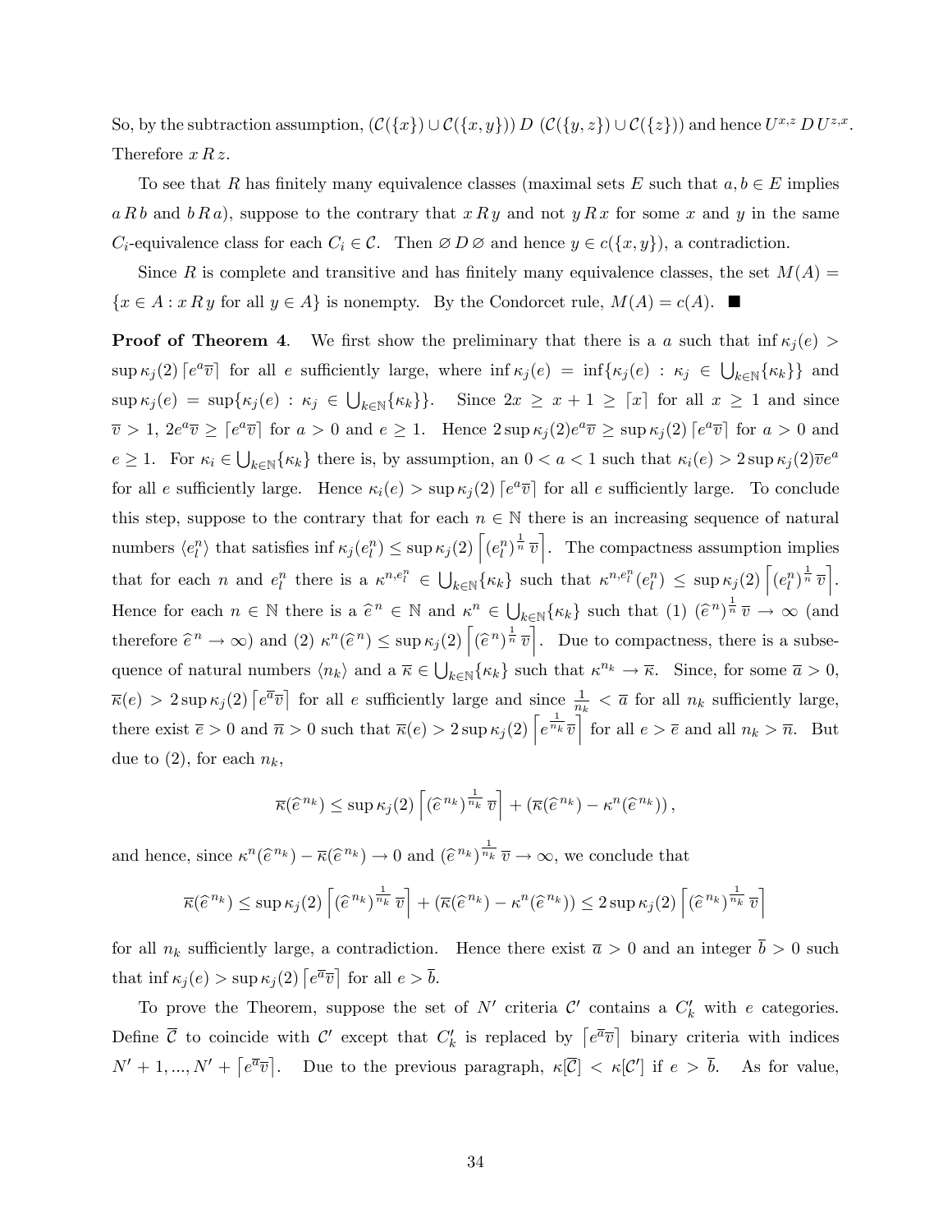So, by the subtraction assumption, $(\mathcal{C}(\{x\}) \cup \mathcal{C}(\{x,y\}))\, D\, (\mathcal{C}(\{y,z\}) \cup \mathcal{C}(\{z\}))$ and hence $U^{x,z}\, D\, U^{z,x}$. Therefore $x\, R\, z$.

To see that $R$ has finitely many equivalence classes (maximal sets $E$ such that $a, b \in E$ implies $a\, R\, b$ and $b\, R\, a$), suppose to the contrary that $x\, R\, y$ and not $y\, R\, x$ for some $x$ and $y$ in the same $C_i$-equivalence class for each $C_i \in \mathcal{C}$. Then $\varnothing\, D\, \varnothing$ and hence $y \in c(\{x, y\})$, a contradiction.

Since $R$ is complete and transitive and has finitely many equivalence classes, the set $M(A) = \{x \in A : x\, R\, y \text{ for all } y \in A\}$ is nonempty. By the Condorcet rule, $M(A) = c(A)$. ■

**Proof of Theorem 4.** We first show the preliminary that there is a $a$ such that $\inf \kappa_j(e) > \sup \kappa_j(2) \lceil e^a \overline{v} \rceil$ for all $e$ sufficiently large, where $\inf \kappa_j(e) = \inf\{\kappa_j(e) : \kappa_j \in \bigcup_{k \in \mathbb{N}}\{\kappa_k\}\}$ and $\sup \kappa_j(e) = \sup\{\kappa_j(e) : \kappa_j \in \bigcup_{k \in \mathbb{N}}\{\kappa_k\}\}$. Since $2x \geq x + 1 \geq \lceil x \rceil$ for all $x \geq 1$ and since $\overline{v} > 1$, $2e^a \overline{v} \geq \lceil e^a \overline{v} \rceil$ for $a > 0$ and $e \geq 1$. Hence $2 \sup \kappa_j(2) e^a \overline{v} \geq \sup \kappa_j(2) \lceil e^a \overline{v} \rceil$ for $a > 0$ and $e \geq 1$. For $\kappa_i \in \bigcup_{k \in \mathbb{N}}\{\kappa_k\}$ there is, by assumption, an $0 < a < 1$ such that $\kappa_i(e) > 2 \sup \kappa_j(2) \overline{v} e^a$ for all $e$ sufficiently large. Hence $\kappa_i(e) > \sup \kappa_j(2) \lceil e^a \overline{v} \rceil$ for all $e$ sufficiently large. To conclude this step, suppose to the contrary that for each $n \in \mathbb{N}$ there is an increasing sequence of natural numbers $\langle e_l^n \rangle$ that satisfies $\inf \kappa_j(e_l^n) \leq \sup \kappa_j(2) \left\lceil (e_l^n)^{\frac{1}{n}}\, \overline{v} \right\rceil$. The compactness assumption implies that for each $n$ and $e_l^n$ there is a $\kappa^{n, e_l^n} \in \bigcup_{k \in \mathbb{N}}\{\kappa_k\}$ such that $\kappa^{n, e_l^n}(e_l^n) \leq \sup \kappa_j(2) \left\lceil (e_l^n)^{\frac{1}{n}}\, \overline{v} \right\rceil$. Hence for each $n \in \mathbb{N}$ there is a $\widehat{e}^{\,n} \in \mathbb{N}$ and $\kappa^n \in \bigcup_{k \in \mathbb{N}}\{\kappa_k\}$ such that (1) $(\widehat{e}^{\,n})^{\frac{1}{n}}\, \overline{v} \to \infty$ (and therefore $\widehat{e}^{\,n} \to \infty$) and (2) $\kappa^n(\widehat{e}^{\,n}) \leq \sup \kappa_j(2) \left\lceil (\widehat{e}^{\,n})^{\frac{1}{n}}\, \overline{v} \right\rceil$. Due to compactness, there is a subsequence of natural numbers $\langle n_k \rangle$ and a $\overline{\kappa} \in \bigcup_{k \in \mathbb{N}}\{\kappa_k\}$ such that $\kappa^{n_k} \to \overline{\kappa}$. Since, for some $\overline{a} > 0$, $\overline{\kappa}(e) > 2 \sup \kappa_j(2) \lceil e^{\overline{a}} \overline{v} \rceil$ for all $e$ sufficiently large and since $\frac{1}{n_k} < \overline{a}$ for all $n_k$ sufficiently large, there exist $\overline{e} > 0$ and $\overline{n} > 0$ such that $\overline{\kappa}(e) > 2 \sup \kappa_j(2) \left\lceil e^{\frac{1}{n_k}} \overline{v} \right\rceil$ for all $e > \overline{e}$ and all $n_k > \overline{n}$. But due to (2), for each $n_k$,

$$\overline{\kappa}(\widehat{e}^{\,n_k}) \leq \sup \kappa_j(2) \left\lceil (\widehat{e}^{\,n_k})^{\frac{1}{n_k}}\, \overline{v} \right\rceil + \left(\overline{\kappa}(\widehat{e}^{\,n_k}) - \kappa^n(\widehat{e}^{\,n_k})\right),$$

and hence, since $\kappa^n(\widehat{e}^{\,n_k}) - \overline{\kappa}(\widehat{e}^{\,n_k}) \to 0$ and $(\widehat{e}^{\,n_k})^{\frac{1}{n_k}}\, \overline{v} \to \infty$, we conclude that

$$\overline{\kappa}(\widehat{e}^{\,n_k}) \leq \sup \kappa_j(2) \left\lceil (\widehat{e}^{\,n_k})^{\frac{1}{n_k}}\, \overline{v} \right\rceil + \left(\overline{\kappa}(\widehat{e}^{\,n_k}) - \kappa^n(\widehat{e}^{\,n_k})\right) \leq 2 \sup \kappa_j(2) \left\lceil (\widehat{e}^{\,n_k})^{\frac{1}{n_k}}\, \overline{v} \right\rceil$$

for all $n_k$ sufficiently large, a contradiction. Hence there exist $\overline{a} > 0$ and an integer $\overline{b} > 0$ such that $\inf \kappa_j(e) > \sup \kappa_j(2) \lceil e^{\overline{a}} \overline{v} \rceil$ for all $e > \overline{b}$.

To prove the Theorem, suppose the set of $N'$ criteria $\mathcal{C}'$ contains a $C_k'$ with $e$ categories. Define $\overline{\mathcal{C}}$ to coincide with $\mathcal{C}'$ except that $C_k'$ is replaced by $\lceil e^{\overline{a}} \overline{v} \rceil$ binary criteria with indices $N' + 1, ..., N' + \lceil e^{\overline{a}} \overline{v} \rceil$. Due to the previous paragraph, $\kappa[\overline{\mathcal{C}}] < \kappa[\mathcal{C}']$ if $e > \overline{b}$. As for value,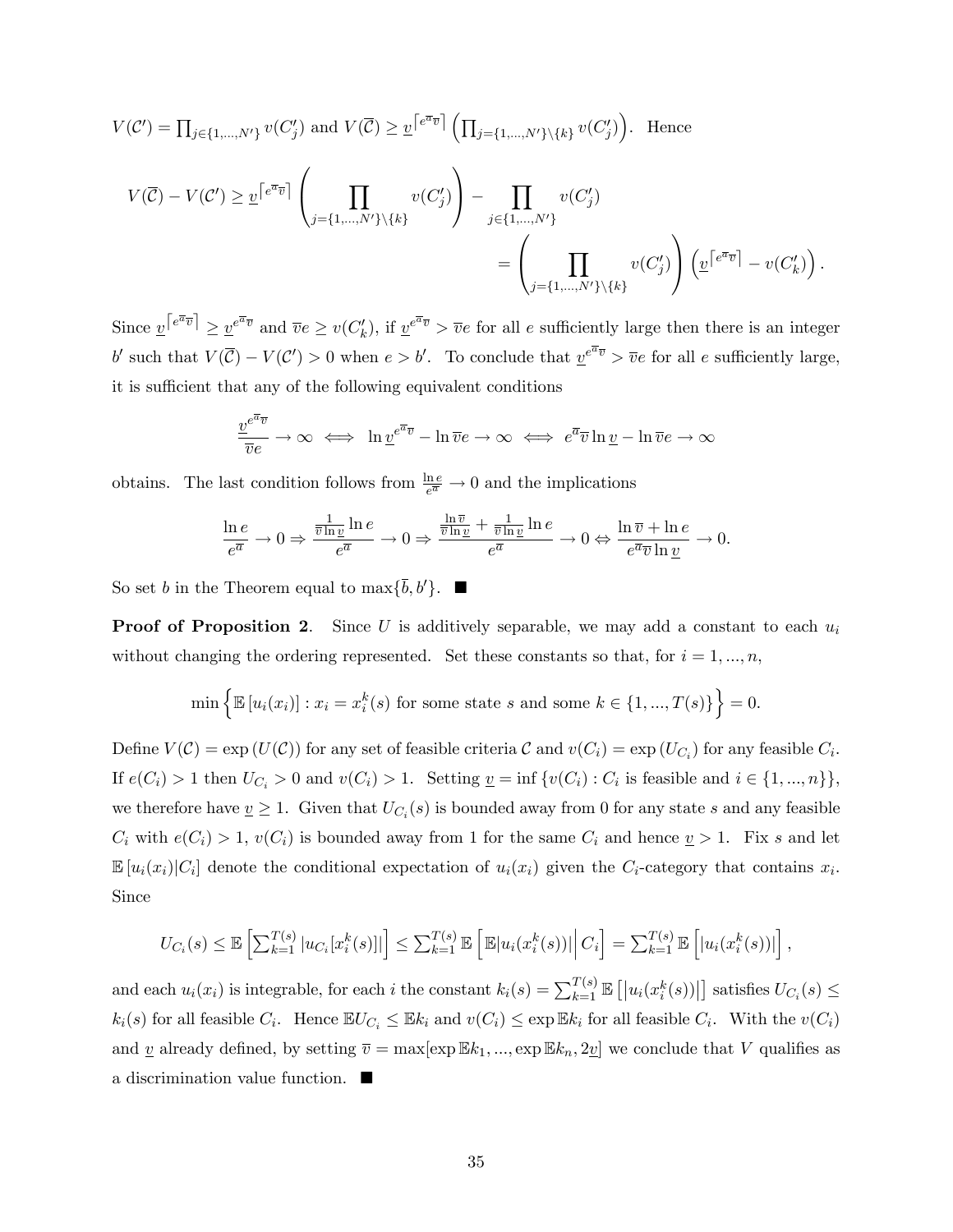$V(\mathcal{C}') = \prod_{j\in\{1,...,N'\}} v(C'_j)$ and $V(\overline{\mathcal{C}}) \geq \underline{v}^{\lceil e^{\overline{a}}\overline{v}\rceil}\left(\prod_{j=\{1,...,N'\}\setminus\{k\}} v(C'_j)\right)$. Hence

$$
\begin{aligned}
V(\overline{\mathcal{C}}) - V(\mathcal{C}') &\geq \underline{v}^{\lceil e^{\overline{a}}\overline{v}\rceil}\left(\prod_{j=\{1,...,N'\}\setminus\{k\}} v(C'_j)\right) - \prod_{j\in\{1,...,N'\}} v(C'_j) \\
&= \left(\prod_{j=\{1,...,N'\}\setminus\{k\}} v(C'_j)\right)\left(\underline{v}^{\lceil e^{\overline{a}}\overline{v}\rceil} - v(C'_k)\right).
\end{aligned}
$$

Since $\underline{v}^{\lceil e^{\overline{a}}\overline{v}\rceil} \geq \underline{v}^{e^{\overline{a}}\overline{v}}$ and $\overline{v}e \geq v(C'_k)$, if $\underline{v}^{e^{\overline{a}}\overline{v}} > \overline{v}e$ for all $e$ sufficiently large then there is an integer $b'$ such that $V(\overline{\mathcal{C}}) - V(\mathcal{C}') > 0$ when $e > b'$. To conclude that $\underline{v}^{e^{\overline{a}}\overline{v}} > \overline{v}e$ for all $e$ sufficiently large, it is sufficient that any of the following equivalent conditions

$$
\frac{\underline{v}^{e^{\overline{a}}\overline{v}}}{\overline{v}e} \to \infty \iff \ln \underline{v}^{e^{\overline{a}}\overline{v}} - \ln \overline{v}e \to \infty \iff e^{\overline{a}}\overline{v}\ln \underline{v} - \ln \overline{v}e \to \infty
$$

obtains. The last condition follows from $\frac{\ln e}{e^{\overline{a}}} \to 0$ and the implications

$$
\frac{\ln e}{e^{\overline{a}}} \to 0 \Rightarrow \frac{\frac{1}{\overline{v}\ln \underline{v}}\ln e}{e^{\overline{a}}} \to 0 \Rightarrow \frac{\frac{\ln \overline{v}}{\overline{v}\ln \underline{v}} + \frac{1}{\overline{v}\ln \underline{v}}\ln e}{e^{\overline{a}}} \to 0 \Leftrightarrow \frac{\ln \overline{v} + \ln e}{e^{\overline{a}}\overline{v}\ln \underline{v}} \to 0.
$$

So set $b$ in the Theorem equal to $\max\{\overline{b}, b'\}$. ■

**Proof of Proposition 2**. Since $U$ is additively separable, we may add a constant to each $u_i$ without changing the ordering represented. Set these constants so that, for $i = 1, ..., n$,

$$
\min\left\{\mathbb{E}\left[u_i(x_i)\right] : x_i = x_i^k(s) \text{ for some state } s \text{ and some } k \in \{1, ..., T(s)\}\right\} = 0.
$$

Define $V(\mathcal{C}) = \exp\left(U(\mathcal{C})\right)$ for any set of feasible criteria $\mathcal{C}$ and $v(C_i) = \exp\left(U_{C_i}\right)$ for any feasible $C_i$. If $e(C_i) > 1$ then $U_{C_i} > 0$ and $v(C_i) > 1$. Setting $\underline{v} = \inf\left\{v(C_i) : C_i \text{ is feasible and } i \in \{1, ..., n\}\right\}$, we therefore have $\underline{v} \geq 1$. Given that $U_{C_i}(s)$ is bounded away from 0 for any state $s$ and any feasible $C_i$ with $e(C_i) > 1$, $v(C_i)$ is bounded away from 1 for the same $C_i$ and hence $\underline{v} > 1$. Fix $s$ and let $\mathbb{E}\left[u_i(x_i)|C_i\right]$ denote the conditional expectation of $u_i(x_i)$ given the $C_i$-category that contains $x_i$. Since

$$
U_{C_i}(s) \leq \mathbb{E}\left[\sum_{k=1}^{T(s)} |u_{C_i}[x_i^k(s)]|\right] \leq \sum_{k=1}^{T(s)} \mathbb{E}\left[\mathbb{E}|u_i(x_i^k(s))|\,\Big|\, C_i\right] = \sum_{k=1}^{T(s)} \mathbb{E}\left[|u_i(x_i^k(s))|\right],
$$

and each $u_i(x_i)$ is integrable, for each $i$ the constant $k_i(s) = \sum_{k=1}^{T(s)} \mathbb{E}\left[|u_i(x_i^k(s))|\right]$ satisfies $U_{C_i}(s) \leq k_i(s)$ for all feasible $C_i$. Hence $\mathbb{E}U_{C_i} \leq \mathbb{E}k_i$ and $v(C_i) \leq \exp \mathbb{E}k_i$ for all feasible $C_i$. With the $v(C_i)$ and $\underline{v}$ already defined, by setting $\overline{v} = \max[\exp \mathbb{E}k_1, ..., \exp \mathbb{E}k_n, 2\underline{v}]$ we conclude that $V$ qualifies as a discrimination value function. ■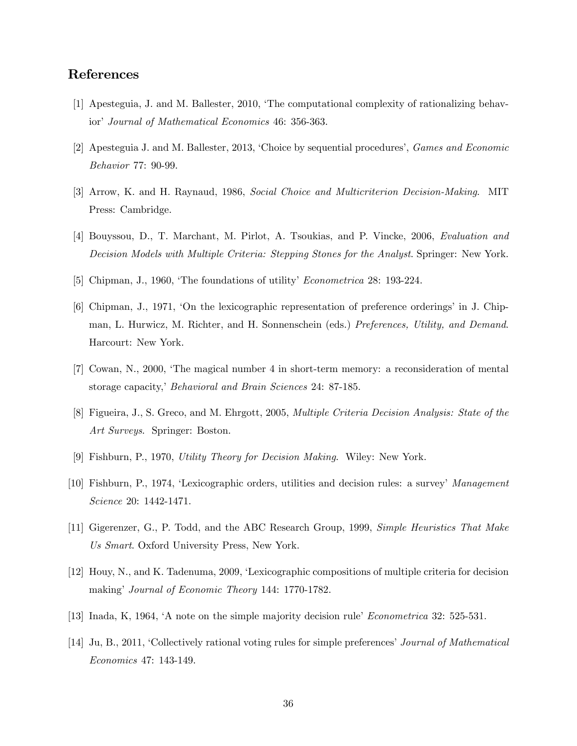## References

[1] Apesteguia, J. and M. Ballester, 2010, 'The computational complexity of rationalizing behavior' *Journal of Mathematical Economics* 46: 356-363.

[2] Apesteguia J. and M. Ballester, 2013, 'Choice by sequential procedures', *Games and Economic Behavior* 77: 90-99.

[3] Arrow, K. and H. Raynaud, 1986, *Social Choice and Multicriterion Decision-Making*. MIT Press: Cambridge.

[4] Bouyssou, D., T. Marchant, M. Pirlot, A. Tsoukias, and P. Vincke, 2006, *Evaluation and Decision Models with Multiple Criteria: Stepping Stones for the Analyst*. Springer: New York.

[5] Chipman, J., 1960, 'The foundations of utility' *Econometrica* 28: 193-224.

[6] Chipman, J., 1971, 'On the lexicographic representation of preference orderings' in J. Chipman, L. Hurwicz, M. Richter, and H. Sonnenschein (eds.) *Preferences, Utility, and Demand*. Harcourt: New York.

[7] Cowan, N., 2000, 'The magical number 4 in short-term memory: a reconsideration of mental storage capacity,' *Behavioral and Brain Sciences* 24: 87-185.

[8] Figueira, J., S. Greco, and M. Ehrgott, 2005, *Multiple Criteria Decision Analysis: State of the Art Surveys*. Springer: Boston.

[9] Fishburn, P., 1970, *Utility Theory for Decision Making*. Wiley: New York.

[10] Fishburn, P., 1974, 'Lexicographic orders, utilities and decision rules: a survey' *Management Science* 20: 1442-1471.

[11] Gigerenzer, G., P. Todd, and the ABC Research Group, 1999, *Simple Heuristics That Make Us Smart*. Oxford University Press, New York.

[12] Houy, N., and K. Tadenuma, 2009, 'Lexicographic compositions of multiple criteria for decision making' *Journal of Economic Theory* 144: 1770-1782.

[13] Inada, K, 1964, 'A note on the simple majority decision rule' *Econometrica* 32: 525-531.

[14] Ju, B., 2011, 'Collectively rational voting rules for simple preferences' *Journal of Mathematical Economics* 47: 143-149.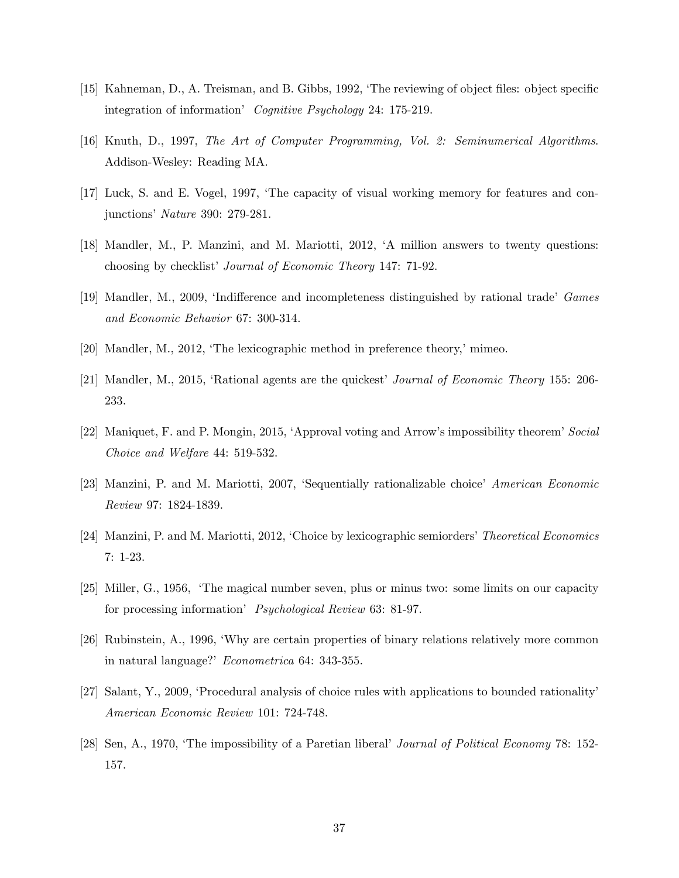[15] Kahneman, D., A. Treisman, and B. Gibbs, 1992, 'The reviewing of object files: object specific integration of information' *Cognitive Psychology* 24: 175-219.

[16] Knuth, D., 1997, *The Art of Computer Programming, Vol. 2: Seminumerical Algorithms*. Addison-Wesley: Reading MA.

[17] Luck, S. and E. Vogel, 1997, 'The capacity of visual working memory for features and conjunctions' *Nature* 390: 279-281.

[18] Mandler, M., P. Manzini, and M. Mariotti, 2012, 'A million answers to twenty questions: choosing by checklist' *Journal of Economic Theory* 147: 71-92.

[19] Mandler, M., 2009, 'Indifference and incompleteness distinguished by rational trade' *Games and Economic Behavior* 67: 300-314.

[20] Mandler, M., 2012, 'The lexicographic method in preference theory,' mimeo.

[21] Mandler, M., 2015, 'Rational agents are the quickest' *Journal of Economic Theory* 155: 206-233.

[22] Maniquet, F. and P. Mongin, 2015, 'Approval voting and Arrow's impossibility theorem' *Social Choice and Welfare* 44: 519-532.

[23] Manzini, P. and M. Mariotti, 2007, 'Sequentially rationalizable choice' *American Economic Review* 97: 1824-1839.

[24] Manzini, P. and M. Mariotti, 2012, 'Choice by lexicographic semiorders' *Theoretical Economics* 7: 1-23.

[25] Miller, G., 1956, 'The magical number seven, plus or minus two: some limits on our capacity for processing information' *Psychological Review* 63: 81-97.

[26] Rubinstein, A., 1996, 'Why are certain properties of binary relations relatively more common in natural language?' *Econometrica* 64: 343-355.

[27] Salant, Y., 2009, 'Procedural analysis of choice rules with applications to bounded rationality' *American Economic Review* 101: 724-748.

[28] Sen, A., 1970, 'The impossibility of a Paretian liberal' *Journal of Political Economy* 78: 152-157.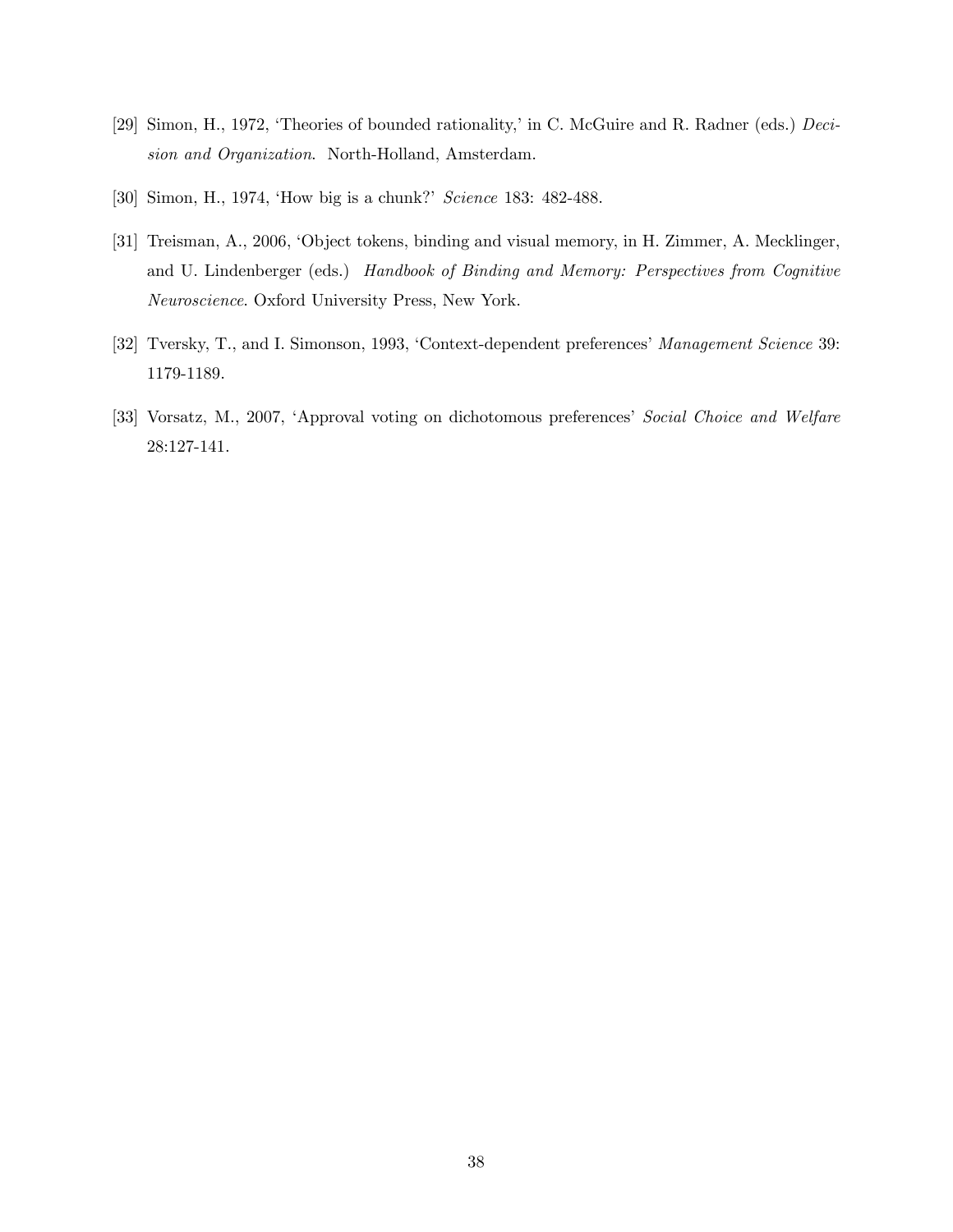[29] Simon, H., 1972, 'Theories of bounded rationality,' in C. McGuire and R. Radner (eds.) *Decision and Organization*. North-Holland, Amsterdam.

[30] Simon, H., 1974, 'How big is a chunk?' *Science* 183: 482-488.

[31] Treisman, A., 2006, 'Object tokens, binding and visual memory, in H. Zimmer, A. Mecklinger, and U. Lindenberger (eds.) *Handbook of Binding and Memory: Perspectives from Cognitive Neuroscience*. Oxford University Press, New York.

[32] Tversky, T., and I. Simonson, 1993, 'Context-dependent preferences' *Management Science* 39: 1179-1189.

[33] Vorsatz, M., 2007, 'Approval voting on dichotomous preferences' *Social Choice and Welfare* 28:127-141.